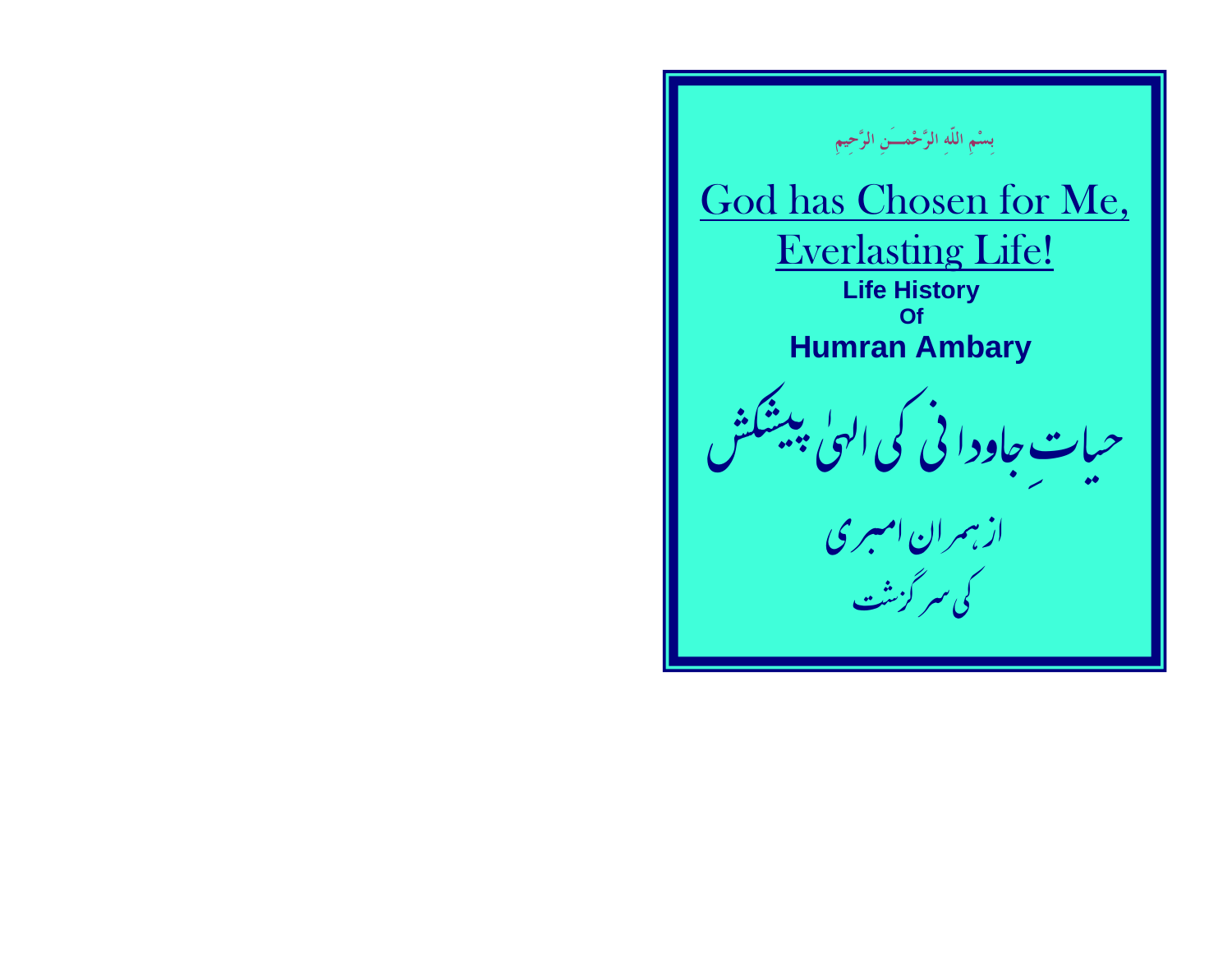بِسْمِ اللّٰہِ الرَّحْمٰنِ الرَّحِیمِ

# God has Chosen for Me, Everlasting Life!

**Life History**
**Of**
**Humran Ambary**

# حیاتِ جاودانی کی الہیٰ پیشکش

از ہمران امبری
کی سرگزشت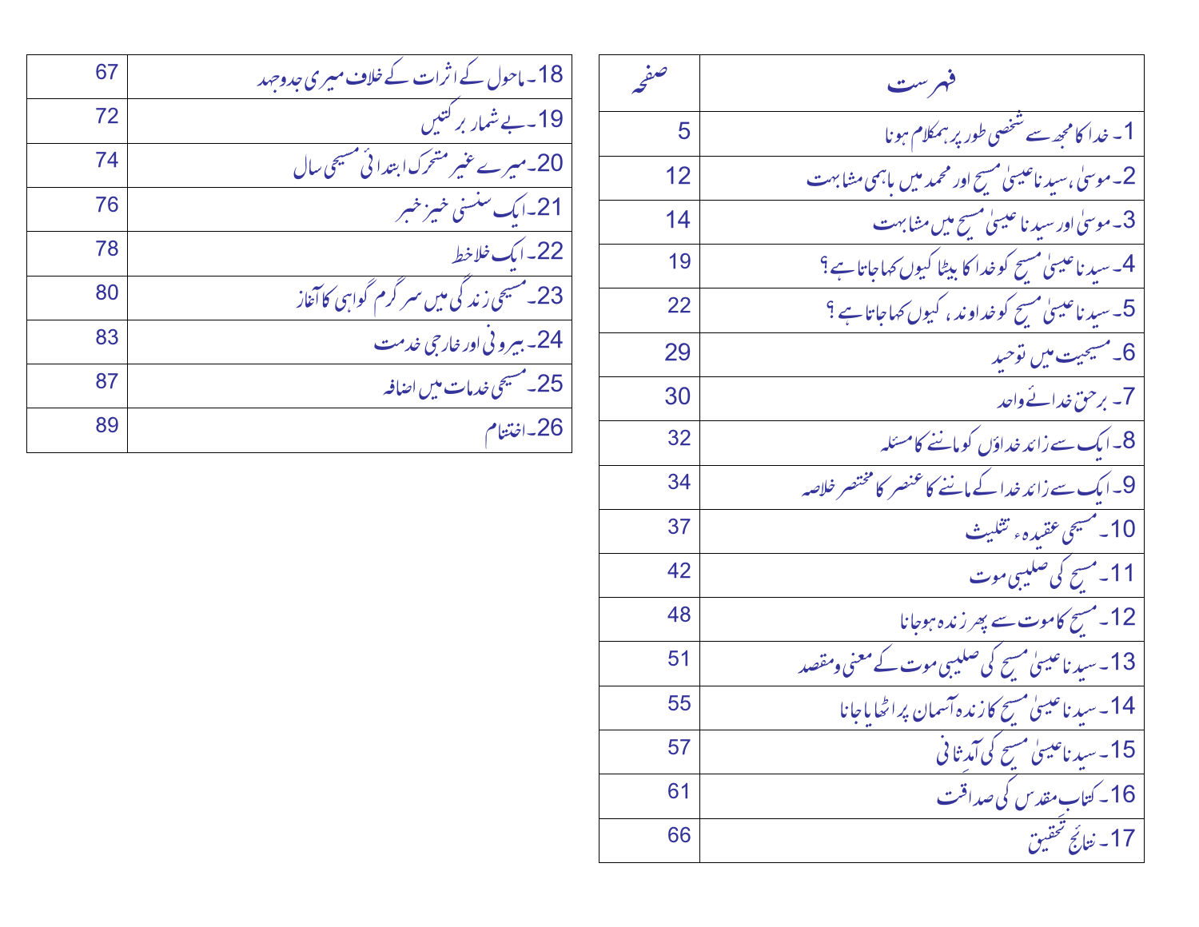| فہرست | صفحہ |
|---|---|
| 1۔ خدا کا مجھ سے شخصی طور پر ہمکلام ہونا | 5 |
| 2۔ موسیٰ، سیدنا عیسیٰ مسیح اور محمد میں باہمی مشابہت | 12 |
| 3۔ موسیٰ اور سیدنا عیسیٰ مسیح میں مشابہت | 14 |
| 4۔ سیدنا عیسیٰ مسیح کو خدا کا بیٹا کیوں کہا جاتا ہے؟ | 19 |
| 5۔ سیدنا عیسیٰ مسیح کو خداوند، کیوں کہا جاتا ہے؟ | 22 |
| 6۔ مسیحیت میں توحید | 29 |
| 7۔ برحق خدائے واحد | 30 |
| 8۔ ایک سے زائد خداؤں کو ماننے کا مسئلہ | 32 |
| 9۔ ایک سے زائد خدا کے ماننے کا عنصر کا مختصر خلاصہ | 34 |
| 10۔ مسیحی عقیدہء تثلیث | 37 |
| 11۔ مسیح کی صلیبی موت | 42 |
| 12۔ مسیح کا موت سے پھر زندہ ہوجانا | 48 |
| 13۔ سیدنا عیسیٰ مسیح کی صلیبی موت کے معنی ومقصد | 51 |
| 14۔ سیدنا عیسیٰ مسیح کا زندہ آسمان پر اٹھایا جانا | 55 |
| 15۔ سیدنا عیسیٰ مسیح کی آمدِ ثانی | 57 |
| 16۔ کتاب مقدس کی صداقت | 61 |
| 17۔ نتائج تحقیق | 66 |
| 18۔ ماحول کے اثرات کے خلاف میری جدوجہد | 67 |
| 19۔ بے شمار برکتیں | 72 |
| 20۔ میرے غیر متحرک ابتدائی مسیحی سال | 74 |
| 21۔ ایک سنسنی خیز خبر | 76 |
| 22۔ ایک خلاخط | 78 |
| 23۔ مسیحی زندگی میں سرگرم گواہی کا آغاز | 80 |
| 24۔ بیرونی اور خارجی خدمت | 83 |
| 25۔ مسیحی خدمات میں اضافہ | 87 |
| 26۔ اختتام | 89 |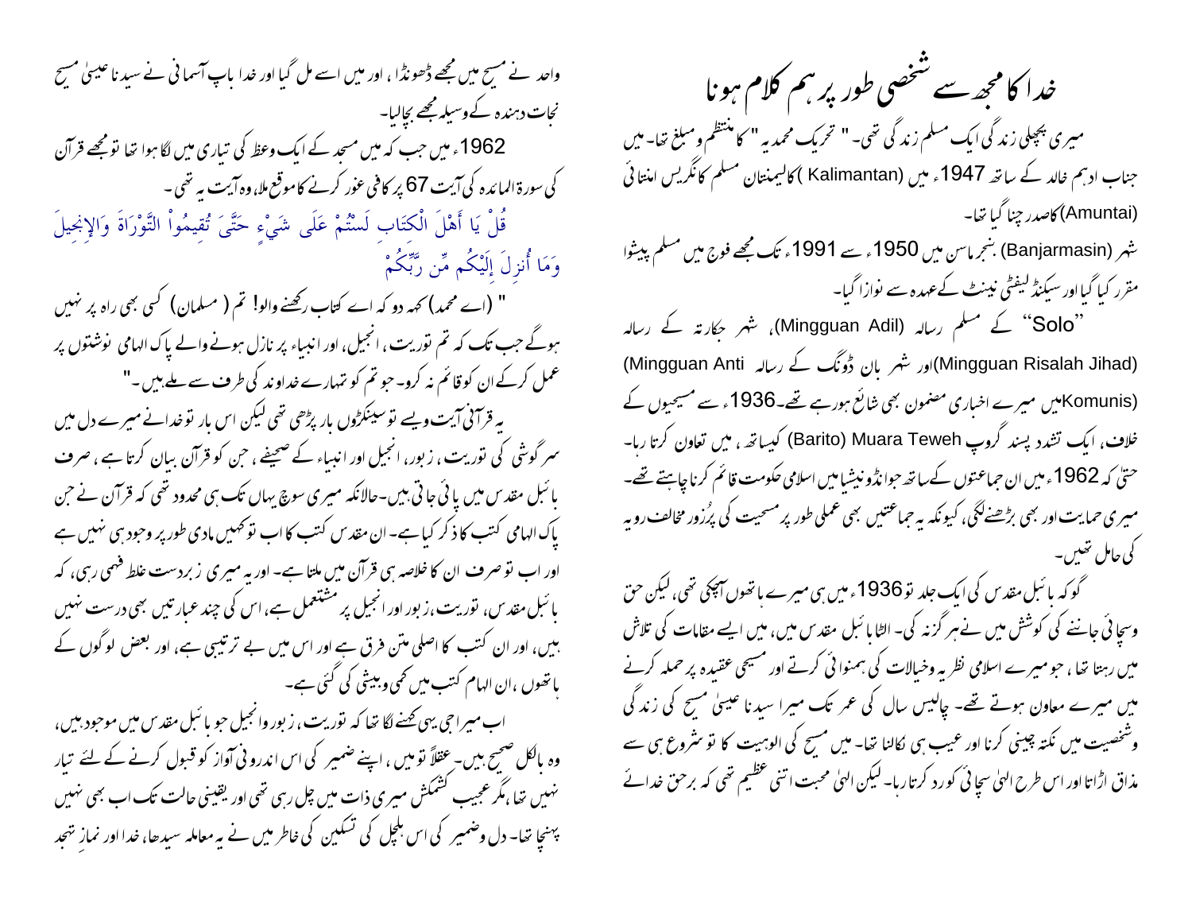# خدا کا مجھ سے شخصی طور پر ہم کلام ہونا

میری پچھلی زندگی ایک مسلم زندگی تھی۔ " تحریک محمدیہ " کا منتظم و مبلغ تھا۔ میں جناب ادہم خالد کے ساتھ 1947ء میں (Kalimantan) کالیمنتان مسلم کانگریس امنتائی (Amuntai) کا صدر چنا گیا تھا۔

شہر (Banjarmasin) بنجرماسن میں 1950ء سے 1991ء تک مجھے فوج میں مسلم پیشوا مقرر کیا گیا اور سیکنڈ لیفٹی نینٹ کے عہدہ سے نوازا گیا۔

"Solo" کے مسلم رسالہ (Mingguan Adil)، شہر جکارتہ کے رسالہ (Mingguan Risalah Jihad) اور شہر بان ڈونگ کے رسالہ Mingguan Anti (Komunis) میں میرے اخباری مضمون بھی شائع ہورہے تھے۔ 1936ء سے مسیحیوں کے خلاف، ایک تشدد پسند گروپ (Barito) Muara Teweh کیساتھ، میں تعاون کرتا رہا۔ حتیٰ کہ 1962ء میں ان جماعتوں کے ساتھ جو انڈونیشیا میں اسلامی حکومت قائم کرنا چاہتے تھے۔ میری حمایت اور بھی بڑھنے لگی، کیونکہ یہ جماعتیں بھی عملی طور پر مسیحیت کی پرُزور مخالف رویہ کی حامل تھیں۔

گو کہ بائبل مقدس کی ایک جلد تو 1936ء میں ہی میرے ہاتھوں آچکی تھی، لیکن حق وسچائی جاننے کی کوشش میں نے ہرگز نہ کی۔ الٹا بائبل مقدس میں، میں ایسے مقامات کی تلاش میں رہتا تھا، جو میرے اسلامی نظریہ وخیالات کی ہمنوائی کرتے اور مسیحی عقیدہ پر حملہ کرنے میں میرے معاون ہوتے تھے۔ چالیس سال کی عمر تک میرا سیدنا عیسیٰ مسیح کی زندگی وشخصیت میں نکتہ چینی کرنا اور عیب ہی نکالنا تھا۔ میں مسیح کی الوہیت کا تو شروع ہی سے مذاق اڑاتا اور اس طرح الہیٰ سچائی کو رد کرتا رہا۔ لیکن الہیٰ محبت اتنی عظیم تھی کہ برحق خدائے واحد نے مسیح میں مجھے ڈھونڈا، اور میں اسے مل گیا اور خدا باپ آسمانی نے سیدنا عیسیٰ مسیح نجات دہندہ کے وسیلہ مجھے بچالیا۔

1962ء میں جب کہ میں مسجد کے ایک وعظ کی تیاری میں لگا ہوا تھا تو مجھے قرآن کی سورۃ المائدہ کی آیت 67 پر کافی غور کرنے کا موقع ملا، وہ آیت یہ تھی۔

قُلْ يَا أَهْلَ الْكِتَابِ لَسْتُمْ عَلَى شَيْءٍ حَتَّىَ تُقِيمُواْ التَّوْرَاةَ وَالإِنجِيلَ وَمَا أُنزِلَ إِلَيْكُم مِّن رَّبِّكُمْ

" (اے محمد) کہہ دو کہ اے کتاب رکھنے والو! تم ( مسلمان) کسی بھی راہ پر نہیں ہوگے جب تک کہ تم توریت، انجیل، اور انبیاء پر نازل ہونے والے پاک الہامی نوشتوں پر عمل کرکے ان کو قائم نہ کرو۔ جو تم کو تمہارے خداوند کی طرف سے ملے ہیں۔"

یہ قرآنی آیت ویسے تو سینکڑوں بار پڑھی تھی لیکن اس بار تو خدانے میرے دل میں سرگوشی کی توریت، زبور، انجیل اور انبیاء کے صحیفے، جن کو قرآن بیان کرتا ہے، صرف بائبل مقدس میں پائی جاتی ہیں۔ حالانکہ میری سوچ یہاں تک ہی محدود تھی کہ قرآن نے جن پاک الہامی کتب کا ذکر کیا ہے۔ ان مقدس کتب کا اب تو کہیں مادی طور پر وجود ہی نہیں ہے اور اب تو صرف ان کا خلاصہ ہی قرآن میں ملتا ہے۔ اور یہ میری زبردست غلط فہمی رہی، کہ بائبل مقدس، توریت، زبور اور انجیل پر مشتمل ہے، اس کی چند عبارتیں بھی درست نہیں ہیں، اور ان کتب کا اصلی متن فرق ہے اور اس میں بے ترتیبی ہے، اور بعض لوگوں کے ہاتھوں، ان الہام کتب میں کمی وبیشی کی گئی ہے۔

اب میرا جی یہی کہنے لگا تھا کہ توریت، زبور وانجیل جو بائبل مقدس میں موجود ہیں، وہ بالکل صحیح ہیں۔ عقلاً تو میں، اپنے ضمیر کی اس اندرونی آواز کو قبول کرنے کے لئے تیار نہیں تھا، مگر عجیب کشمکش میری ذات میں چل رہی تھی اور یقینی حالت تک اب بھی نہیں پہنچا تھا۔ دل وضمیر کی اس ہلچل کی تسکین کی خاطر میں نے یہ معاملہ سیدھا، خدا اور نمازِ تہجد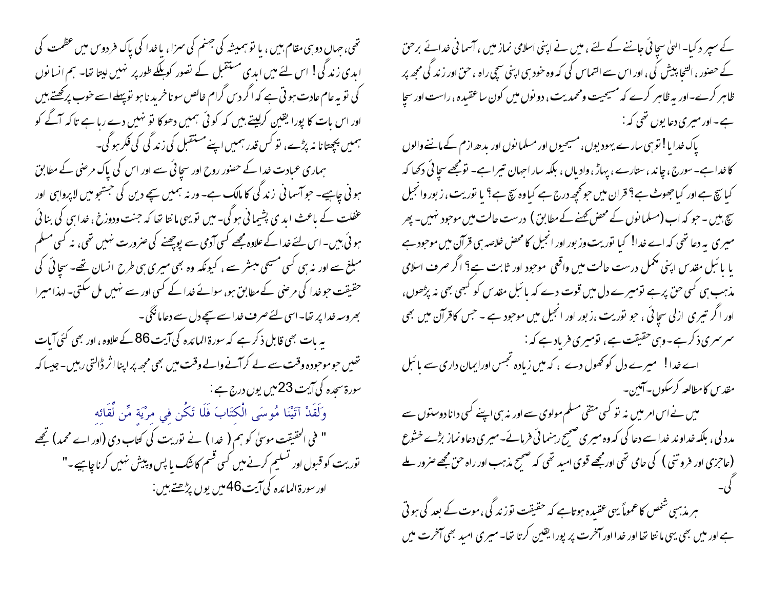کے سپرد کیا۔ الہٰی سچائی جاننے کے لئے ، میں نے اپنی اسلامی نماز میں ، آسمانی خدائے برحق کے حضور ، التجا پیش کی ، اور اس سے التماس کی کہ وہ خود ہی اپنی سچی راہ ، حق اور زندگی مجھ پر ظاہر کرے۔ اور یہ ظاہر کرے کہ مسیحیت و محمدیت ، دونوں میں کون سا عقیدہ ، راست اور سچا ہے۔ اور میری دعا یوں تھی کہ :

پاک خدایا! تو ہی سارے یہودیوں ، مسیحیوں اور مسلمانوں اور بدھ ازم کے ماننے والوں کا خدا ہے۔ سورج ، چاند ، ستارے ، پہاڑ ، وادیاں ، بلکہ سارا جہان تیرا ہے۔ تو مجھے سچائی دکھا کہ کیا سچ ہے اور کیا جھوٹ ہے؟ قرآن میں جو کچھ درج ہے کیا وہ سچ ہے؟ یا توریت ، زبور و انجیل سچ ہیں۔ جو کہ اب (مسلمانوں کے محض کہنے کے مطابق) درست حالت میں موجود نہیں۔ پھر میری یہ دعا تھی کہ اے خدا! کیا توریت و زبور اور انجیل کا محض خلاصہ ہی قرآن میں موجود ہے یا بائبل مقدس اپنی مکمل درست حالت میں واقعی موجود اور ثابت ہے؟ اگر صرف اسلامی مذہب ہی کسی حق پر ہے تو میرے دل میں قوت دے کہ بائبل مقدس کو کبھی بھی نہ پڑھوں ، اور اگر تیری ازلی سچائی ، جو توریت ، زبور اور انجیل میں موجود ہے ۔ جس کا قرآن میں بھی سرسری ذکر ہے ۔ وہی حقیقت ہے ، تو میری فریاد ہے کہ :

اے خدا! میرے دل کو کھول دے ، کہ میں زیادہ تجسس اور ایمان داری سے بائبل مقدس کا مطالعہ کرسکوں۔ آمین۔

میں نے اس امر میں نہ تو کسی متقی مسلم مولوی سے اور نہ ہی اپنے کسی دانا دوستوں سے مدد لی ، بلکہ خداوند خدا سے دعا کی کہ وہ میری صحیح رہنمائی فرمائے۔ میری دعا و نماز بڑے خشوع (عاجزی اور فروتنی) کی حامی تھی اور مجھے قوی امید تھی کہ صحیح مذہب اور راہ حق مجھے ضرور ملے گی۔

ہر مذہبی شخص کا عموماً یہی عقیدہ ہوتا ہے کہ حقیقت تو زندگی ، موت کے بعد کی ہوتی ہے اور میں بھی یہی مانتا تھا اور خدا اور آخرت پر پورا یقین کرتا تھا۔ میری امید بھی آخرت میں تھی ، جہاں دو ہی مقام ہیں ، یا تو ہمیشہ کی جہنم کی سزا ، یا خدا کی پاک فردوس میں عظمت کی ابدی زندگی! اس لئے میں ابدی مستقبل کے تصور کو ہلکے طور پر نہیں لیتا تھا۔ ہم انسانوں کی تو یہ عام عادت ہوتی ہے کہ اگر دس گرام خالص سونا خریدنا ہو تو پہلے اسے خوب پرکھتے ہیں اور اس بات کا پورا یقین کرلیتے ہیں کہ کوئی ہمیں دھوکا تو نہیں دے رہا ہے تا کہ آگے کو ہمیں پچھتانا نہ پڑے ، تو کس قدر ہمیں اپنے مستقبل کی زندگی کی فکر ہو گی۔

ہماری عبادت خدا کے حضور روح اور سچائی سے اور اس کی پاک مرضی کے مطابق ہونی چاہیے۔ جو آسمانی زندگی کا مالک ہے۔ ورنہ ہمیں سچے دین کی جستجو میں لاپرواہی اور غفلت کے باعث ابدی پشیمانی ہو گی۔ میں تو یہی مانتا تھا کہ جنت و دوزخ ، خدا ہی کی بنائی ہوئی ہیں۔ اس لئے خدا کے علاوہ مجھے کسی آدمی سے پوچھنے کی ضرورت نہیں تھی ، نہ کسی مسلم مبلغ سے اور نہ ہی کسی مسیحی مبشر سے ، کیونکہ وہ بھی میری ہی طرح انسان تھے۔ سچائی کی حقیقت جو خدا کی مرضی کے مطابق ہو ، سوائے خدا کے کسی اور سے نہیں مل سکتی۔ لہذا میرا بھروسہ خدا پر تھا۔ اسی لئے صرف خدا سے سچے دل سے دعا مانگی۔

یہ بات بھی قابل ذکر ہے کہ سورۃ المائدہ کی آیت 86 کے علاوہ ، اور بھی کئی آیات تھیں جو موجودہ وقت سے لے کر آنے والے وقت میں بھی مجھ پر اپنا اثر ڈالتی رہیں۔ جیسا کہ سورۃ سجدہ کی آیت 23 میں یوں درج ہے :

وَلَقَدْ آتَيْنَا مُوسَى الْكِتَابَ فَلَا تَكُن فِي مِرْيَةٍ مِّن لِّقَائِهِ

" فی الحقیقت موسیٰ کو ہم (خدا) نے توریت کی کتاب دی (اور اے محمد) تجھے توریت کو قبول اور تسلیم کرنے میں کسی قسم کا شک یا پس و پیش نہیں کرنا چاہیے۔"

اور سورۃ المائدہ کی آیت 46 میں یوں پڑھتے ہیں :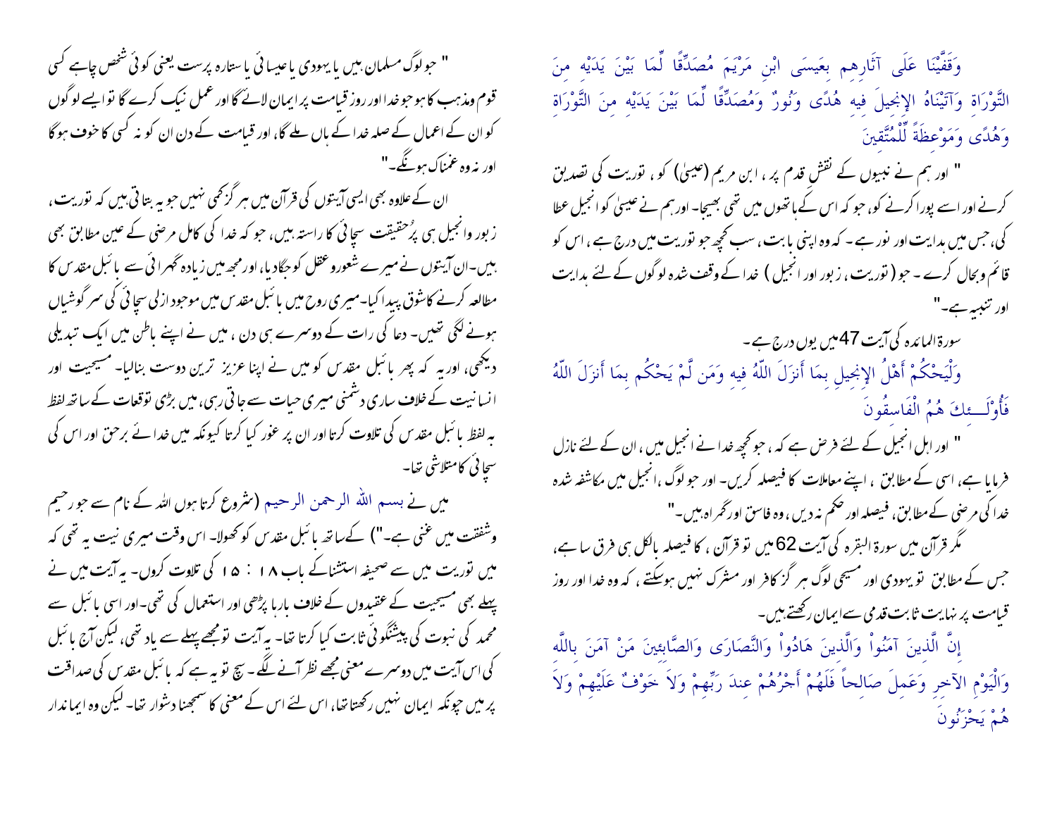وَقَفَّيْنَا عَلَى آثَارِهِم بِعَيسَى ابْنِ مَرْيَمَ مُصَدِّقًا لِّمَا بَيْنَ يَدَيْهِ مِنَ التَّوْرَاةِ وَآتَيْنَاهُ الإِنجِيلَ فِيهِ هُدًى وَنُورٌ وَمُصَدِّقًا لِّمَا بَيْنَ يَدَيْهِ مِنَ التَّوْرَاةِ وَهُدًى وَمَوْعِظَةً لِّلْمُتَّقِينَ

" اور ہم نے نبیوں کے نقش قدم پر ، ابن مریم (عیسیٰ) کو ، توریت کی تصدیق کرنے اور اسے پورا کرنے کو، جو کہ اس کے ہاتھوں میں تھی بھیجا۔ اور ہم نے عیسیٰ کو انجیل عطا کی، جس میں ہدایت اور نور ہے ۔ کہ وہ اپنی بابت ، سب کچھ جو توریت میں درج ہے ، اس کو قائم وبحال کرے ۔ جو (توریت ، زبور اور انجیل ) خدا کے وقف شدہ لوگوں کے لئے ہدایت اور تنبیہ ہے۔"

سورۃ المائدہ کی آیت 47 میں یوں درج ہے۔

وَلْيَحْكُمْ أَهْلُ الإِنجِيلِ بِمَا أَنزَلَ اللّهُ فِيهِ وَمَن لَّمْ يَحْكُم بِمَا أَنزَلَ اللّهُ فَأُوْلَـئِكَ هُمُ الْفَاسِقُونَ

" اور اہل انجیل کے لئے فرض ہے کہ ، جو کچھ خدا نے انجیل میں ، ان کے لئے نازل فرمایا ہے ، اسی کے مطابق ، اپنے معاملات کا فیصلہ کریں۔ اور جو لوگ ، انجیل میں مکاشفہ شدہ خدا کی مرضی کے مطابق، فیصلہ اور حکم نہ دیں ، وہ فاسق اور گمراہ ہیں۔"

مگر قرآن میں سورۃ البقرہ کی آیت 62 میں تو قرآن ، کا فیصلہ بالکل ہی فرق سا ہے، جس کے مطابق تو یہودی اور مسیحی لوگ ہر گز کافر اور مشرک نہیں ہوسکتے ، کہ وہ خدا اور روز قیامت پر نہایت ثابت قدمی سے ایمان رکھتے ہیں۔

إِنَّ الَّذِينَ آمَنُواْ وَالَّذِينَ هَادُواْ وَالنَّصَارَى وَالصَّابِئِينَ مَنْ آمَنَ بِاللَّهِ وَالْيَوْمِ الآخِرِ وَعَمِلَ صَالِحاً فَلَهُمْ أَجْرُهُمْ عِندَ رَبِّهِمْ وَلاَ خَوْفٌ عَلَيْهِمْ وَلاَ هُمْ يَحْزَنُونَ

" جو لوگ مسلمان ہیں یا یہودی یا عیسائی یا ستارہ پرست یعنی کوئی شخص چاہے کسی قوم ومذہب کا ہو جو خدا اور روز قیامت پر ایمان لائے گا اور عمل نیک کرے گا تو ایسے لوگوں کو ان کے اعمال کے صلہ خدا کے ہاں ملے گا، اور قیامت کے دن ان کو نہ کسی کا خوف ہوگا اور نہ وہ غمناک ہونگے۔"

ان کے علاوہ بھی ایسی آیتوں کی قرآن میں ہر گز کمی نہیں جو یہ بتاتی ہیں کہ توریت ، زبور وانجیل ہی پُرحقیقت سچائی کا راستہ ہیں، جو کہ خدا کی کامل مرضی کے عین مطابق بھی ہیں۔ ان آیتوں نے میرے شعور وعقل کو جگادیا، اور مجھ میں زیادہ گہرائی سے بائبل مقدس کا مطالعہ کرنے کا شوق پیدا کیا۔ میری روح میں بائبل مقدس میں موجود ازلی سچائی کی سرگوشیاں ہونے لگی تھیں۔ دعا کی رات کے دوسرے ہی دن ، میں نے اپنے باطن میں ایک تبدیلی دیکھی، اور یہ کہ پھر بائبل مقدس کو میں نے اپنا عزیز ترین دوست بنالیا۔ مسیحیت اور انسانیت کے خلاف ساری دشمنی میری حیات سے جاتی رہی، میں بڑی توقعات کے ساتھ لفظ بہ لفظ بائبل مقدس کی تلاوت کرتا اور ان پر غور کیا کرتا کیونکہ میں خدائے برحق اور اس کی سچائی کا متلاشی تھا۔

میں نے بسم اللہ الرحمن الرحیم (شروع کرتا ہوں اللہ کے نام سے جو رحیم وشفقت میں غنی ہے۔") کے ساتھ بائبل مقدس کو کھولا۔ اس وقت میری نیت یہ تھی کہ میں توریت میں سے صحیفہ استثنا کے باب ۱۸ : ۱۵ کی تلاوت کروں۔ یہ آیت میں نے پہلے بھی مسیحیت کے عقیدوں کے خلاف بارہا پڑھی اور استعمال کی تھی۔ اور اسی بائبل سے محمد کی نبوت کی پیشنگوئی ثابت کیا کرتا تھا۔ یہ آیت تو مجھے پہلے سے یاد تھی، لیکن آج بائبل کی اس آیت میں دوسرے معنی مجھے نظر آنے لگے ۔ سچ تو یہ ہے کہ بائبل مقدس کی صداقت پر میں چونکہ ایمان نہیں رکھتا تھا، اس لئے اس کے معنی کا سمجھنا دشوار تھا۔ لیکن وہ ایماندار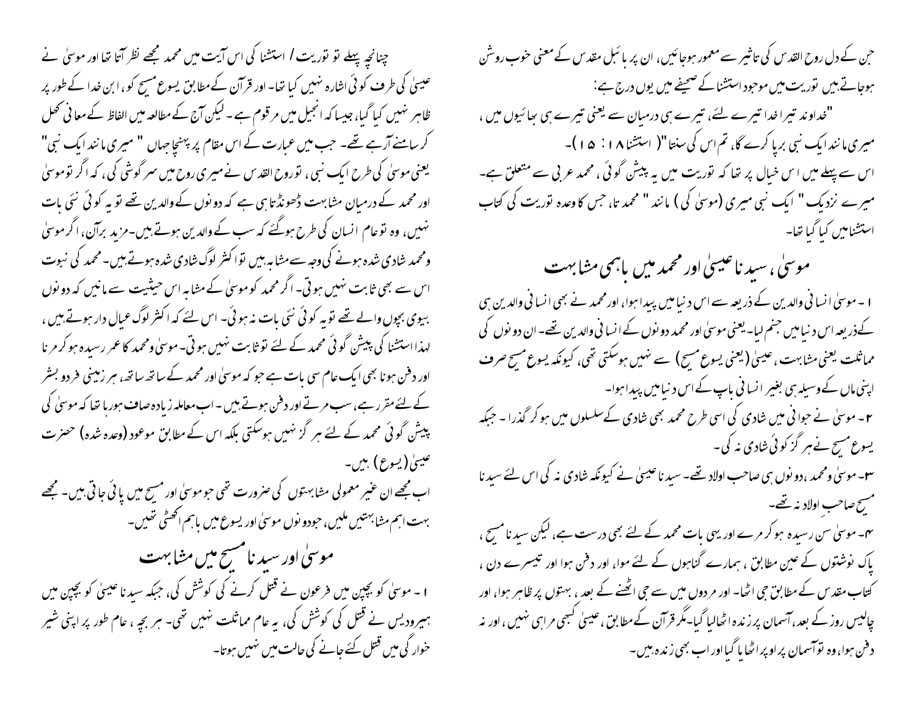جن کے دل روح القدس کی تاثیر سے معمور ہوجائیں، ان پر بائبل مقدس کے معنی خوب روشن ہوجاتے ہیں توریت میں موجود استثنا کے صحیفے میں یوں درج ہے:

"خداوند تیرا خدا تیرے لئے، تیرے ہی درمیان سے یعنی تیرے ہی بھائیوں میں ، میری مانند ایک نبی برپا کرے گا، تم اس کی سننا"( استثنا ۱۸ : ۱۵ )۔

اس سے پہلے میں اس خیال پر تھا کہ توریت میں یہ پیشن گوئی ، محمد عربی سے متعلق ہے۔ میرے نزدیک " ایک نبی میری (موسیٰ کی) مانند " محمد تا، جس کا وعدہ توریت کی کتاب استثنا میں کیا گیا تھا۔

## موسیٰ ، سیدنا عیسیٰ اور محمد میں باہمی مشابہت

۱ - موسیٰ انسانی والدین کے ذریعہ سے اس دنیا میں پیدا ہوا، اور محمد نے بھی انسانی والدین ہی کےذریعہ اس دنیا میں جنم لیا۔ یعنی موسیٰ اور محمد دونوں کے انسانی والدین تھے۔ ان دونوں کی مماثلت یعنی مشابہت ، عیسیٰ (یعنی یسوع مسیح) سے نہیں ہوسکتی تھی، کیونکہ یسوع مسیح صرف اپنی ماں کے وسیلہ ہی بغیر انسانی باپ کے اس دنیا میں پیدا ہوا۔

۲ - موسیٰ نے جوانی میں شادی کی اسی طرح محمد بھی شادی کے سلسلوں میں ہو کر گذرا ۔ جبکہ یسوع مسیح نے ہر گز کوئی شادی نہ کی۔

۳- موسیٰ و محمد ،دونوں ہی صاحب اولاد تھے۔ سیدنا عیسیٰ نے کیونکہ شادی نہ کی اس لئے سیدنا مسیح صاحبِ اولاد نہ تھے۔

۴- موسیٰ سن رسیدہ ہو کر مرے اور یہی بات محمد کے لئے بھی درست ہے، لیکن سیدنا مسیح ، پاک نوشتوں کے عین مطابق ، ہمارے گناہوں کے لئے موا، اور دفن ہوا اور تیسرے دن ، کتاب مقدس کے مطابق جی اٹھا۔ اور مردوں میں سے جی اٹھنے کے بعد ، بہتوں پر ظاہر ہوا، اور چالیس روز کے بعد، آسمان پر زندہ اٹھالیا گیا۔مگر قرآن کے مطابق ، عیسیٰ کبھی مرا ہی نہیں ، اور نہ دفن ہوا، وہ توآسمان پر اوپر اٹھایا گیا اور اب بھی زندہ ہیں۔

چنانچہ پہلے تو توریت / استثنا کی اس آیت میں محمد مجھے نظر آتا تھا اور موسیٰ نے عیسیٰ کی طرف کوئی اشارہ نہیں کیا تھا۔ اور قرآن کے مطابق یسوع مسیح کو، ابن خدا کے طور پر ظاہر نہیں کیا گیا، جیسا کہ انجیل میں مرقوم ہے۔ لیکن آج کے مطالعہ میں الفاظ کے معانی کھل کر سامنے آرہے تھے۔ جب میں عبارت کے اس مقام پر پہنچا جہاں " میری مانند ایک نبی" یعنی موسیٰ کی طرح ایک نبی ، توروح القدس نے میری روح میں سر گوشی کی، کہ اگر توموسیٰ اور محمد کے درمیان مشابہت ڈھونڈتا ہی ہے کہ دونوں کے والدین تھے تو یہ کوئی نئی بات نہیں، وہ توعام انسان کی طرح ہوگئے کہ سب کے والدین ہوتے ہیں۔مزید برآں، اگر موسیٰ و محمد شادی شدہ ہونے کی وجہ سے مشابہ ہیں تو اکثر لوگ شادی شدہ ہوتے ہیں۔ محمد کی نبوت اس سے بھی ثابت نہیں ہوتی۔ اگر محمد کو موسیٰ کے مشابہ اس حیثیت سے مانیں کہ دونوں بیوی بچوں والے تھے تو یہ کوئی نئی بات نہ ہوئی۔ اس لئے کہ اکثر لوگ عیال دار ہوتے ہیں، لہذا استثنا کی پیشن گوئی محمد کے لئے تو ثابت نہیں ہوتی۔ موسیٰ و محمد کا عمر رسیدہ ہو کر مرنا اور دفن ہونا بھی ایک عام سی بات ہے جو کہ موسیٰ اور محمد کے ساتھ ساتھ، ہر زمینی فرد و بشر کے لئے مقرر ہے، سب مرتے اور دفن ہوتے ہیں۔ اب معاملہ زیادہ صاف ہورہا تھا کہ موسیٰ کی پیشن گوئی محمد کے لئے ہر گز نہیں ہوسکتی بلکہ اس کے مطابق موعود (وعدہ شدہ) حضرت عیسیٰ (یسوع) ہیں۔

اب مجھے ان غیر معمولی مشابہتوں کی ضرورت تھی جو موسیٰ اور مسیح میں پائی جاتی ہیں۔ مجھے بہت اہم مشابہتیں ملیں، جودونوں موسیٰ اور یسوع میں باہم اکھٹی تھیں۔

## موسیٰ اور سیدنا مسیح میں مشابہت

۱ - موسیٰ کو بچپن میں فرعون نے قتل کرنے کی کوشش کی، جبکہ سیدنا عیسیٰ کو بچپن میں ہیرودیس نے قتل کی کوشش کی، یہ عام مماثلت نہیں تھی۔ ہر بچہ ، عام طور پر اپنی شیر خوارگی میں قتل کئے جانے کی حالت میں نہیں ہوتا۔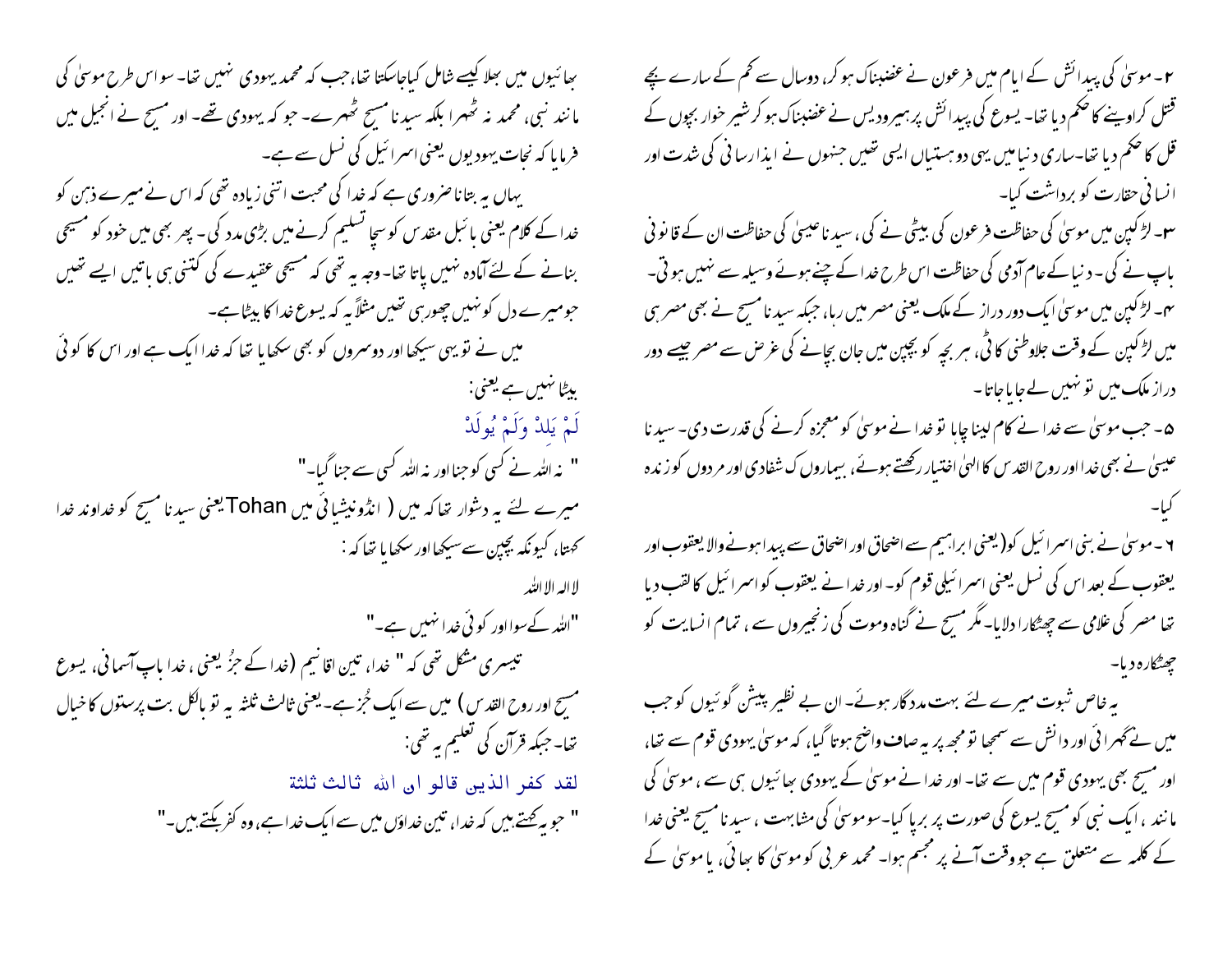۲- موسیٰ کی پیدائش کے ایام میں فرعون نے غضبناک ہو کر، دوسال سے کم کے سارے بچے قتل کراوینے کا حکم دیا تھا- یسوع کی پیدائش پر ہیرودیس نے غضبناک ہو کر شیر خوار بچوں کے قل کا حکم دیا تھا-ساری دنیا میں یہی دو ہستیاں ایسی تھیں جنہوں نے ایذارسانی کی شدت اور انسانی حقارت کو برداشت کیا-

۳- لڑکپن میں موسیٰ کی حفاظت فرعون کی بیٹی نے کی، سیدنا عیسیٰ کی حفاظت ان کے قانونی باپ نے کی- دنیا کے عام آدمی کی حفاظت اس طرح خدا کے چنے ہوئے وسیلہ سے نہیں ہوتی-

۴- لڑکپن میں موسیٰ ایک دور دراز کے ملک یعنی مصر میں رہا، جبکہ سیدنا مسیح نے بھی مصر ہی میں لڑکپن کے وقت جلاوطنی کاٹی، ہر بچہ کو بچپن میں جان بچانے کی غرض سے مصر جیسے دور دراز ملک میں تو نہیں لے جایا جاتا-

۵- جب موسیٰ سے خدا نے کام لینا چاہا تو خدا نے موسیٰ کو معجزہ کرنے کی قدرت دی- سیدنا عیسیٰ نے بھی خدا اور روح القدس کا الہیٰ اختیار رکھتے ہوئے، بیماروں ک شفادی اور مردوں کو زندہ کیا-

۶- موسیٰ نے بنی اسرائیل کو(یعنی ابراہیم سے اضحاق اور اضحاق سے پیدا ہونے والا یعقوب اور یعقوب کے بعد اس کی نسل یعنی اسرائیلی قوم کو- اور خدا نے یعقوب کو اسرائیل کا لقب دیا تھا مصر کی غلامی سے چھٹکارا دلایا- مگر مسیح نے گناہ وموت کی زنجیروں سے ، تمام انسانیت کو چھٹکارہ دیا-

یہ خاص ثبوت میرے لئے بہت مددگار ہوئے- ان بے نظیر پیشن گوئیوں کو جب میں نے گہرائی اور دانش سے سمجھا تو مجھ پر یہ صاف واضح ہوتا گیا، کہ موسیٰ یہودی قوم سے تھا، اور مسیح بھی یہودی قوم میں سے تھا- اور خدا نے موسیٰ کے یہودی بھائیوں ہی سے ، موسیٰ کی مانند ، ایک نبی کو مسیح یسوع کی صورت پر برپا کیا- سوموسیٰ کی مشابہت ، سیدنا مسیح یعنی خدا کے کلمہ سے متعلق ہے جو وقت آنے پر مجسم ہوا- محمد عربی کو موسیٰ کا بھائی، یا موسیٰ کے بھائیوں میں بھلا کیسے شامل کیا جاسکتا تھا، جب کہ محمد یہودی نہیں تھا- سو اس طرح موسیٰ کی مانند نبی، محمد نہ ٹھہرا بلکہ سیدنا مسیح ٹھہرے- جو کہ یہودی تھے- اور مسیح نے انجیل میں فرمایا کہ نجات یہودیوں یعنی اسرائیل کی نسل سے ہے-

یہاں یہ بتانا ضروری ہے کہ خدا کی محبت اتنی زیادہ تھی کہ اس نے میرے ذہن کو خدا کے کلام یعنی بائبل مقدس کو سچا تسلیم کرنے میں بڑی مدد کی- پھر بھی میں خود کو مسیحی بنانے کے لئے آمادہ نہیں پاتا تھا- وجہ یہ تھی کہ مسیحی عقیدے کی کتنی ہی باتیں ایسے تھیں جو میرے دل کو نہیں چھورہی تھیں مثلاً یہ کہ یسوع خدا کا بیٹا ہے-

میں نے تو یہی سیکھا اور دوسروں کو بھی سکھایا تھا کہ خدا ایک ہے اور اس کا کوئی بیٹا نہیں ہے یعنی:

لَمْ يَلِدْ وَلَمْ يُولَدْ

" نہ اللہ نے کسی کو جنا اور نہ اللہ کسی سے جنا گیا-"

میرے لئے یہ دشوار تھا کہ میں ( انڈونیشیائی میں Tohan یعنی سیدنا مسیح کو خداوند خدا کہتا، کیونکہ بچپن سے سیکھا اور سکھایا تھا کہ :

لا الہ الا اللہ

"اللہ کے سوا اور کوئی خدا نہیں ہے-"

تیسری مشکل تھی کہ " خدا، تین اقانیم (خدا کے جزُ یعنی ، خدا باپ آسمانی، یسوع مسیح اور روح القدس) میں سے ایک جُز ہے- یعنی ثالث ثلثہ یہ تو بالکل بت پرستوں کا خیال تھا- جبکہ قرآن کی تعلیم یہ تھی:

لقد کفر الذین قالو ان اللہ ثالث ثلثة

" جو یہ کہتے ہیں کہ خدا، تین خداؤں میں سے ایک خدا ہے، وہ کفر بکتے ہیں-"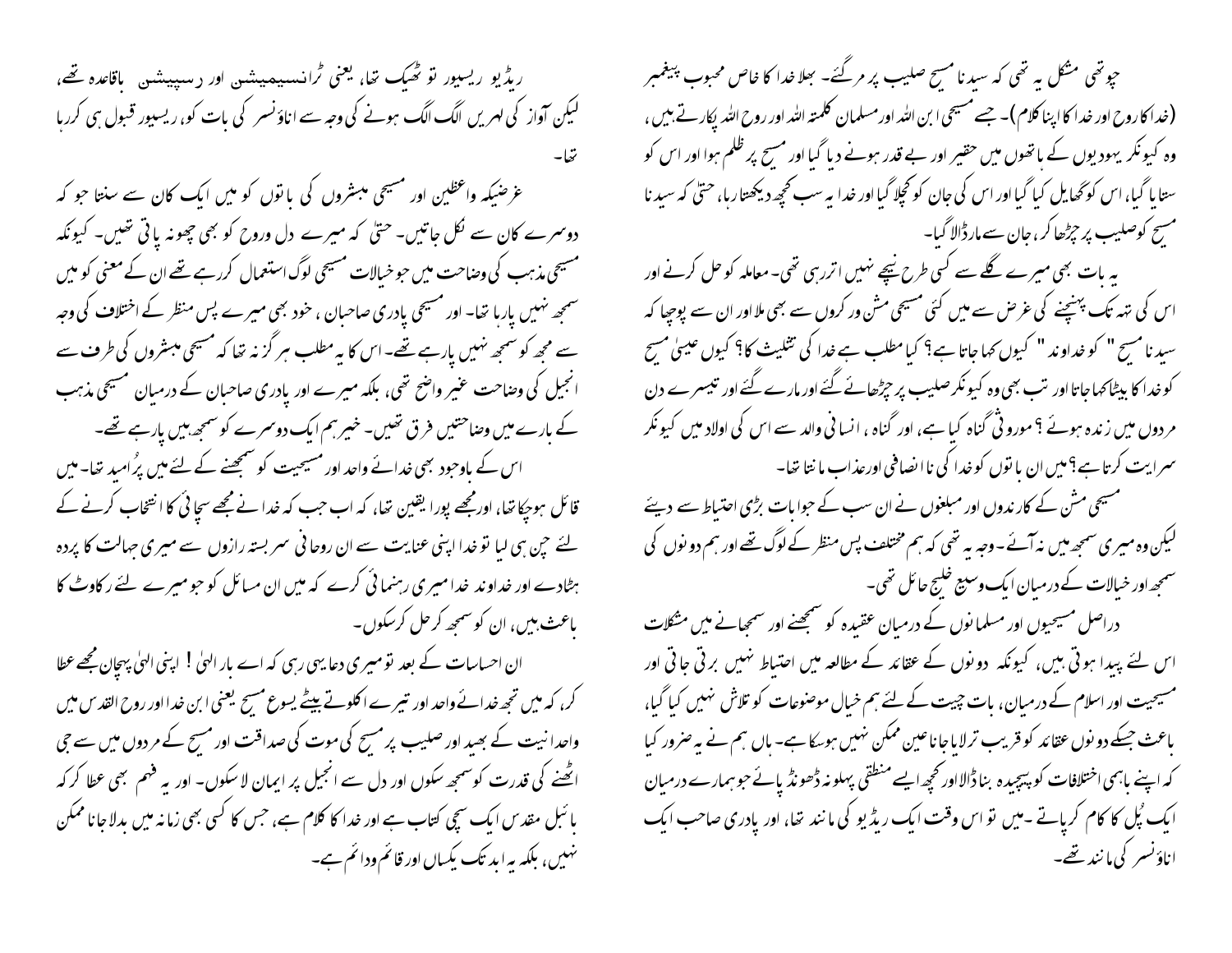چوتھی مشکل یہ تھی کہ سیدنا مسیح صلیب پر مرگئے۔ بھلا خدا کا خاص محبوب پیغمبر (خدا کا روح اور خدا کا اپنا کلام)۔ جسے مسیحی ابن اللہ اور مسلمان کلمتہ اللہ اور روح اللہ پکارتے ہیں، وہ کیونکر یہودیوں کے ہاتھوں میں حقیر اور بے قدر ہونے دیا گیا اور مسیح پر ظلم ہوا اور اس کو ستایا گیا، اس کو گھایل کیا گیا اور اس کی جان کو کچلا گیا اور خدا یہ سب کچھ دیکھتا رہا، حتیٰ کہ سیدنا مسیح کو صلیب پر چڑھا کر، جان سے مارڈالا گیا۔

یہ بات بھی میرے گلے سے کسی طرح نیچے نہیں اتررہی تھی۔ معاملہ کو حل کرنے اور اس کی تہ تک پہنچنے کی غرض سے میں کئی مسیحی مشن ورکروں سے بھی ملا اور ان سے پوچھا کہ سیدنا مسیح " کو خداوند " کیوں کہا جاتا ہے؟ کیا مطلب ہے خدا کی تثلیث کا؟ کیوں عیسیٰ مسیح کو خدا کا بیٹا کہا جاتا اور تب بھی وہ کیونکر صلیب پر چڑھائے گئے اور مارے گئے اور تیسرے دن مردوں میں زندہ ہوئے؟ موروثی گناہ کیا ہے، اور گناہ ، انسانی والد سے اس کی اولاد میں کیونکر سرایت کرتا ہے؟ میں ان باتوں کو خدا کی ناانصافی اور عذاب مانتا تھا۔

مسیحی مشن کے کارندوں اور مبلغوں نے ان سب کے جوابات بڑی احتیاط سے دیئے لیکن وہ میری سمجھ میں نہ آئے۔ وجہ یہ تھی کہ ہم مختلف پس منظر کے لوگ تھے اور ہم دونوں کی سمجھ اور خیالات کے درمیان ایک وسیع خلیج حائل تھی۔

دراصل مسیحیوں اور مسلمانوں کے درمیان عقیدہ کو سمجھنے اور سمجھانے میں مشکلات اس لئے پیدا ہوتی ہیں، کیونکہ دونوں کے عقائد کے مطالعہ میں احتیاط نہیں برتی جاتی اور مسیحیت اور اسلام کے درمیان، بات چیت کے لئے ہم خیال موضوعات کو تلاش نہیں کیا گیا، باعث جسکے دونوں عقائد کو قریب ترلایا جانا عین ممکن نہیں ہوسکا ہے۔ ہاں ہم نے یہ ضرور کیا کہ اپنے باہمی اختلافات کو پیچیدہ بناڈالا اور کچھ ایسے منطقی پہلو نہ ڈھونڈ پائے جو ہمارے درمیان ایک پُل کا کام کرپاتے ۔میں تو اس وقت ایک ریڈیو کی مانند تھا، اور پادری صاحب ایک اناؤنسر کی مانند تھے۔

ریڈیو ریسیور تو ٹھیک تھا، یعنی ٹرانسیمیشن اور رسیپشن باقاعدہ تھے، لیکن آواز کی لہریں الگ الگ ہونے کی وجہ سے اناؤنسر کی بات کو، ریسیور قبول ہی کررہا تھا۔

غرضیکہ واعظین اور مسیحی مبشروں کی باتوں کو میں ایک کان سے سنتا جو کہ دوسرے کان سے نکل جاتیں۔ حتیٰ کہ میرے دل وروح کو بھی چھونہ پاتی تھیں۔ کیونکہ مسیحی مذہب کی وضاحت میں جو خیالات مسیحی لوگ استعمال کررہے تھے ان کے معنی کو میں سمجھ نہیں پارہا تھا۔ اور مسیحی پادری صاحبان ، خود بھی میرے پس منظر کے اختلاف کی وجہ سے مجھ کو سمجھ نہیں پارہے تھے۔ اس کا یہ مطلب ہر گز نہ تھا کہ مسیحی مبشروں کی طرف سے انجیل کی وضاحت غیر واضح تھی، بلکہ میرے اور پادری صاحبان کے درمیان مسیحی مذہب کے بارے میں وضاحتیں فرق تھیں۔ خیر ہم ایک دوسرے کو سمجھ ہیں پارہے تھے۔

اس کے باوجود بھی خدائے واحد اور مسیحیت کو سمجھنے کے لئے میں پُرامید تھا۔ میں قائل ہوچکا تھا، اور مجھے پورا یقین تھا، کہ اب جب کہ خدا نے مجھے سچائی کا انتخاب کرنے کے لئے چن ہی لیا تو خدا اپنی عنایت سے ان روحانی سربستہ رازوں سے میری جہالت کا پردہ ہٹادے اور خداوند خدا میری رہنمائی کرے کہ میں ان مسائل کو جو میرے لئے رکاوٹ کا باعث ہیں، ان کو سمجھ کر حل کرسکوں۔

ان احساسات کے بعد تو میری دعا یہی رہی کہ اے بار الہیٰ ! اپنی الہیٰ پہچان مجھے عطا کر، کہ میں تجھ خدائے واحد اور تیرے اکلوتے بیٹے یسوع مسیح یعنی ابن خدا اور روح القدس میں واحدانیت کے بھید اور صلیب پر مسیح کی موت کی صداقت اور مسیح کے مردوں میں سے جی اٹھنے کی قدرت کو سمجھ سکوں اور دل سے انجیل پر ایمان لاسکوں۔ اور یہ فہم بھی عطا کرکہ بائبل مقدس ایک سچی کتاب ہے اور خدا کا کلام ہے، جس کا کسی بھی زمانہ میں بدلا جانا ممکن نہیں، بلکہ یہ ابد تک یکساں اور قائم ودائم ہے۔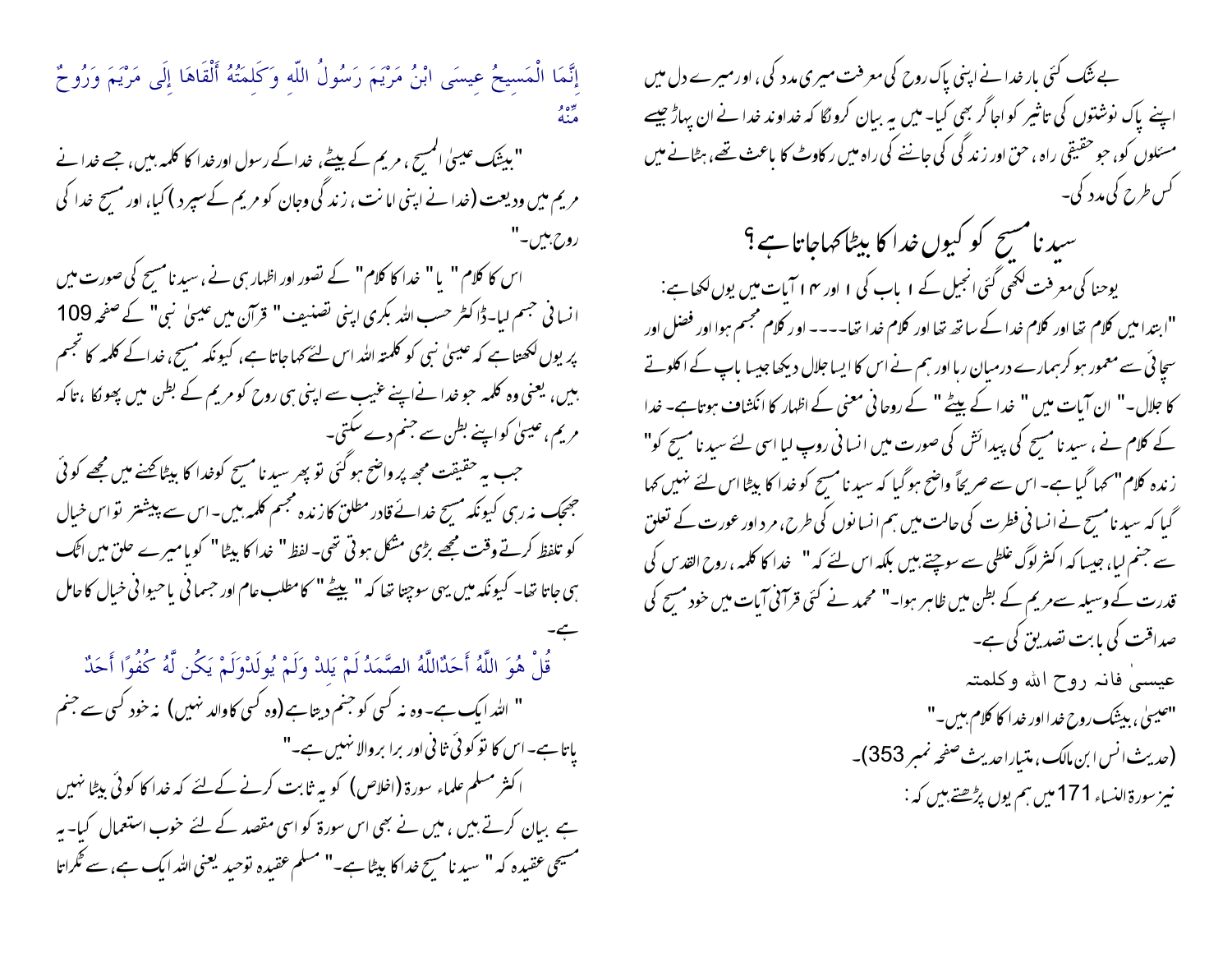بے شک کئی بار خدا نے اپنی پاک روح کی معرفت میری مدد کی، اور میرے دل میں اپنے پاک نوشتوں کی تاثیر کو اجاگر بھی کیا۔ میں یہ بیان کرونگا کہ خداوند خدا نے ان پہاڑ جیسے مسئلوں کو، جو حقیقی راہ، حق اور زندگی کی جاننے کی راہ میں رکاوٹ کا باعث تھے، ہٹانے میں کس طرح کی مدد کی۔

## سیدنا مسیح کو کیوں خدا کا بیٹا کہا جاتا ہے؟

یوحنا کی معرفت لکھی گئی انجیل کے ۱ باب کی ۱ اور ۱۴ آیات میں یوں لکھا ہے:

"ابتدا میں کلام تھا اور کلام خدا کے ساتھ تھا اور کلام خدا تھا۔۔۔۔ اور کلام مجسم ہوا اور فضل اور سچائی سے معمور ہو کر ہمارے درمیان رہا اور ہم نے اس کا ایسا جلال دیکھا جیسا باپ کے اکلوتے کا جلال۔" ان آیات میں " خدا کے بیٹے " کے روحانی معنی کے اظہار کا انکشاف ہوتا ہے۔ خدا کے کلام نے، سیدنا مسیح کی پیدائش کی صورت میں انسانی روپ لیا اسی لئے سیدنا مسیح کو" زندہ کلام "کہا گیا ہے۔ اس سے صریحاً واضح ہو گیا کہ سیدنا مسیح کو خدا کا بیٹا اس لئے نہیں کہا گیا کہ سیدنا مسیح نے انسانی فطرت کی حالت میں ہم انسانوں کی طرح، مرد اور عورت کے تعلق سے جنم لیا، جیسا کہ اکثر لوگ غلطی سے سوچتے ہیں بلکہ اس لئے کہ " خدا کا کلمہ، روح القدس کی قدرت کے وسیلہ سے مریم کے بطن میں ظاہر ہوا۔" محمد نے کئی قرآنی آیات میں خود مسیح کی صداقت کی بابت تصدیق کی ہے۔

عیسیٰ فانہ روح اللہ وکلمتہ

"عیسیٰ، بیشک روح خدا اور خدا کا کلام ہیں۔"

(حدیث انس ابن مالک، متیار احادیث صفحہ نمبر 353)۔

نیز سورۃ النساء 171 میں ہم یوں پڑھتے ہیں کہ:

إِنَّمَا الْمَسِيحُ عِيسَى ابْنُ مَرْيَمَ رَسُولُ اللّهِ وَكَلِمَتُهُ أَلْقَاهَا إِلَى مَرْيَمَ وَرُوحٌ مِّنْهُ

"بیشک عیسیٰ المسیح، مریم کے بیٹے، خدا کے رسول اور خدا کا کلمہ ہیں، جسے خدا نے مریم میں ودیعت (خدا نے اپنی امانت، زندگی وجان کو مریم کے سپرد) کیا، اور مسیح خدا کی روح ہیں۔"

اس کا کلام " یا " خدا کا کلام " کے تصور اور اظہار ہی نے، سیدنا مسیح کی صورت میں انسانی جسم لیا۔ ڈاکٹر حسب اللہ بکری اپنی تصنیف " قرآن میں عیسیٰ نبی " کے صفحہ 109 پر یوں لکھتا ہے کہ عیسیٰ نبی کو کلمتہ اللہ اس لئے کہا جاتا ہے، کیونکہ مسیح، خدا کے کلمہ کا تجسم ہیں، یعنی وہ کلمہ جو خدا نے اپنے غیب سے اپنی ہی روح کو مریم کے بطن میں پھونکا، تاکہ مریم، عیسیٰ کو اپنے بطن سے جنم دے سکتی۔

جب یہ حقیقت مجھ پر واضح ہو گئی تو پھر سیدنا مسیح کو خدا کا بیٹا کہنے میں مجھے کوئی جھجک نہ رہی کیونکہ مسیح خدائے قادر مطلق کا زندہ مجسم کلمہ ہیں۔ اس سے پیشتر تو اس خیال کو تلفظ کرتے وقت مجھے بڑی مشکل ہوتی تھی۔ لفظ " خدا کا بیٹا " گویا میرے حلق میں اٹک ہی جاتا تھا۔ کیونکہ میں یہی سوچتا تھا کہ " بیٹے " کا مطلب عام اور جسمانی یا حیوانی خیال کا حامل ہے۔

قُلْ هُوَ اللَّهُ أَحَدٌاللَّهُ الصَّمَدُ لَمْ يَلِدْ وَلَمْ يُولَدْوَلَمْ يَكُن لَّهُ كُفُوًا أَحَدٌ

" اللہ ایک ہے۔ وہ نہ کسی کو جنم دیتا ہے (وہ کسی کا والد نہیں) نہ خود کسی سے جنم پاتا ہے۔ اس کا تو کوئی ثانی اور برا بر والا نہیں ہے۔"

اکثر مسلم علماء سورۃ (اخلاص) کو یہ ثابت کرنے کے لئے کہ خدا کا کوئی بیٹا نہیں ہے بیان کرتے ہیں، میں نے بھی اس سورۃ کو اسی مقصد کے لئے خوب استعمال کیا۔ یہ مسیحی عقیدہ کہ " سیدنا مسیح خدا کا بیٹا ہے۔" مسلم عقیدہ توحید یعنی اللہ ایک ہے، سے ٹکراتا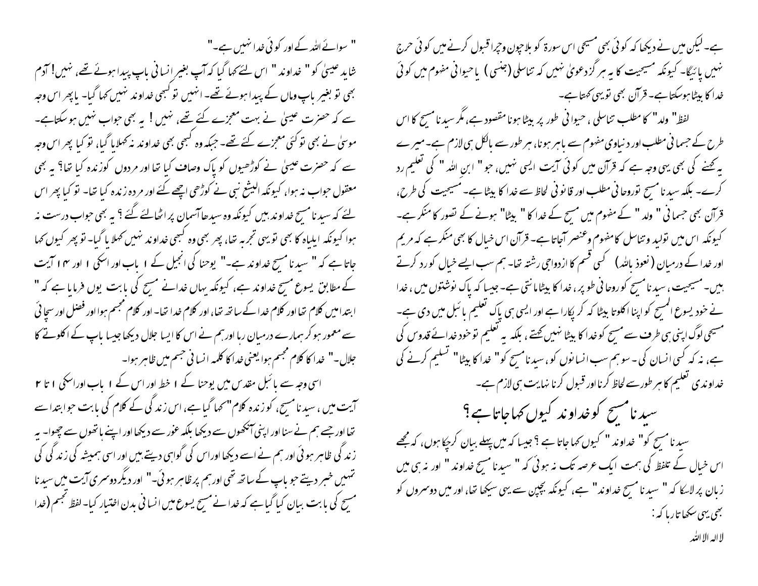ہے۔ لیکن میں نے دیکھا کہ کوئی بھی مسیحی اس سورۃ کو بلاچون وچرا قبول کرنے میں کوئی حرج نہیں پائیگا۔ کیونکہ مسیحیت کا یہ ہر گز دعویٰ نہیں کہ تناسلی (جنسی) یا حیوانی مفہوم میں کوئی خدا کا بیٹا ہوسکتا ہے۔ قرآن بھی تو یہی کہتا ہے۔

لفظ" ولد" کا مطلب تناسلی، حیوانی طور پر بیٹا ہونا مقصود ہے، مگر سیدنا مسیح کا اس طرح کے جسمانی مطلب اور دنیاوی مفہوم سے باہر ہونا، ہر طور سے بالکل ہی لازم ہے۔ میرے یہ کہنے کی بھی یہی وجہ ہے کہ قرآن میں کوئی آیت ایسی نہیں، جو" ابن اللہ" کی تعلیم رد کرے۔ بلکہ سیدنا مسیح توروحانی مطلب اور قانونی لحاظ سے خدا کا بیٹا ہے۔ مسیحیت کی طرح، قرآن بھی جسمانی " ولد" کے مفہوم میں مسیح کے خدا کا " بیٹا" ہونے کے تصور کا منکر ہے۔ کیونکہ اس میں تولید وتناسل کا مفہوم وعنصر آجاتا ہے۔ قرآن اس خیال کا بھی منکر ہے کہ مریم اور خدا کے درمیان (نعوذ باللہ) کسی قسم کا ازدواجی رشتہ تھا۔ ہم سب ایسے خیال کو رد کرتے ہیں۔ مسیحیت، سیدنا مسیح کو روحانی طور پر، خدا کا بیٹا مانتی ہے۔ جیسا کہ پاک نوشتوں میں، خدا نے خود یسوع المسیح کو اپنا اکلوتا بیٹا کہ کر پکارا ہے اور ایسی ہی پاک تعلیم بائبل میں دی ہے۔ مسیحی لوگ اپنی ہی طرف سے مسیح کو خدا کا بیٹا نہیں کہتے، بلکہ یہ تعلیم تو خود خدائے قدوس کی ہے، نہ کہ کسی انسان کی۔ سو ہم سب انسانوں کو، سیدنا مسیح کو" خدا کا بیٹا" تسلیم کرنے کی خداوندی تعلیم کا ہر طور سے لحاظ کرنا اور قبول کرنا نہایت ہی لازم ہے۔

## سیدنا مسیح کو خداوند کیوں کہا جاتا ہے؟

سیدنا مسیح کو" خداوند" کیوں کہا جاتا ہے؟ جیسا کہ میں پہلے بیان کرچکا ہوں، کہ مجھے اس خیال کے تلفظ کی ہمت ایک عرصہ تک نہ ہوئی کہ " سیدنا مسیح خداوند" اور نہ ہی میں زبان پر لاسکا کہ " سیدنا مسیح خداوند" ہے، کیونکہ بچپن سے یہی سیکھا تھا، اور میں دوسروں کو بھی یہی سکھاتا رہا کہ:

لا الہ الا اللہ

" سوائے اللہ کے اور کوئی خدا نہیں ہے۔"

شاید عیسیٰ کو" خداوند" اس لئے کہا گیا کہ آپ بغیر انسانی باپ پیدا ہوئے تھے، نہیں! آدم بھی تو بغیر باپ وماں کے پیدا ہوئے تھے۔ انہیں تو کبھی خداوند نہیں کہا گیا۔ یاپھر اس وجہ سے کہ حضرت عیسیٰ نے بہت معجزے کئے تھے، نہیں! یہ بھی جواب نہیں ہوسکتاہے۔ موسیٰ نے بھی تو کئی معجزے کئے تھے۔ جبکہ وہ کبھی بھی خداوند نہ کہلایا گیا، تو کیا پھر اس وجہ سے کہ حضرت عیسیٰ نے کوڑھیوں کو پاک وصاف کیا تھا اور مردوں کوزندہ کیا تھا؟ یہ بھی معقول جواب نہ ہوا، کیونکہ الیشع نبی نے کوڑھی اچھے کئے اور مردہ زندہ کیا تھا۔ تو کیا پھر اس لئے کہ سیدنا مسیح خداوند ہیں کیونکہ وہ سیدھا آسمان پر اٹھالئے گئے؟ یہ بھی جواب درست نہ ہوا کیونکہ ایلیاہ کا بھی تو یہی تجربہ تھا، پھر بھی وہ کبھی خداوند نہیں کہلایا گیا۔ تو پھر کیوں کہا جاتا ہے کہ " سیدنا مسیح خداوند ہے۔" یوحنا کی انجیل کے ۱ باب اور اسکی ۱ اور ۱۴ آیت کے مطابق یسوع مسیح خداوند ہے، کیونکہ یہاں خدانے مسیح کی بابت یوں فرمایا ہے کہ " ابتدا میں کلام تھا اور کلام خدا کے ساتھ تھا، اور کلام خدا تھا۔ اور کلام مجسم ہوا اور فضل اور سچائی سے معمور ہوکر ہمارے درمیان رہا اور ہم نے اس کا ایسا جلال دیکھا جیسا باپ کے اکلوتے کا جلال۔" خدا کا کلام مجسم ہوا یعنی خدا کا کلمہ انسانی جسم میں ظاہر ہوا۔

اسی وجہ سے بائبل مقدس میں یوحنا کے ۱ خط اور اس کے ۱ باب اوراسکی ۱ تا ۲ آیت میں، سیدنا مسیح، کوزندہ کلام "کہا گیا ہے، اس زندگی کے کلام کی بابت جو ابتدا سے تھا اور جسے ہم نے سنا اور اپنی آنکھوں سے دیکھا بلکہ غور سے دیکھا اور اپنے ہاتھوں سے چھوا۔ یہ زندگی ظاہر ہوئی اور ہم نے اسے دیکھا اوراس کی گواہی دیتے ہیں اور اسی ہمیشہ کی زندگی کی تمہیں خبر دیتے ہیں جو باپ کے ساتھ تھی اور ہم پر ظاہر ہوئی۔" اور دیگر دوسری آیت میں سیدنا مسیح کی بابت بیان کیا گیا ہے کہ خدا نے مسیح یسوع میں انسانی بدن اختیار کیا۔ لفظ تجسم (خدا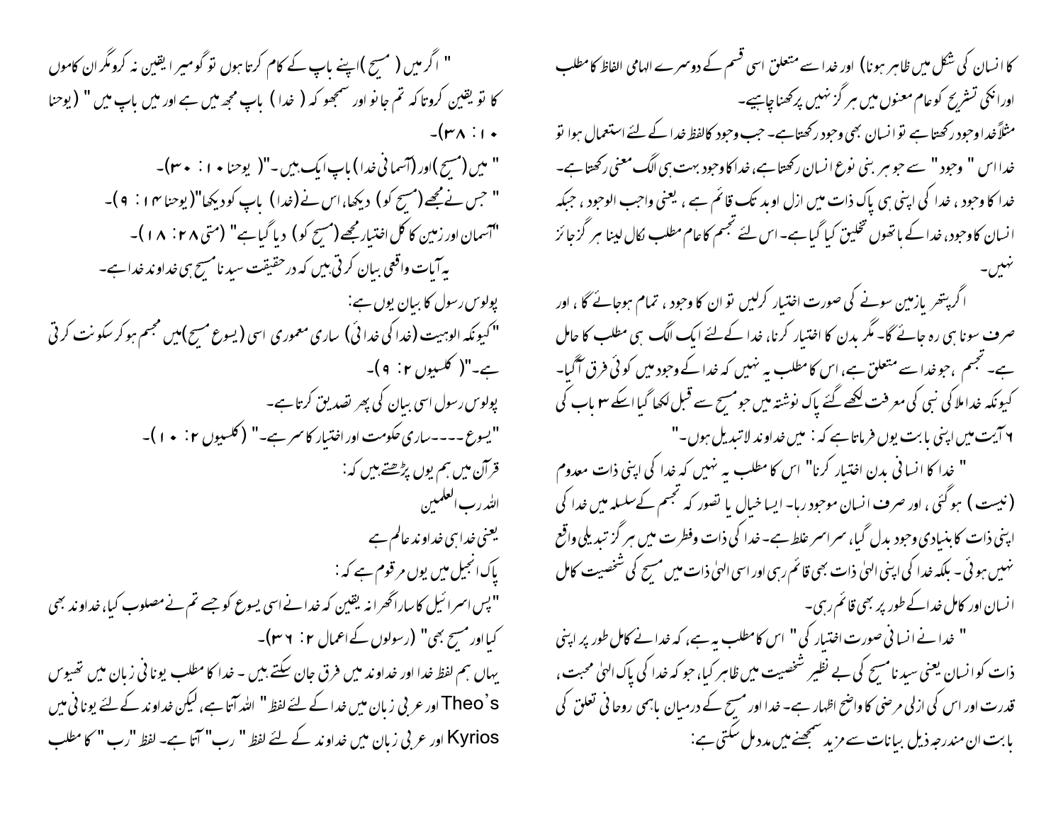کا انسان کی شکل میں ظاہر ہونا) اور خدا سے متعلق اسی قسم کے دوسرے الہامی الفاظ کا مطلب اور انکی تشریح کو عام معنوں میں ہر گز نہیں پرکھنا چاہیے۔

مثلاً خدا وجود رکھتا ہے تو انسان بھی وجود رکھتا ہے۔ جب وجود کالفظ خدا کے لئے استعمال ہوا تو خدا اس " وجود " سے جو ہر بنی نوع انسان رکھتا ہے، خدا کا وجود بہت ہی الگ معنی رکھتا ہے۔ خدا کا وجود ، خدا کی اپنی ہی پاک ذات میں ازل اوبد تک قائم ہے ، یعنی واجب الوجود ، جبکہ انسان کا وجود، خدا کے ہاتھوں تخلیق کیا گیا ہے۔ اس لئے تجسم کا عام مطلب نکال لینا ہر گز جائز نہیں۔

اگر پتھر یا زمین سونے کی صورت اختیار کرلیں تو ان کا وجود ، تمام ہوجائے گا ، اور صرف سونا ہی رہ جائے گا۔ مگر بدن کا اختیار کرنا، خدا کے لئے ایک الگ ہی مطلب کا حامل ہے۔ تجسم ،جو خدا سے متعلق ہے، اس کا مطلب یہ نہیں کہ خدا کے وجود میں کوئی فرق آگیا۔ کیونکہ خدا ملاکی نبی کی معرفت لکھے گئے پاک نوشتہ میں جو مسیح سے قبل لکھا گیا اسکے ۳ باب کی ۶ آیت میں اپنی بابت یوں فرماتا ہے کہ : میں خداوند لاتبدیل ہوں۔"

" خدا کا انسانی بدن اختیار کرنا" اس کا مطلب یہ نہیں کہ خدا کی اپنی ذات معدوم (نیست ) ہوگئی ، اور صرف انسان موجود رہا۔ ایسا خیال یا تصور کہ تجسم کے سلسلہ میں خدا کی اپنی ذات کا بنیادی وجود بدل گیا، سراسر غلط ہے۔ خدا کی ذات وفطرت میں ہر گز تبدیلی واقع نہیں ہوئی۔ بلکہ خدا کی اپنی الہیٰ ذات بھی قائم رہی اور اسی الہیٰ ذات میں مسیح کی شخصیت کامل انسان اور کامل خدا کے طور پر بھی قائم رہی۔

" خدا نے انسانی صورت اختیار کی " اس کا مطلب یہ ہے، کہ خدا نے کامل طور پر اپنی ذات کو انسان یعنی سیدنا مسیح کی بے نظیر شخصیت میں ظاہر کیا، جو کہ خدا کی پاک الہیٰ محبت ، قدرت اور اس کی ازلی مرضی کا واضح اظہار ہے۔ خدا اور مسیح کے درمیان باہمی روحانی تعلق کی بابت ان مندرجہ ذیل بیانات سے مزید سمجھنے میں مدد مل سکتی ہے:

" اگر میں ( مسیح )اپنے باپ کے کام کرتا ہوں تو گو میرا یقین نہ کرو مگر ان کاموں کا تو یقین کروتا کہ تم جانو اور سمجھو کہ ( خدا ) باپ مجھ میں ہے اور میں باپ میں " (یوحنا ۱۰ : ۳۸)۔

" میں (مسیح )اور (آسمانی خدا) باپ ایک ہیں۔"( یوحنا ۱۰ : ۳۰)۔

" جس نے مجھے (مسیح کو) دیکھا، اس نے (خدا) باپ کو دیکھا"(یوحنا ۱۴ : ۹)۔

"آسمان اور زمین کا کل اختیار مجھے (مسیح کو) دیا گیا ہے" (متی ۲۸ : ۱۸)۔

یہ آیات واقعی بیان کرتی ہیں کہ درحقیقت سیدنا مسیح ہی خداوند خدا ہے۔

پولوس رسول کا بیان یوں ہے:

"کیونکہ الوہیت (خدا کی خدائی) ساری معموری اسی (یسوع مسیح)میں مجسم ہو کر سکونت کرتی ہے۔"( کلسیوں ۲: ۹)۔

پولوس رسول اسی بیان کی پھر تصدیق کرتا ہے۔

"یسوع ----ساری حکومت اور اختیار کا سر ہے۔" (کلسیوں ۲: ۱۰)۔

قرآن میں ہم یوں پڑھتے ہیں کہ:

اللہ رب العلمین

یعنی خدا ہی خداوند عالم ہے

پاک انجیل میں یوں مرقوم ہے کہ:

"پس اسرائیل کا سارا گھرانہ یقین کہ خدا نے اسی یسوع کو جسے تم نے مصلوب کیا، خداوند بھی کیا اور مسیح بھی" (رسولوں کے اعمال ۲: ۳۶)۔

یہاں ہم لفظ خدا اور خداوند میں فرق جان سکتے ہیں - خدا کا مطلب یونانی زبان میں تھیوس Theo's اور عربی زبان میں خدا کے لئے لفظ " اللہ آتا ہے، لیکن خداوند کے لئے یونانی میں Kyrios اور عربی زبان میں خداوند کے لئے لفظ " رب" آتا ہے۔ لفظ "رب " کا مطلب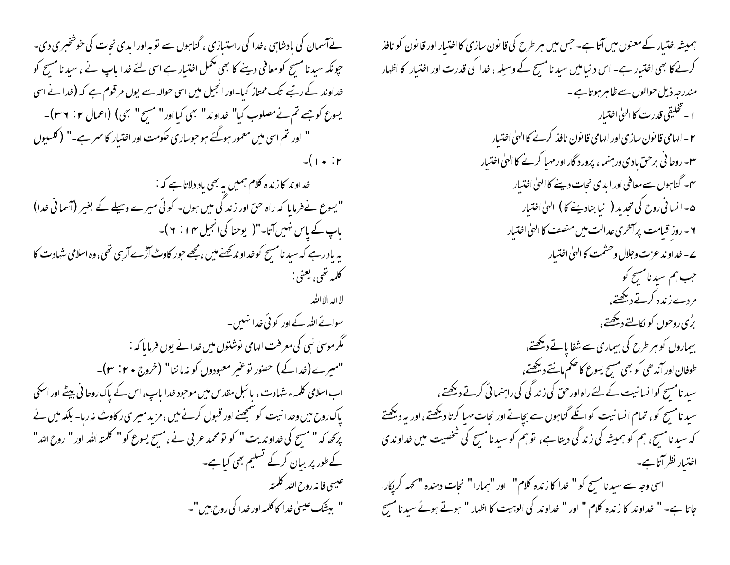ہمیشہ اختیار کے معنوں میں آتا ہے۔ جس میں ہر طرح کی قانون سازی کا اختیار اور قانون کو نافذ کرنے کا بھی اختیار ہے۔ اس دنیا میں سیدنا مسیح کے وسیلہ ، خدا کی قدرت اور اختیار کا اظہار مندرجہ ذیل حوالوں سے ظاہر ہوتا ہے۔

۱ - تخلیقی قدرت کا الہیٰ اختیار

۲ - الہامی قانون سازی اور الہامی قانون نافذ کرنے کا الہیٰ اختیار

۳- روحانی برحق ہادی ورہنما ، پروردگار اور مہیا کرنے کا الہیٰ اختیار

۴- گناہوں سے معافی اور ابدی نجات دینے کا الہیٰ اختیار

۵- انسانی روح کی تجدید ( نیا بنادینے کا ) الہیٰ اختیار

۶ - روزِ قیامت پر آخری عدالت میں منصف کا الہیٰ اختیار

۷- خداوند عزت وجلال وحشمت کا الہیٰ اختیار

جب ہم سیدنا مسیح کو

مردے زندہ کرتے دیکھتے،

بُری روحوں کو نکالتے دیکھتے،

بیماروں کو ہر طرح کی بیماری سے شفا پاتے دیکھتے،

طوفان اور آندھی کو بھی مسیح یسوع کا حکم مانتے دیکھتے،

سیدنا مسیح کو انسانیت کے لئے راہ اور حق کی زندگی کی راہنمائی کرتے دیکھتے ،

سیدنا مسیح کو، تمام انسانیت کو انکے گناہوں سے بچاتے اور نجات مہیا کرتا دیکھتے، اور یہ دیکھتے کہ سیدنا مسیح، ہم کو ہمیشہ کی زندگی دیتا ہے ، تو ہم کو سیدنا مسیح کی شخصیت میں خداوندی اختیار نظر آتا ہے۔

اسی وجہ سے سیدنا مسیح کو " خدا کا زندہ کلام " اور "ہمارا" نجات دہندہ "کہہ کر پکارا جاتا ہے۔ " خداوند کا زندہ کلام " اور " خداوند کی الوہیت کا اظہار " ہوتے ہوئے سیدنا مسیح نے آسمان کی بادشاہی ،خدا کی راستبازی ، گناہوں سے توبہ اور ابدی نجات کی خوشخبری دی۔ چونکہ سیدنا مسیح کو معافی دینے کا بھی مکمل اختیار ہے اسی لئے خدا باپ نے ، سیدنا مسیح کو خداوند کے رتبے تک ممتاز کیا۔اور انجیل میں اسی حوالہ سے یوں مرقوم ہے کہ (خدا نے اسی یسوع کو جسے تم نے مصلوب کیا" خداوند" بھی کیا اور" مسیح" بھی) (اعمال ۲: ۳۶)۔

" اور تم اسی میں معمور ہوگئے ہو جوساری حکومت اور اختیار کا سر ہے۔" (کلسیوں ۲: ۱۰)۔

خداوند کا زندہ کلام ہمیں یہ بھی یاد دلاتا ہے کہ :

"یسوع نے فرمایا کہ راہ حق اور زندگی میں ہوں۔ کوئی میرے وسیلے کے بغیر (آسمانی خدا) باپ کے پاس نہیں آتا۔"( یوحنا کی انجیل ۱۴ : ۶ )۔

یہ یاد رہے کہ سیدنا مسیح کو خداوند کہنے میں ، مجھے جو رکاوٹ آڑے آرہی تھی، وہ اسلامی شہادت کا کلمہ تھی، یعنی :

لا الہ الا اللہ

سوائے اللہ کے اور کوئی خدا نہیں۔

مگر موسیٰ نبی کی معرفت الہامی نوشتوں میں خدا نے یوں فرمایا کہ :

"میرے (خدا کے) حضور تو غیر معبودوں کو نہ ماننا" (خروج ۲۰ : ۳)۔

اب اسلامی کلمہ ء شہادت ، بائبل مقدس میں موجود خدا باپ، اس کے پاک روحانی بیٹے اور اسکی پاک روح میں وحدانیت کو سمجھنے اور قبول کرنے میں ، مزید میری رکاوٹ نہ رہا۔ بلکہ میں نے پرکھا کہ " مسیح کی خداوندیت" کو تو محمد عربی نے ، مسیح یسوع کو" کلمتہ اللہ اور " روح اللہ" کے طور پر بیان کرکے تسلیم بھی کیا ہے۔

عیسیٰ فانہ روح اللہ کلمتہ

" بیشک عیسیٰ خدا کا کلمہ اور خدا کی روح ہیں"۔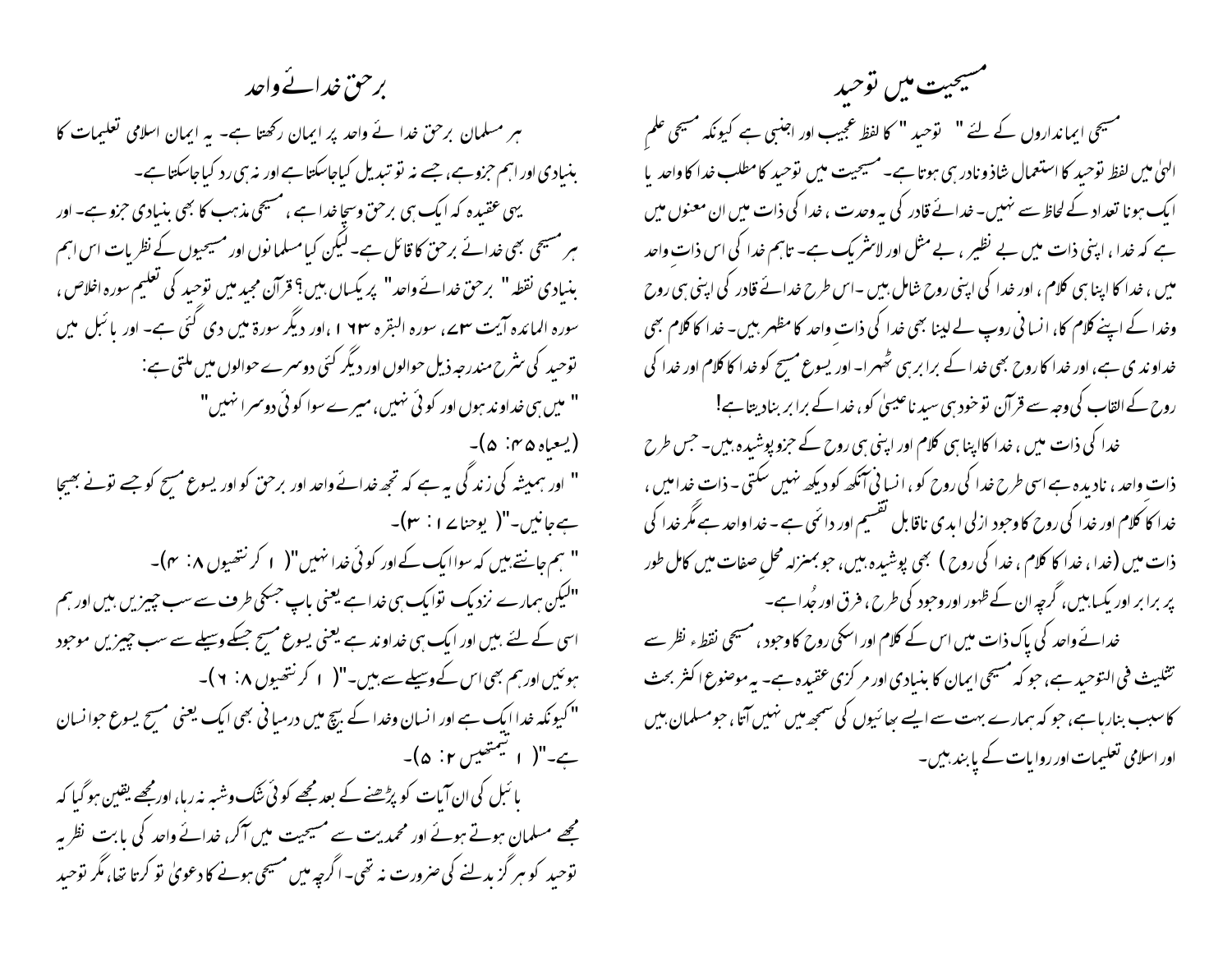## برحق خدائے واحد

ہر مسلمان برحق خدائے واحد پر ایمان رکھتا ہے۔ یہ ایمان اسلامی تعلیمات کا بنیادی اور اہم جزو ہے، جسے نہ تو تبدیل کیا جاسکتا ہے اور نہ ہی رد کیا جاسکتا ہے۔

یہی عقیدہ کہ ایک ہی برحق وسچا خدا ہے، مسیحی مذہب کا بھی بنیادی جزو ہے۔ اور ہر مسیحی بھی خدائے برحق کا قائل ہے۔ لیکن کیا مسلمانوں اور مسیحیوں کے نظریات اس اہم بنیادی نقطہ " برحق خدائے واحد" پر یکساں ہیں؟ قرآن مجید میں توحید کی تعلیم سورہ اخلاص، سورہ المائدہ آیت ۷۳، سورہ البقرہ ۱۶۳، اور دیگر سورۃ میں دی گئی ہے۔ اور بائبل میں توحید کی شرح مندرجہ ذیل حوالوں اور دیگر کئی دوسرے حوالوں میں ملتی ہے:

" میں ہی خداوند ہوں اور کوئی نہیں، میرے سوا کوئی دوسرا نہیں"

(یسعیاہ ۴۵: ۵)۔

" اور ہمیشہ کی زندگی یہ ہے کہ تجھ خدائے واحد اور برحق کو اور یسوع مسیح کو جسے تونے بھیجا ہے جانیں۔"( یوحنا ۱۷: ۳)۔

" ہم جانتے ہیں کہ سوا ایک کے اور کوئی خدا نہیں"( ۱ کرنتھیوں ۸: ۴)۔

"لیکن ہمارے نزدیک تو ایک ہی خدا ہے یعنی باپ جسکی طرف سے سب چیزیں ہیں اور ہم اسی کے لئے ہیں اور ایک ہی خداوند ہے یعنی یسوع مسیح جسکے وسیلے سے سب چیزیں موجود ہوئیں اور ہم بھی اس کے وسیلے سے ہیں۔"( ۱ کرنتھیوں ۸: ۶)۔

"کیونکہ خدا ایک ہے اور انسان وخدا کے بیچ میں درمیانی بھی ایک یعنی مسیح یسوع جو انسان ہے۔"( ۱ تیمتھیس ۲: ۵)۔

بائبل کی ان آیات کو پڑھنے کے بعد مجھے کوئی شک وشبہ نہ رہا، اور مجھے یقین ہوگیا کہ مجھے مسلمان ہوتے ہوئے اور محمدیت سے مسیحیت میں آکر، خدائے واحد کی بابت نظریہ توحید کو ہرگز بدلنے کی ضرورت نہ تھی۔ اگرچہ میں مسیحی ہونے کا دعویٰ تو کرتا تھا، مگر توحید

## مسیحیت میں توحید

مسیحی ایمانداروں کے لئے " توحید " کا لفظ عجیب اور اجنبی ہے کیونکہ مسیحی علمِ الٰہیٰ میں لفظ توحید کا استعمال شاذونادر ہی ہوتا ہے۔ مسیحیت میں توحید کا مطلب خدا کا واحد یا ایک ہونا تعداد کے لحاظ سے نہیں۔ خدائے قادر کی یہ وحدت، خدا کی ذات میں ان معنوں میں ہے کہ خدا، اپنی ذات میں بے نظیر، بے مثل اور لاشریک ہے۔ تاہم خدا کی اس ذاتِ واحد میں، خدا کا اپنا ہی کلام، اور خدا کی اپنی روح شامل ہیں۔ اس طرح خدائے قادر کی اپنی ہی روح وخدا کے اپنے کلام کا، انسانی روپ لے لینا بھی خدا کی ذاتِ واحد کا مظہر ہیں۔ خدا کا کلام بھی خداوندی ہے، اور خدا کا روح بھی خدا کے برابر ہی ٹھہرا۔ اور یسوع مسیح کو خدا کا کلام اور خدا کی روح کے القاب کی وجہ سے قرآن تو خود ہی سیدنا عیسیٰ کو، خدا کے برابر بنا دیتا ہے!

خدا کی ذات میں، خدا کا اپنا ہی کلام اور اپنی ہی روح کے جزو پوشیدہ ہیں۔ جس طرح ذاتِ واحد، نادیدہ ہے اسی طرح خدا کی روح کو، انسانی آنکھ کو دیکھ نہیں سکتی۔ ذات خدا میں، خدا کا کلام اور خدا کی روح کا وجود ازلی ابدی ناقابل تقسیم اور دائمی ہے۔ خدا واحد ہے مگر خدا کی ذات میں (خدا، خدا کا کلام، خدا کی روح) بھی پوشیدہ ہیں، جو بمنزلہ محلِ صفات میں کامل طور پر برابر اور یکساں ہیں، گرچہ ان کے ظہور اور وجود کی طرح، فرق اور جُدا ہے۔

خدائے واحد کی پاک ذات میں اس کے کلام اور اسکی روح کا وجود، مسیحی نقطہء نظر سے تثلیث فی التوحید ہے، جو کہ مسیحی ایمان کا بنیادی اور مرکزی عقیدہ ہے۔ یہ موضوع اکثر بحث کا سبب بنا رہا ہے، جو کہ ہمارے بہت سے ایسے بھائیوں کی سمجھ میں نہیں آتا، جو مسلمان ہیں اور اسلامی تعلیمات اور روایات کے پابند ہیں۔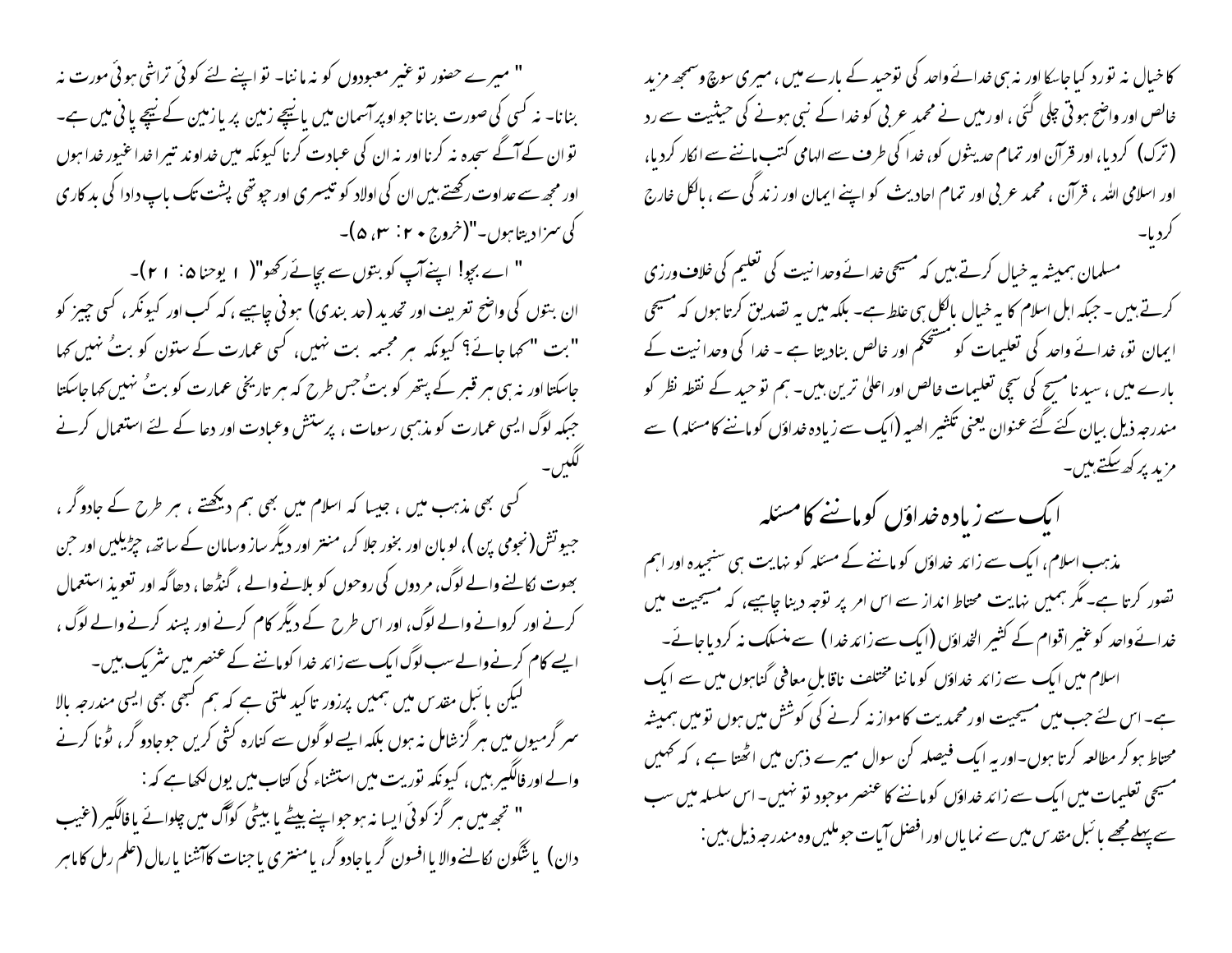کا خیال نہ تو رد کیا جاسکا اور نہ ہی خدائے واحد کی توحید کے بارے میں ، میری سوچ و سمجھ مزید خالص اور واضح ہوتی چلی گئی ، اور میں نے محمد عربی کو خدا کے نبی ہونے کی حیثیت سے رد (ترک) کردیا، اور قرآن اور تمام حدیثوں کو، خدا کی طرف سے الہامی کتب ماننے سے انکار کردیا، اور اسلامی اللہ ، قرآن ، محمد عربی اور تمام احادیث کو اپنے ایمان اور زندگی سے ، بالکل خارج کردیا۔

مسلمان ہمیشہ یہ خیال کرتے ہیں کہ مسیحی خدائے وحدانیت کی تعلیم کی خلاف ورزی کرتے ہیں ۔ جبکہ اہل اسلام کا یہ خیال بالکل ہی غلط ہے۔ بلکہ میں یہ تصدیق کرتا ہوں کہ مسیحی ایمان تو، خدائے واحد کی تعلیمات کو مستحکم اور خالص بنادیتا ہے ۔ خدا کی وحدانیت کے بارے میں ، سیدنا مسیح کی سچی تعلیمات خالص اور اعلیٰ ترین ہیں۔ ہم توحید کے نقطہ نظر کو مندرجہ ذیل بیان کئے گئے عنوان یعنی تکثیر الٰھیہ (ایک سے زیادہ خداؤں کوماننے کا مسئلہ) سے مزید پرکھ سکتے ہیں۔

## ایک سے زیادہ خداؤں کوماننے کا مسئلہ

مذہب اسلام، ایک سے زائد خداؤں کوماننے کے مسئلہ کو نہایت ہی سنجیدہ اور اہم تصور کرتا ہے۔ مگر ہمیں نہایت محتاط انداز سے اس امر پر توجہ دینا چاہیے، کہ مسیحیت میں خدائے واحد کو غیر اقوام کے کثیر الخداؤں (ایک سے زائد خدا) سے منسلک نہ کردیا جائے۔

اسلام میں ایک سے زائد خداؤں کوماننا مختلف ناقابل معافی گناہوں میں سے ایک ہے۔ اس لئے جب میں مسیحیت اور محمدیت کا موازنہ کرنے کی کوشش میں ہوں تو میں ہمیشہ محتاط ہو کر مطالعہ کرتا ہوں۔ اور یہ ایک فیصلہ کن سوال میرے ذہن میں اٹھتا ہے ، کہ کہیں مسیحی تعلیمات میں ایک سے زائد خداؤں کوماننے کا عنصر موجود تو نہیں۔ اس سلسلہ میں سب سے پہلے مجھے بائبل مقدس میں سے نمایاں اور افضل آیات جو ملیں وہ مندرجہ ذیل ہیں :

" میرے حضور تو غیر معبودوں کو نہ ماننا۔ تو اپنے لئے کوئی تراشی ہوئی مورت نہ بنانا۔ نہ کسی کی صورت بنانا جو اوپر آسمان میں یا نیچے زمین پر یا زمین کے نیچے پانی میں ہے۔ تو ان کے آگے سجدہ نہ کرنا اور نہ ان کی عبادت کرنا کیونکہ میں خداوند تیرا خدا غیور خدا ہوں اور مجھ سے عداوت رکھتے ہیں ان کی اولاد کو تیسری اور چوتھی پشت تک باپ دادا کی بدکاری کی سزا دیتا ہوں۔"(خروج ۲۰: ۳، ۵)۔

" اے بچو! اپنے آپ کو بتوں سے بچائے رکھو"( ۱ یوحنا ۵: ۲۱)۔

ان بتوں کی واضح تعریف اور تحدید (حد بندی) ہونی چاہیے ، کہ کب اور کیونکر، کسی چیز کو "بت "کہا جائے؟ کیونکہ ہر مجسمہ بت نہیں، کسی عمارت کے ستون کو بتُ نہیں کہا جاسکتا اور نہ ہی ہر قبر کے پتھر کو بتُ جس طرح کہ ہر تاریخی عمارت کو بتُ نہیں کہا جاسکتا جبکہ لوگ ایسی عمارت کو مذہبی رسومات ، پرستش وعبادت اور دعا کے لئے استعمال کرنے لگیں۔

کسی بھی مذہب میں ، جیسا کہ اسلام میں بھی ہم دیکھتے ، ہر طرح کے جادوگر ، جیوتش (نجومی پن )، لوبان اور بخور جلا کر، منتر اور دیگر ساز وسامان کے ساتھ، چڑیلیں اور جن بھوت نکالنے والے لوگ، مردوں کی روحوں کو بلانے والے ، گنڈھا ، دھاگہ اور تعویذ استعمال کرنے اور کروانے والے لوگ، اور اس طرح کے دیگر کام کرنے اور پسند کرنے والے لوگ ، ایسے کام کرنے والے سب لوگ ایک سے زائد خدا کوماننے کے عنصر میں شریک ہیں۔

لیکن بائبل مقدس میں ہمیں پرزور تاکید ملتی ہے کہ ہم کبھی بھی ایسی مندرجہ بالا سرگرمیوں میں ہر گز شامل نہ ہوں بلکہ ایسے لوگوں سے کنارہ کشی کریں جو جادوگر، ٹونا کرنے والے اور فالگیر ہیں، کیونکہ توریت میں استثناء کی کتاب میں یوں لکھاہے کہ :

" تجھ میں ہر گز کوئی ایسا نہ ہو جو اپنے بیٹے یا بیٹی کو آگ میں چلوائے یا فالگیر (غیب دان) یا شگون نکالنے والا یا افسون گر یا جادوگر، یا منتری یا جنات کا آشنا یا رمال (علم رمل کا ماہر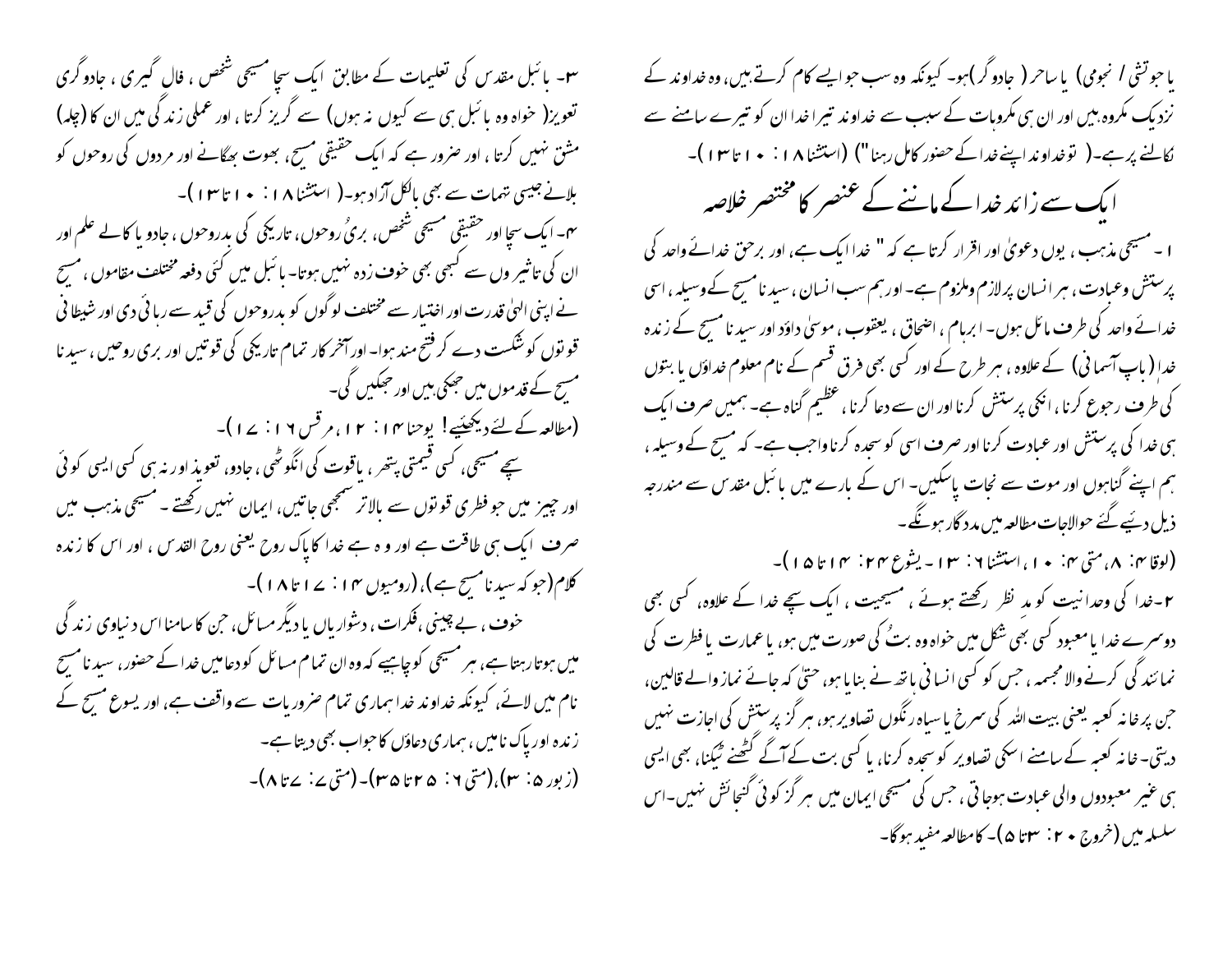یا جوتشی / نجومی) یا ساحر ( جادوگر)ہو- کیونکہ وہ سب جو ایسے کام کرتے ہیں، وہ خداوند کے نزدیک مکروہ ہیں اور ان ہی مکروہات کے سبب سے خداوند تیرا خدا ان کو تیرے سامنے سے نکالنے پر ہے-( تو خداوند اپنے خدا کے حضور کامل رہنا") (استثنا ۱۸ : ۱۰ تا ۱۳)-

## ایک سے زائد خدا کے ماننے کے عنصر کا مختصر خلاصہ

۱- مسیحی مذہب، یوں دعویٰ اور اقرار کرتا ہے کہ " خدا ایک ہے، اور برحق خدائے واحد کی پرستش وعبادت، ہر انسان پرلازم وملزوم ہے- اور ہم سب انسان، سیدنا مسیح کے وسیلہ، اسی خدائے واحد کی طرف مائل ہوں- ابرہام، اضحاق، یعقوب، موسیٰ داوٗد اور سیدنا مسیح کے زندہ خدا ( باپ آسمانی) کے علاوہ، ہر طرح کے اور کسی بھی فرق قسم کے نام معلوم خداوٗں یا بتوں کی طرف رجوع کرنا، انکی پرستش کرنا اور ان سے دعا کرنا، عظیم گناہ ہے- ہمیں صرف ایک ہی خدا کی پرستش اور عبادت کرنا اور صرف اسی کو سجدہ کرنا واجب ہے- کہ مسیح کے وسیلہ، ہم اپنے گناہوں اور موت سے نجات پاسکیں- اس کے بارے میں بائبل مقدس سے مندرجہ ذیل دیئے گئے حوالاجات مطالعہ میں مددگار ہونگے-

(لوقا ۴: ۸، متی ۴: ۱۰، استثنا ۶: ۱۳- یشوع ۲۴: ۱۴ تا ۱۵)-

۲-خدا کی وحدانیت کو مد نظر رکھتے ہوئے، مسیحیت، ایک سچے خدا کے علاوہ، کسی بھی دوسرے خدا یا معبود کسی بھی شکل میں خواہ وہ بتُ کی صورت میں ہو، یا عمارت یا فطرت کی نمائندگی کرنے والا مجسمہ، جس کو کسی انسانی ہاتھ نے بنایا ہو، حتیٰ کہ جائے نماز والے قالین، جن پر خانہ کعبہ یعنی بیت اللہ کی سرخ یا سیاہ رنگوں تصاویر ہو، ہر گز پرستش کی اجازت نہیں دیتی- خانہ کعبہ کے سامنے اسکی تصاویر کو سجدہ کرنا، یا کسی بت کے آگے گھٹنے ٹیکنا، بھی ایسی ہی غیر معبودوں والی عبادت ہوجاتی، جس کی مسیحی ایمان میں ہر گز کوئی گنجائش نہیں-اس سلسلہ میں (خروج ۲۰: ۳تا ۵)- کا مطالعہ مفید ہوگا-

۳- بائبل مقدس کی تعلیمات کے مطابق ایک سچا مسیحی شخص، فال گیری، جادوگری تعویز( خواہ وہ بائبل ہی سے کیوں نہ ہوں) سے گریز کرتا، اور عملی زندگی میں ان کا (چلہ) مشق نہیں کرتا، اور ضرور ہے کہ ایک حقیقی مسیح، بھوت بھگانے اور مردوں کی روحوں کو بلانے جیسی تہمات سے بھی بالکل آزاد ہو-( استثنا ۱۸ : ۱۰ تا ۱۳)-

۴- ایک سچا اور حقیقی مسیحی شخص، بریُ روحوں، تاریکی کی بدروحوں، جادو یا کالے علم اور ان کی تاثیر وں سے کبھی بھی خوف زدہ نہیں ہوتا- بائبل میں کئی دفعہ مختلف مقاموں، مسیح نے اپنی الہیٰ قدرت اور اختیار سے مختلف لوگوں کو بدروحوں کی قید سے رہائی دی اور شیطانی قوتوں کو شکست دے کر فتح مند ہوا- اور آخر کار تمام تاریکی کی قوتیں اور بری روحیں، سیدنا مسیح کے قدموں میں جھکی ہیں اور جھکیں گی-

(مطالعہ کے لئے دیکھئیے! یوحنا ۱۴: ۱۲، مرقس ۱۶: ۱۷)-

سچے مسیحی، کسی قیمتی پتھر، یاقوت کی انگوٹھی، جادو، تعویذ اور نہ ہی کسی ایسی کوئی اور چیز میں جو فطری قوتوں سے بالاتر سمجھی جاتیں، ایمان نہیں رکھتے- مسیحی مذہب میں صرف ایک ہی طاقت ہے اور وہ ہے خدا کا پاک روح یعنی روح القدس، اور اس کا زندہ کلام (جو کہ سیدنا مسیح ہے)، (رومیوں ۱۴: ۱۷ تا ۱۸)-

خوف، بے چینی ،فکرات، دشواریاں یا دیگر مسائل، جن کا سامنا اس دنیاوی زندگی میں ہوتا رہتا ہے، ہر مسیحی کو چاہیے کہ وہ ان تمام مسائل کو دعا میں خدا کے حضور، سیدنا مسیح نام میں لائے، کیونکہ خداوند خدا ہماری تمام ضروریات سے واقف ہے، اور یسوع مسیح کے زندہ اور پاک نام میں، ہماری دعاؤں کا جواب بھی دیتا ہے-

(زبور ۵: ۳)،(متی ۶: ۲۵ تا ۳۵)-(متی ۷: ۷تا ۸)-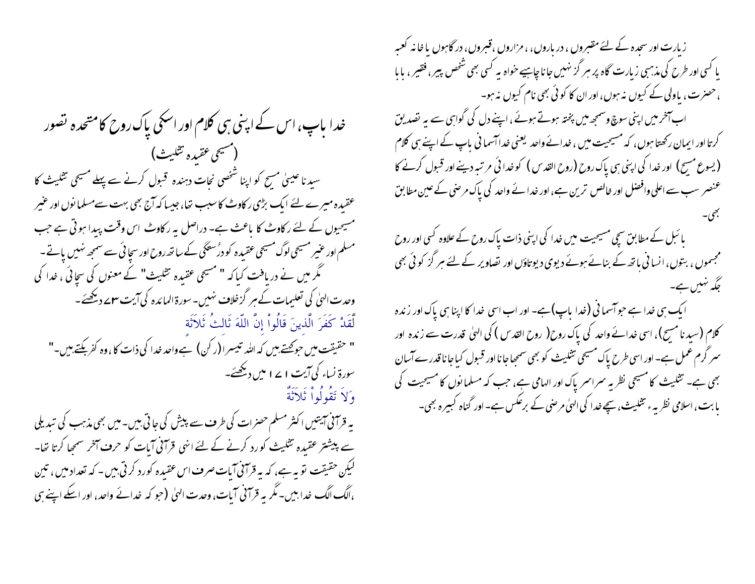## خدا باپ، اس کے اپنی ہی کلام اور اسکی پاک روح کا متحدہ تصور (مسیحی عقیدہ تثلیث)

سیدنا عیسیٰ مسیح کو اپنا شخصی نجات دہندہ قبول کرنے سے پہلے مسیحی تثلیث کا عقیدہ میرے لئے ایک بڑی رکاوٹ کا سبب تھا، جیسا کہ آج بھی بہت سے مسلمانوں اور غیر مسیحیوں کے لئے رکاوٹ کا باعث ہے۔ دراصل یہ رکاوٹ اس وقت پیدا ہوتی ہے جب مسلم اور غیر مسیحی لوگ مسیحی عقیدہ کو دُرستگی کے ساتھ روح اور سچائی سے سمجھ نہیں پاتے۔

مگر میں نے دریافت کیا کہ "مسیحی عقیدہ تثلیث" کے معنوں کی سچائی، خدا کی وحدت الہیٰ کی تعلیمات کے ہر گز خلاف نہیں۔ سورۃ المائدہ کی آیت ۷۳ دیکھئے۔

لَّقَدْ كَفَرَ الَّذِينَ قَالُواْ إِنَّ اللّهَ ثَالِثُ ثَلاَثَةٍ

" حقیقت میں جو کہتے ہیں کہ اللہ تیسرا (رکن) ہے واحد خدا کی ذات کا، وہ کفر بکتے ہیں۔"

سورۃ نساء کی آیت ۱۷۱ میں دیکھئے۔

وَلاَ تَقُولُواْ ثَلاَثَةٌ

یہ قرآنی آیتیں اکثر مسلم حضرات کی طرف سے پیش کی جاتی ہیں۔ میں بھی مذہب کی تبدیلی سے پیشتر عقیدہ تثلیث کو رد کرنے کے لئے انہی قرآنی آیات کو حرف آخر سمجھا کرتا تھا۔ لیکن حقیقت تو یہ ہے، کہ یہ قرآنی آیات صرف اس عقیدہ کو رد کرتی ہیں۔ کہ تعداد میں، تین ،الگ الگ خدا ہیں۔ مگر یہ قرآنی آیات، وحدت الہیٰ (جو کہ خدائے واحد، اور اسکے اپنے ہی زیارت اور سجدہ کے لئے مقبروں، درباروں، ، مزاروں، قبروں، درگاہوں یا خانہ کعبہ یا کسی اور طرح کی مذہبی زیارت گاہ پر ہر گز نہیں جانا چاہیے خواہ یہ کسی بھی شخص پیر، فقیر، بابا ، حضرت، یا ولی کے کیوں نہ ہوں، اور ان کا کوئی بھی نام کیوں نہ ہو۔

اب آخر میں اپنی سوچ وسمجھ میں پختہ ہوتے ہوئے، اپنے دل کی گواہی سے یہ تصدیق کرتا اور ایمان رکھتا ہوں، کہ مسیحیت میں، خدائے واحد یعنی خدا آسمانی باپ کے اپنے ہی کلام (یسوع مسیح) اور خدا کی اپنی ہی پاک روح (روح القدس) کو خدائی مرتبہ دینے اور قبول کرنے کا عنصر سب سے اعلیٰ وافضل اور خالص ترین ہے، اور خدائے واحد کی پاک مرضی کے عین مطابق بھی۔

بائبل کے مطابق سچی مسیحیت میں خدا کی اپنی ذات پاک روح کے علاوہ کسی اور روح مجسموں، بتوں، انسانی ہاتھ کے بنائے ہوئے دیوی دیوتاؤں اور تصاویر کے لئے ہر گز کوئی بھی جگہ نہیں ہے۔

ایک ہی خدا ہے جو آسمانی (خدا باپ) ہے۔ اور اب اسی خدا کا اپنا ہی پاک اور زندہ کلام (سیدنا مسیح)، اسی خدائے واحد کی پاک روح (روح القدس) کی الہیٰ قدرت سے زندہ اور سرگرم عمل ہے۔ اور اسی طرح پاک مسیحی تثلیث کو بھی سمجھا جانا اور قبول کیا جانا قدرے آسان بھی ہے۔ تثلیث کا مسیحی نظریہ سراسر پاک اور الہامی ہے، جب کہ مسلمانوں کا مسیحیت کی بابت، اسلامی نظریہء تثلیث، سچے خدا کی الہیٰ مرضی کے برعکس ہے۔ اور گناہ کبیرہ بھی۔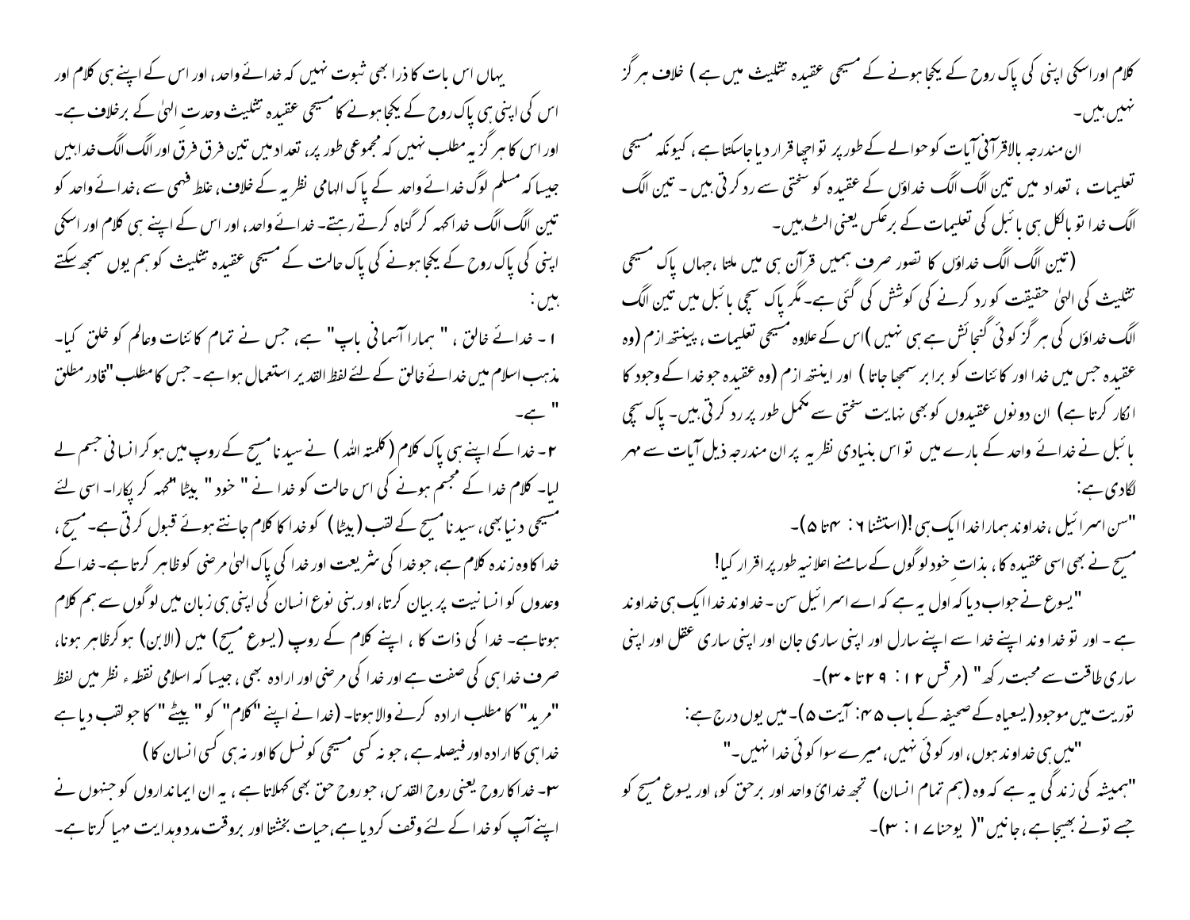کلام اوراسکی اپنی ہی پاک روح کے یکجا ہونے کے مسیحی عقیدہ تثلیث میں ہے ) خلاف ہر گز نہیں ہیں۔

ان مندرجہ بالاقرآنی آیات کو حوالے کے طور پر تو اچھا قرار دیا جاسکتا ہے ، کیونکہ مسیحی تعلیمات ، تعداد میں تین الگ الگ خداؤں کے عقیدہ کو سختی سے رد کرتی ہیں ۔ تین الگ الگ خدا تو بالکل ہی بائبل کی تعلیمات کے برعکس یعنی الٹ ہیں۔

( تین الگ الگ خداؤں کا تصور صرف ہمیں قرآن ہی میں ملتا ،جہاں پاک مسیحی تثلیث کی الہیٰ حقیقت کو رد کرنے کی کوشش کی گئی ہے۔ مگر پاک سچی بائبل میں تین الگ الگ خداؤں کی ہر گز کوئی گنجائش ہے ہی نہیں )اس کے علاوہ مسیحی تعلیمات ، پینتھ ازم (وہ عقیدہ جس میں خدا اور کائنات کو برابر سمجھا جاتا ) اور اینتھ ازم (وہ عقیدہ جو خدا کے وجود کا انکار کرتا ہے) ان دونوں عقیدوں کو بھی نہایت سختی سے مکمل طور پر رد کرتی ہیں۔ پاک سچی بائبل نے خدائے واحد کے بارے میں تو اس بنیادی نظریہ پر ان مندرجہ ذیل آیات سے مہر لگادی ہے:

"سن اسرائیل ،خداوند ہمارا خدا ایک ہی !(استثنا ۶ : ۴تا ۵)۔

مسیح نے بھی اسی عقیدہ کا ، بذات خود لوگوں کے سامنے اعلانیہ طور پر اقرار کیا!

"یسوع نے جواب دیا کہ اول یہ ہے کہ اے اسرائیل سن ۔ خداوند خدا ایک ہی خداوند ہے ۔ اور تو خداوند اپنے خدا سے اپنے سارل اور اپنی ساری جان اور اپنی ساری عقل اور اپنی ساری طاقت سے محبت رکھ" (مرقس ۱۲ : ۲۹تا ۳۰)۔

توریت میں موجود (یسعیاہ کے صحیفہ کے باب ۴۵: آیت ۵)۔ میں یوں درج ہے:

"میں ہی خداوند ہوں، اور کوئی نہیں، میرے سوا کوئی خدا نہیں۔"

"ہمیشہ کی زندگی یہ ہے کہ وہ (ہم تمام انسان) تجھ خدائے واحد اور برحق کو، اور یسوع مسیح کو جسے تو نے بھیجا ہے، جانیں"( یوحنا ۱۷ : ۳)۔

یہاں اس بات کا ذرا بھی ثبوت نہیں کہ خدائے واحد، اور اس کے اپنے ہی کلام اور اس کی اپنی ہی پاک روح کے یکجا ہونے کا مسیحی عقیدہ تثلیث وحدت الہیٰ کے برخلاف ہے۔ اور اس کا ہر گز یہ مطلب نہیں کہ مجموعی طور پر، تعداد میں تین فرق فرق اور الگ الگ خدا ہیں جیسا کہ مسلم لوگ خدائے واحد کے پاک الہامی نظریہ کے خلاف، غلط فہمی سے ،خدائے واحد کو تین الگ الگ خدا کہہ کر گناہ کرتے رہتے۔ خدائے واحد، اور اس کے اپنے ہی کلام اور اسکی اپنی ہی پاک روح کے یکجا ہونے کی پاک حالت کے مسیحی عقیدہ تثلیث کو ہم یوں سمجھ سکتے ہیں :

۱۔ خدائے خالق ، " ہمارا آسمانی باپ" ہے، جس نے تمام کائنات وعالم کو خلق کیا۔ مذہب اسلام میں خدائے خالق کے لئے لفظ القدیر استعمال ہوا ہے ۔ جس کا مطلب "قادر مطلق " ہے۔

۲۔ خدا کے اپنے ہی پاک کلام (کلمتہ اللہ ) نے سیدنا مسیح کے روپ میں ہو کر انسانی جسم لے لیا۔ کلام خدا کے مجسم ہونے کی اس حالت کو خدا نے " خود " بیٹا "کہہ کر پکارا۔ اسی لئے مسیحی دنیا بھی، سیدنا مسیح کے لقب (بیٹا) کو خدا کا کلام جانتے ہوئے قبول کرتی ہے۔ مسیح ، خدا کا وہ زندہ کلام ہے، جو خدا کی شریعت اور خدا کی پاک الہیٰ مرضی کو ظاہر کرتا ہے۔ خدا کے وعدوں کو انسانیت پر بیان کرتا، اور بنی نوع انسان کی اپنی ہی زبان میں لوگوں سے ہم کلام ہوتا ہے۔ خدا کی ذات کا ، اپنے کلام کے روپ (یسوع مسیح) میں (الابن) ہو کرظاہر ہونا، صرف خدا ہی کی صفت ہے اور خدا کی مرضی اور ارادہ بھی ، جیسا کہ اسلامی نقطہ ء نظر میں لفظ "مرید" کا مطلب ارادہ کرنے والا ہوتا۔ (خدا نے اپنے "کلام" کو " بیٹے " کا جو لقب دیا ہے خدا ہی کا ارادہ اور فیصلہ ہے ، جو نہ کسی مسیحی کو نسل کا اور نہ ہی کسی انسان کا )

۳۔ خدا کا روح یعنی روح القدس، جو روح حق بھی کہلاتا ہے ، یہ ان ایمانداروں کو جنہوں نے اپنے آپ کو خدا کے لئے وقف کر دیا ہے، حیات بخشتا اور بروقت مدد وہدایت مہیا کرتا ہے۔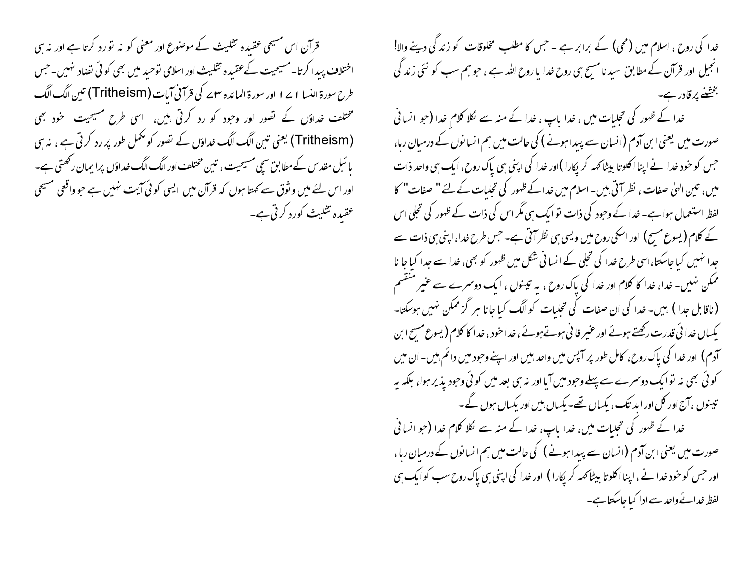خدا کی روح ، اسلام میں (محی) کے برابر ہے ۔ جس کا مطلب مخلوقات کو زندگی دینے والا! انجیل اور قرآن کے مطابق سیدنا مسیح ہی روح خدا یا روح اللہ ہے ، جو ہم سب کو نئی زندگی بخشنے پر قادر ہے۔

خدا کے ظہور کی تجلیات میں ، خدا باپ ، خدا کے منہ سے نکلا کلامِ خدا (جو انسانی صورت میں یعنی ابن آدم (انسان سے پیدا ہونے ) کی حالت میں ہم انسانوں کے درمیان رہا، جس کو خود خدا نے اپنا اکلوتا بیٹاکہہ کر پکارا )اور خدا کی اپنی ہی پاک روح، ایک ہی واحد ذات میں، تین الہیٰ صفات ، نظر آتی ہیں۔ اسلام میں خدا کے ظہور کی تجلیات کے لئے " صفات" کا لفظ استعمال ہوا ہے۔ خدا کے وجود کی ذات تو ایک ہی مگر اس کی ذات کے ظہور کی تجلی اس کے کلام (یسوع مسیح) اور اسکی روح میں ویسی ہی نظر آتی ہے۔ جس طرح خدا، اپنی ہی ذات سے جدا نہیں کیا جاسکتا،اسی طرح خدا کی تجلی کے انسانی شکل میں ظہور کو بھی، خدا سے جدا کیا جا نا ممکن نہیں۔ خدا، خدا کا کلام اور خدا کی پاک روح ، یہ تینوں ، ایک دوسرے سے غیر منقسم (ناقابل جدا ) ہیں۔ خدا کی ان صفات کی تجلیات کو الگ کیا جانا ہر گز ممکن نہیں ہوسکتا۔ یکساں خدائی قدرت رکھتے ہوئے اور غیر فانی ہوتے ہوئے ، خدا خود ، خدا کا کلام (یسوع مسیح ابن آدم) اور خدا کی پاک روح، کامل طور پر آپس میں واحد ہیں اور اپنے وجود میں دائم ہیں۔ ان میں کوئی بھی نہ تو ایک دوسرے سے پہلے وجود میں آیا اور نہ ہی بعد میں کوئی وجود پذیر ہوا، بلکہ یہ تینوں ، آج اور کل اور ابد تک ، یکساں تھے۔یکساں ہیں اور یکساں ہوں گے۔

خدا کے ظہور کی تجلیات میں، خدا باپ، خدا کے منہ سے نکلا کلام خدا (جو انسانی صورت میں یعنی ابن آدم (انسان سے پیدا ہونے ) کی حالت میں ہم انسانوں کے درمیان رہا ، اور جس کو خود خدا نے ، اپنا اکلوتا بیٹاکہہ کر پکارا ) اور خدا کی اپنی ہی پاک روح سب کو ایک ہی لفظ خدائے واحد سے ادا کیا جاسکتا ہے۔

قرآن اس مسیحی عقیدہ تثلیث کے موضوع اور معنی کو نہ تو رد کرتا ہے اور نہ ہی اختلاف پیدا کرتا۔ مسیحیت کے عقیدہ تثلیث اور اسلامی توحید میں بھی کوئی تضاد نہیں۔ جس طرح سورۃ النسا ۱۷۱ اور سورۃ المائدہ ۷۳ کی قرآنی آیات (Tritheism) تین الگ الگ مختلف خداؤں کے تصور اور وجود کو رد کرتی ہیں، اسی طرح مسیحیت خود بھی (Tritheism) یعنی تین الگ الگ خداؤں کے تصور کو مکمل طور پر رد کرتی ہے ، نہ ہی بائبل مقدس کے مطابق سچی مسیحیت ، تین مختلف اور الگ الگ خداؤں پرا یمان رکھتی ہے۔ اور اس لئے میں وثوق سے کہتا ہوں کہ قرآن میں ایسی کوئی آیت نہیں ہے جو واقعی مسیحی عقیدہ تثلیث کو رد کرتی ہے۔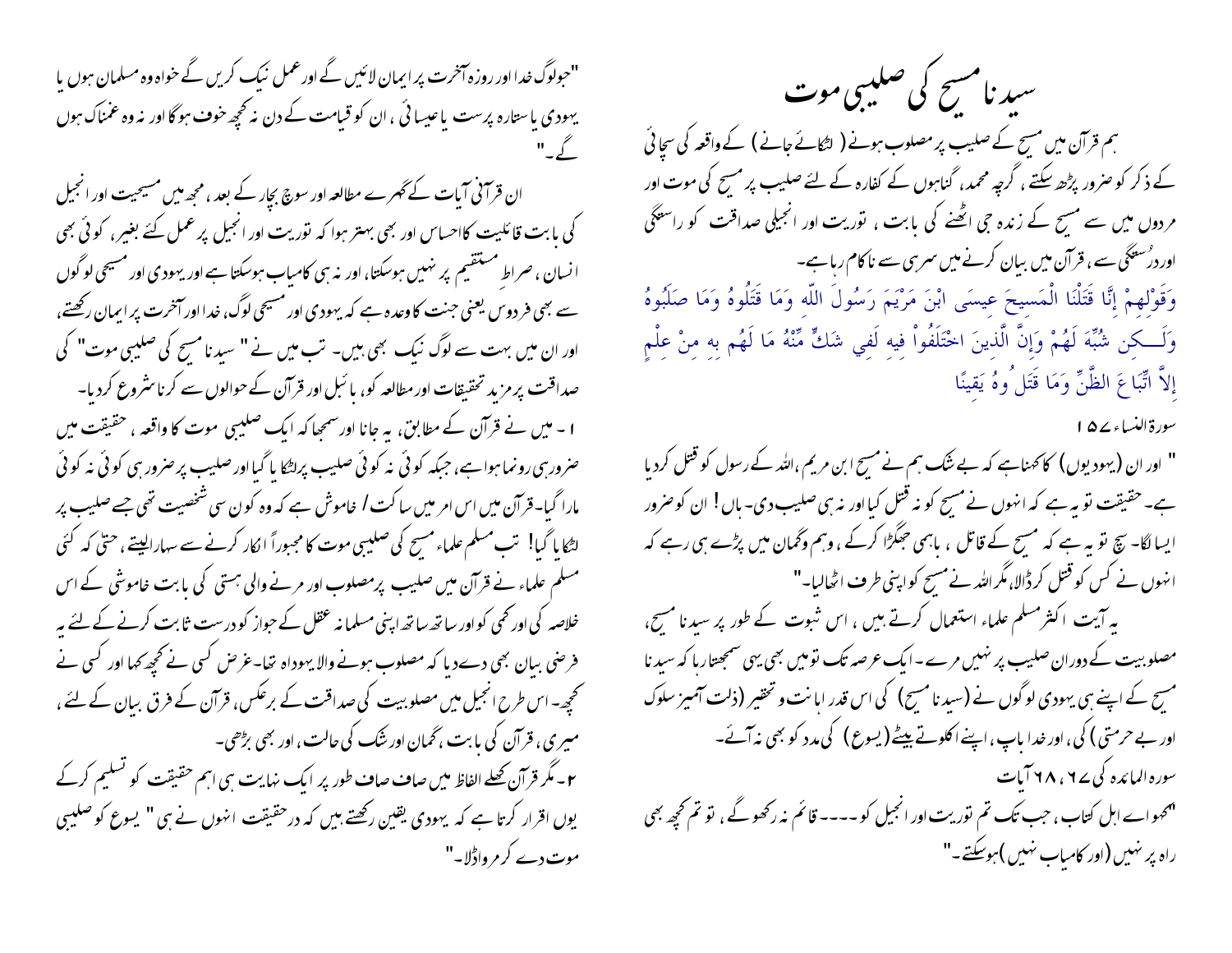# سیدنا مسیح کی صلیبی موت

ہم قرآن میں مسیح کے صلیب پر مصلوب ہونے ( لٹکائے جانے ) کے واقعہ کی سچائی کے ذکر کو ضرور پڑھ سکتے ، گرچہ محمد، گناہوں کے کفارہ کے لئے صلیب پر مسیح کی موت اور مردوں میں سے مسیح کے زندہ جی اٹھنے کی بابت ، توریت اور انجیلی صداقت کو راستگی اور درُستگی سے، قرآن میں بیان کرنے میں سرے سے ناکام رہا ہے۔

وَقَوْلِهِمْ إِنَّا قَتَلْنَا الْمَسِيحَ عِيسَى ابْنَ مَرْيَمَ رَسُولَ اللّهِ وَمَا قَتَلُوهُ وَمَا صَلَبُوهُ وَلَـكِن شُبِّهَ لَهُمْ وَإِنَّ الَّذِينَ اخْتَلَفُواْ فِيهِ لَفِي شَكٍّ مِّنْهُ مَا لَهُم بِهِ مِنْ عِلْمٍ إِلاَّ اتِّبَاعَ الظَّنِّ وَمَا قَتَلُوهُ يَقِينًا

سورۃ النساء ۱۵۷

" اور ان (یہودیوں) کا کہنا ہے کہ بے شک ہم نے مسیح ابن مریم ،اللہ کے رسول کو قتل کردیا ہے۔ حقیقت تو یہ ہے کہ انہوں نے مسیح کو نہ قتل کیا اور نہ ہی صلیب دی۔ ہاں ! ان کو ضرور ایسا لگا۔ سچ تو یہ ہے کہ مسیح کے قاتل ، باہمی جھگڑا کرکے ، وہم وگمان میں پڑے ہی رہے کہ انہوں نے کس کو قتل کرڈالا، مگر اللہ نے مسیح کو اپنی طرف اٹھالیا۔"

یہ آیت اکثر مسلم علماء استعمال کرتے ہیں ، اس ثبوت کے طور پر سیدنا مسیح، مصلوبیت کے دوران صلیب پر نہیں مرے ۔ ایک عرصہ تک تو میں بھی یہی سمجھتا رہا کہ سیدنا مسیح کے اپنے ہی یہودی لوگوں نے (سیدنا مسیح) کی اس قدر اہانت و تحقیر (ذلت آمیز سلوک اور بے حرمتی) کی، اور خدا باپ ، اپنے اکلوتے بیٹے (یسوع) کی مدد کو بھی نہ آئے۔

سورہ المائدہ کی ۶۷ ، ۶۸ آیات

"کہو اے اہل کتاب ، جب تک تم توریت اور انجیل کو۔۔۔۔ قائم نہ رکھوگے ، تو تم کچھ بھی راہ پر نہیں (اور کامیاب نہیں )ہوسکتے ۔"

"جولوگ خدا اور روزِ آخرت پر ایمان لائیں گے اور عمل نیک کریں گے خواہ وہ مسلمان ہوں یا یہودی یا ستارہ پرست یا عیسائی ، ان کو قیامت کے دن نہ کچھ خوف ہوگا اور نہ وہ غمناک ہوں گے ۔"

ان قرآنی آیات کے گہرے مطالعہ اور سوچ بچار کے بعد ، مجھ میں مسیحیت اور انجیل کی بابت قائلیت کااحساس اور بھی بہتر ہوا کہ توریت اور انجیل پر عمل کئے بغیر، کوئی بھی انسان ، صراطِ مستقیم پر نہیں ہوسکتا، اور نہ ہی کامیاب ہوسکتا ہے اور یہودی اور مسیحی لوگوں سے بھی فردوس یعنی جنت کا وعدہ ہے کہ یہودی اور مسیحی لوگ، خدا اور آخرت پر ایمان رکھتے، اور ان میں بہت سے لوگ نیک بھی ہیں۔ تب میں نے " سیدنا مسیح کی صلیبی موت" کی صداقت پر مزید تحقیقات اور مطالعہ کو، بائبل اور قرآن کے حوالوں سے کرنا شروع کردیا۔

۱ - میں نے قرآن کے مطابق، یہ جانا اور سمجھا کہ ایک صلیبی موت کا واقعہ ، حقیقت میں ضرور ہی رونما ہوا ہے، جبکہ کوئی نہ کوئی صلیب پرلٹکا یا گیا اور صلیب پر ضرور ہی کوئی نہ کوئی مارا گیا۔قرآن میں اس امر میں ساکت / خاموش ہے کہ وہ کون سی شخصیت تھی جسے صلیب پر لٹکا یا گیا! تب مسلم علماء مسیح کی صلیبی موت کا مجبوراً انکار کرنے سے سہارالیتے ، حتیٰ کہ کئی مسلم علماء نے قرآن میں صلیب پر مصلوب اور مرنے والی ہستی کی بابت خاموشی کے اس خلاصہ کی اور کمی کو اور ساتھ ساتھ اپنی مسلمانہ عقل کے جواز کو درست ثابت کرنے کے لئے یہ فرضی بیان بھی دے دیا کہ مصلوب ہونے والا یہوداہ تھا۔غرض کسی نے کچھ کہا اور کسی نے کچھ۔ اس طرح انجیل میں مصلوبیت کی صداقت کے برعکس، قرآن کے فرق بیان کے لئے ، میری ، قرآن کی بابت ، گمان اور شک کی حالت ، اور بھی بڑھی۔

۲ - مگر قرآن کھلے الفاظ میں صاف صاف طور پر ایک نہایت ہی اہم حقیقت کو تسلیم کرکے یوں اقرار کرتا ہے کہ یہودی یقین رکھتے ہیں کہ درحقیقت انہوں نے ہی " یسوع کو صلیبی موت دے کر مرواڈلا۔"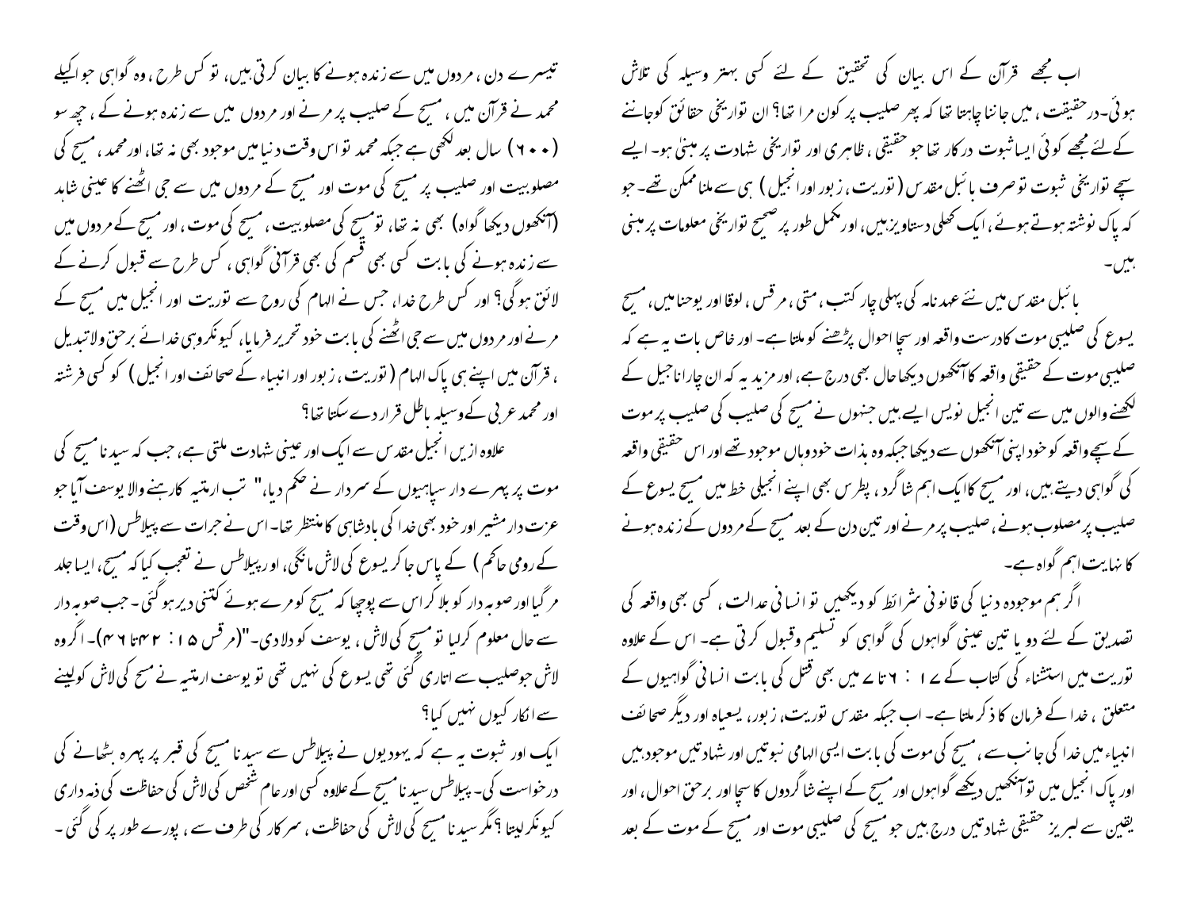اب مجھے قرآن کے اس بیان کی تحقیق کے لئے کسی بہتر وسیلہ کی تلاش ہوئی۔ درحقیقت، میں جاننا چاہتا تھا کہ پھر صلیب پر کون مرا تھا؟ ان تواریخی حقائق کو جاننے کے لئے مجھے کوئی ایسا ثبوت درکار تھا جو حقیقی، ظاہری اور تواریخی شہادت پر مبنیٰ ہو۔ ایسے سچے تواریخی ثبوت تو صرف بائبل مقدس (توریت، زبور اور انجیل) ہی سے ملنا ممکن تھے۔ جو کہ پاک نوشتہ ہوتے ہوئے، ایک کھلی دستاویز ہیں، اور مکمل طور پر صحیح تواریخی معلومات پر مبنی ہیں۔

بائبل مقدس میں نئے عہد نامہ کی پہلی چار کتب، متی، مرقس، لوقا اور یوحنا میں، مسیح یسوع کی صلیبی موت کا درست واقعہ اور سچا احوال پڑھنے کو ملتا ہے۔ اور خاص بات یہ ہے کہ صلیبی موت کے حقیقی واقعہ کا آنکھوں دیکھا حال بھی درج ہے، اور مزید یہ کہ ان چاروں اناجیل کے لکھنے والوں میں سے تین انجیل نویس ایسے ہیں جنہوں نے مسیح کی صلیب کی صلیب پر موت کے سچے واقعہ کو خود اپنی آنکھوں سے دیکھا جبکہ وہ بذات خود وہاں موجود تھے اور اس حقیقی واقعہ کی گواہی دیتے ہیں، اور مسیح کا ایک اہم شاگرد، پطرس بھی اپنے انجیلی خط میں مسیح یسوع کے صلیب پر مصلوب ہونے، صلیب پر مرنے اور تین دن کے بعد مسیح کے مردوں کے زندہ ہونے کا نہایت اہم گواہ ہے۔

اگر ہم موجودہ دنیا کی قانونی شرائط کو دیکھیں تو انسانی عدالت، کسی بھی واقعہ کی تصدیق کے لئے دو یا تین عینی گواہوں کی گواہی کو تسلیم و قبول کرتی ہے۔ اس کے علاوہ توریت میں استثناء کی کتاب کے ۱۷: ۶ تا ۷ میں بھی قتل کی بابت انسانی گواہیوں کے متعلق، خدا کے فرمان کا ذکر ملتا ہے۔ اب جبکہ مقدس توریت، زبور، یسعیاہ اور دیگر صحائف انبیاء میں خدا کی جانب سے، مسیح کی موت کی بابت ایسی الہامی نبوتیں اور شہادتیں موجود ہیں اور پاک انجیل میں تو آنکھیں دیکھے گواہوں اور مسیح کے اپنے شاگردوں کا سچا اور برحق احوال، اور یقین سے لبریز حقیقی شہادتیں درج ہیں جو مسیح کی صلیبی موت اور مسیح کے موت کے بعد تیسرے دن، مردوں میں سے زندہ ہونے کا بیان کرتی ہیں، تو کس طرح، وہ گواہی جو اکیلے محمد نے قرآن میں، مسیح کے صلیب پر مرنے اور مردوں میں سے زندہ ہونے کے، چھ سو (۶۰۰) سال بعد لکھی ہے جبکہ محمد تو اس وقت دنیا میں موجود بھی نہ تھا، اور محمد، مسیح کی مصلوبیت اور صلیب پر مسیح کی موت اور مسیح کے مردوں میں سے جی اٹھنے کا عینی شاہد (آنکھوں دیکھا گواہ) بھی نہ تھا، تو مسیح کی مصلوبیت، مسیح کی موت، اور مسیح کے مردوں میں سے زندہ ہونے کی بابت کسی بھی قسم کی بھی قرآنی گواہی، کس طرح سے قبول کرنے کے لائق ہوگی؟ اور کس طرح خدا، جس نے الہام کی روح سے توریت اور انجیل میں مسیح کے مرنے اور مردوں میں سے جی اٹھنے کی بابت خود تحریر فرمایا، کیونکہ وہی خدائے برحق ولاتبدیل، قرآن میں اپنے ہی پاک الہام (توریت، زبور اور انبیاء کے صحائف اور انجیل) کو کسی فرشتہ اور محمد عربی کے وسیلہ باطل قرار دے سکتا تھا؟

علاوہ ازیں انجیل مقدس سے ایک اور عینی شہادت ملتی ہے، جب کہ سیدنا مسیح کی موت پر پہرے دار سپاہیوں کے سردار نے حکم دیا،" تب ارمتیہ کا رہنے والا یوسف آیا جو عزت دار مشیر اور خود بھی خدا کی بادشاہی کا منتظر تھا۔ اس نے جرات سے پیلاطس (اس وقت کے رومی حاکم) کے پاس جا کر یسوع کی لاش مانگی، اور پیلاطس نے تعجب کیا کہ مسیح، ایسا جلد مر گیا اور صوبہ دار کو بلا کر اس سے پوچھا کہ مسیح کو مرے ہوئے کتنی دیر ہو گئی۔ جب صوبہ دار سے حال معلوم کر لیا تو مسیح کی لاش، یوسف کو دلا دی۔"(مرقس ۱۵: ۴۳ تا ۴۶)۔ اگر وہ لاش جو صلیب سے اتاری گئی تھی یسوع کی نہیں تھی تو یوسف ارمتیہ نے مسیح کی لاش کو لینے سے انکار کیوں نہیں کیا؟

ایک اور ثبوت یہ ہے کہ یہودیوں نے پیلاطس سے سیدنا مسیح کی قبر پر پہرہ بٹھانے کی درخواست کی۔ پیلاطس سیدنا مسیح کے علاوہ کسی اور عام شخص کی لاش کی حفاظت کی ذمہ داری کیونکر لیتا؟ مگر سیدنا مسیح کی لاش کی حفاظت، سرکار کی طرف سے، پورے طور پر کی گئی۔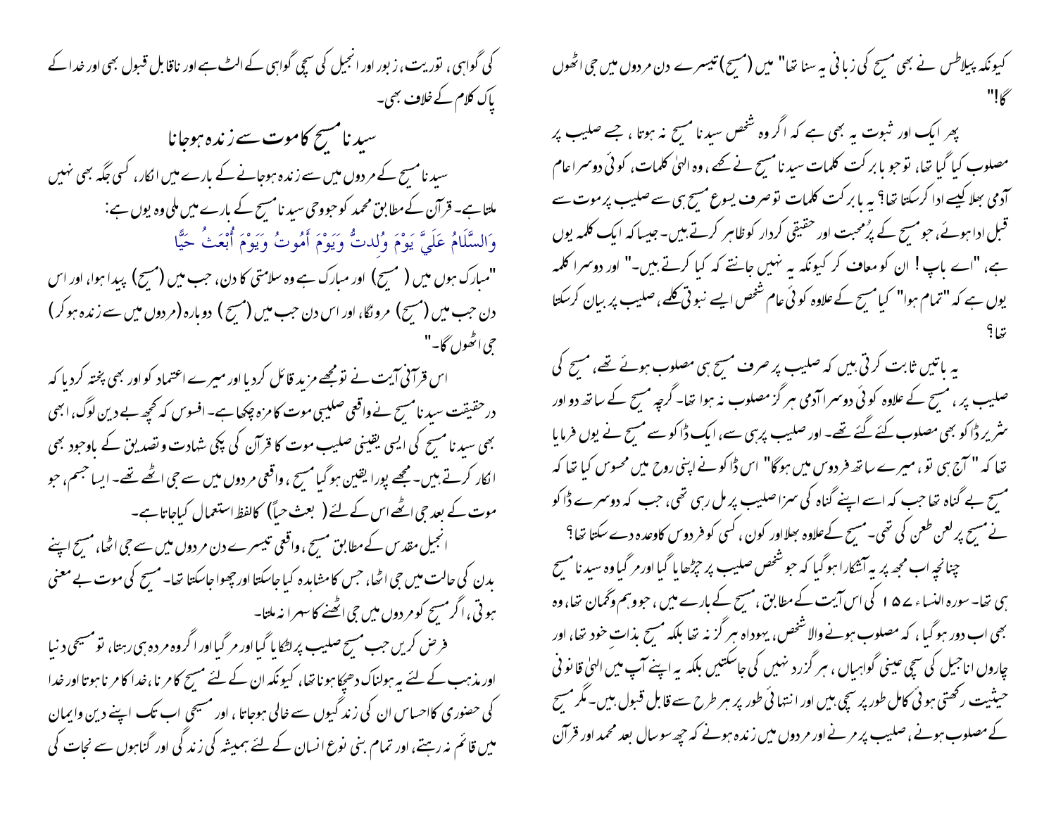کیونکہ پیلاطس نے بھی مسیح کی زبانی یہ سنا تھا" میں (مسیح) تیسرے دن مردوں میں جی اٹھوں گا!"

پھر ایک اور ثبوت یہ بھی ہے کہ اگر وہ شخص سیدنا مسیح نہ ہوتا ، جسے صلیب پر مصلوب کیا گیا تھا، توجو بابرکت کلمات سیدنا مسیح نے کہے ، وہ الہیٰ کلمات، کوئی دوسرا عام آدمی بھلا کیسے ادا کرسکتا تھا؟ یہ بابرکت کلمات توصرف یسوع مسیح ہی سے صلیب پر موت سے قبل ادا ہوئے، جومسیح کے پُرمحبت اور حقیقی کردار کوظاہر کرتے ہیں۔ جیسا کہ ایک کلمہ یوں ہے، "اے باپ! ان کو معاف کر کیونکہ یہ نہیں جانتے کہ کیا کرتے ہیں۔" اور دوسرا کلمہ یوں ہے کہ "تمام ہوا" کیا مسیح کے علاوہ کوئی عام شخص ایسے نبوتی کلمے ، صلیب پر بیان کرسکتا تھا؟

یہ باتیں ثابت کرتی ہیں کہ صلیب پر صرف مسیح ہی مصلوب ہوئے تھے، مسیح کی صلیب پر ، مسیح کے علاوہ کوئی دوسرا آدمی ہرگز مصلوب نہ ہوا تھا۔ گرچہ مسیح کے ساتھ دو اور شریر ڈاکو بھی مصلوب کئے گئے تھے۔ اور صلیب پر ہی سے، ایک ڈاکو سے مسیح نے یوں فرمایا تھا کہ " آج ہی تو ، میرے ساتھ فردوس میں ہوگا" اس ڈاکو نے اپنی روح میں محسوس کیا تھا کہ مسیح بے گناہ تھا جب کہ اسے اپنے گناہ کی سزا صلیب پر مل رہی تھی، جب کہ دوسرے ڈاکو نے مسیح پر لعن طعن کی تھی۔ مسیح کے علاوہ بھلا اور کون ، کسی کو فردوس کاوعدہ دے سکتا تھا؟

چنانچہ اب مجھ پر یہ آشکارا ہوگیا کہ جو شخص صلیب پر چڑھایا گیا اور مرگیا وہ سیدنا مسیح ہی تھا۔ سورہ النساء ۱۵۷ کی اس آیت کے مطابق ، مسیح کے بارے میں ، جووہم وگمان تھا، وہ بھی اب دور ہوگیا ، کہ مصلوب ہونے والا شخص، یہوداہ ہرگز نہ تھا بلکہ مسیح بذاتِ خود تھا، اور چاروں اناجیل کی سچی عینی گواہیاں ، ہرگز رد نہیں کی جاسکتیں بلکہ یہ اپنے آپ میں الہیٰ قانونی حیثیت رکھتی ہوئی کامل طور پر سچی ہیں اور انتہائی طور پر ہر طرح سے قابل قبول ہیں۔ مگر مسیح کے مصلوب ہونے، صلیب پر مرنے اور مردوں میں زندہ ہونے کہ چھ سو سال بعد محمد اور قرآن کی گواہی ، توریت ، زبور اور انجیل کی سچی گواہی کے الٹ ہے اور ناقابل قبول بھی اور خدا کے پاک کلام کے خلاف بھی۔

## سیدنا مسیح کا موت سے زندہ ہوجانا

سیدنا مسیح کے مردوں میں سے زندہ ہوجانے کے بارے میں انکار، کسی جگہ بھی نہیں ملتا ہے۔ قرآن کے مطابق محمد کو جووحی سیدنا مسیح کے بارے میں ملی وہ یوں ہے:

وَالسَّلَامُ عَلَيَّ يَوْمَ وُلِدتُّ وَيَوْمَ أَمُوتُ وَيَوْمَ أُبْعَثُ حَيًّا

"مبارک ہوں میں ( مسیح) اور مبارک ہے وہ سلامتی کا دن، جب میں (مسیح) پیدا ہوا، اور اس دن جب میں (مسیح) مرونگا، اور اس دن جب میں (مسیح) دوبارہ (مردوں میں سے زندہ ہوکر) جی اٹھوں گا۔"

اس قرآنی آیت نے تو مجھے مزید قائل کردیا اور میرے اعتماد کو اور بھی پختہ کردیا کہ درحقیقت سیدنا مسیح نے واقعی صلیبی موت کا مزہ چکھا ہے۔ افسوس کہ کچھ بے دین لوگ، ابھی بھی سیدنا مسیح کی ایسی یقینی صلیب موت کا قرآن کی پکی شہادت وتصدیق کے باوجود بھی انکار کرتے ہیں۔ مجھے پورا یقین ہوگیا مسیح ، واقعی مردوں میں سے جی اٹھے تھے۔ ایسا جسم، جو موت کے بعد جی اٹھے اس کے لئے ( بعث حیاً) کالفظ استعمال کیاجاتا ہے۔

انجیل مقدس کے مطابق مسیح ، واقعی تیسرے دن مردوں میں سے جی اٹھا، مسیح اپنے بدن کی حالت میں جی اٹھا، جس کا مشاہدہ کیا جاسکتا اور چھوا جاسکتا تھا۔ مسیح کی موت بے معنی ہوتی ، اگر مسیح کو مردوں میں جی اٹھنے کا سہرا نہ ملتا۔

فرض کریں جب مسیح صلیب پر لٹکایا گیا اور مرگیا اور اگر وہ مردہ ہی رہتا، تو مسیحی دنیا اور مذہب کے لئے یہ ہولناک دھچکا ہوتا تھا، کیونکہ ان کے لئے مسیح کا مرنا ،خدا کا مرنا ہوتا اور خدا کی حضوری کا احساس ان کی زندگیوں سے خالی ہوجاتا ، اور مسیحی اب تک اپنے دین وایمان میں قائم نہ رہتے، اور تمام بنی نوع انسان کے لئے ہمیشہ کی زندگی اور گناہوں سے نجات کی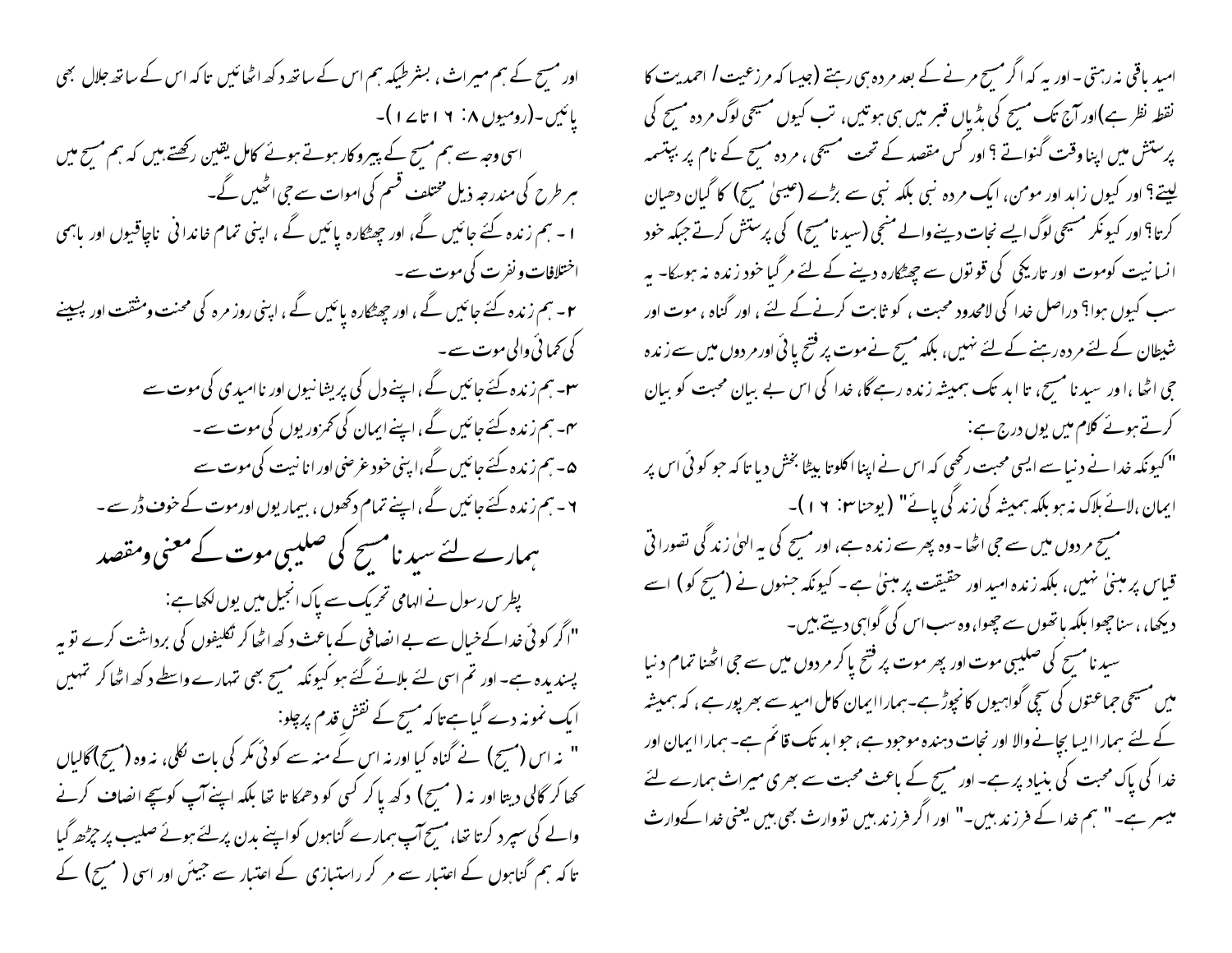امید باقی نہ رہتی - اور یہ کہ اگر مسیح مرنے کے بعد مردہ ہی رہتے (جیسا کہ مرزعیت / احمدیت کا نقطہ نظر ہے) اور آج تک مسیح کی ہڈیاں قبر میں ہی ہوتیں، تب کیوں مسیحی لوگ مردہ مسیح کی پرستش میں اپنا وقت گنواتے ؟ اور کس مقصد کے تحت مسیحی ، مردہ مسیح کے نام پر بپتسمہ لیتے ؟ اور کیوں زاہد اور مومن، ایک مردہ نبی بلکہ نبی سے بڑے (عیسیٰ مسیح) کا گیان دھیان کرتا ؟ اور کیونکر مسیحی لوگ ایسے نجات دینے والے منجی (سیدنا مسیح) کی پرستش کرتے جبکہ خود انسانیت کو موت اور تاریکی کی قوتوں سے چھٹکارہ دینے کے لئے مر گیا خود زندہ نہ ہوسکا - یہ سب کیوں ہوا؟ دراصل خدا کی لامحدود محبت ، کو ثابت کرنے کے لئے ، اور گناہ ، موت اور شیطان کے لئے مردہ رہنے کے لئے نہیں، بلکہ مسیح نے موت پر فتح پائی اور مردوں میں سے زندہ جی اٹھا ،اور سیدنا مسیح، تا ابد تک ہمیشہ زندہ رہے گا، خدا کی اس بے بیان محبت کو بیان کرتے ہوئے کلام میں یوں درج ہے :

"کیونکہ خدا نے دنیا سے ایسی محبت رکھی کہ اس نے اپنا اکلوتا بیٹا بخش دیا تا کہ جو کوئی اس پر ایمان ،لائے ہلاک نہ ہو بلکہ ہمیشہ کی زندگی پائے" (یوحنا ۳: ۱۶)-

مسیح مردوں میں سے جی اٹھا - وہ پھر سے زندہ ہے، اور مسیح کی یہ الہیٰ زندگی تصوراتی قیاس پر مبنیٰ نہیں، بلکہ زندہ امید اور حقیقت پر مبنیٰ ہے - کیونکہ جنہوں نے (مسیح کو) اسے دیکھا، ، سنا چھوا بلکہ ہاتھوں سے چھوا، وہ سب اس کی گواہی دیتے ہیں-

سیدنا مسیح کی صلیبی موت اور پھر موت پر فتح پا کر مردوں میں سے جی اٹھنا تمام دنیا میں مسیحی جماعتوں کی سچی گواہیوں کا نچوڑ ہے- ہمارا ایمان کامل امید سے بھرپور ہے ، کہ ہمیشہ کے لئے ہمارا ایسا بچانے والا اور نجات دہندہ موجود ہے، جو ابد تک قائم ہے- ہمارا ایمان اور خدا کی پاک محبت کی بنیاد پر ہے- اور مسیح کے باعث محبت سے بھری میراث ہمارے لئے میسر ہے- " ہم خدا کے فرزند ہیں-" اور اگر فرزند ہیں تو وارث بھی ہیں یعنی خدا کے وارث اور مسیح کے ہم میراث ، بشرطیکہ ہم اس کے ساتھ دکھ اٹھائیں تا کہ اس کے ساتھ جلال بھی پائیں- (رومیوں ۸: ۱۶ تا ۱۷)-

اسی وجہ سے ہم مسیح کے پیروکار ہوتے ہوئے کامل یقین رکھتے ہیں کہ ہم مسیح میں ہر طرح کی مندرجہ ذیل مختلف قسم کی اموات سے جی اٹھیں گے-

۱- ہم زندہ کئے جائیں گے، اور چھٹکارہ پائیں گے ، اپنی تمام خاندانی ناچاقیوں اور باہمی اختلافات و نفرت کی موت سے-

۲- ہم زندہ کئے جائیں گے ، اور چھٹکارہ پائیں گے ، اپنی روزمرہ کی محنت و مشقت اور پسینے کی کمائی والی موت سے-

۳- ہم زندہ کئے جائیں گے ، اپنے دل کی پریشانیوں اور ناامیدی کی موت سے

۴- ہم زندہ کئے جائیں گے ، اپنے ایمان کی کمزوریوں کی موت سے-

۵- ہم زندہ کئے جائیں گے، اپنی خود غرضی اور انانیت کی موت سے

۶- ہم زندہ کئے جائیں گے ، اپنے تمام دکھوں ، بیماریوں اور موت کے خوف ڈر سے-

## ہمارے لئے سیدنا مسیح کی صلیبی موت کے معنی و مقصد

پطرس رسول نے الہامی تحریک سے پاک انجیل میں یوں لکھا ہے:

"اگر کوئی خدا کے خیال سے بے انصافی کے باعث دکھ اٹھا کر تکلیفوں کی برداشت کرے تو یہ پسندیدہ ہے- اور تم اسی لئے بلائے گئے ہو کیونکہ مسیح بھی تمہارے واسطے دکھ اٹھا کر تمہیں ایک نمونہ دے گیا ہے تا کہ مسیح کے نقش قدم پر چلو:

" نہ اس (مسیح) نے گناہ کیا اور نہ اس کے منہ سے کوئی مکر کی بات نکلی، نہ وہ (مسیح) گالیاں کھا کر گالی دیتا اور نہ (مسیح) دکھ پا کر کسی کو دھمکا تا تھا بلکہ اپنے آپ کو سچے انصاف کرنے والے کی سپرد کرتا تھا، مسیح آپ ہمارے گناہوں کو اپنے بدن پر لئے ہوئے صلیب پر چڑھ گیا تا کہ ہم گناہوں کے اعتبار سے مر کر راستبازی کے اعتبار سے جیئں اور اسی (مسیح) کے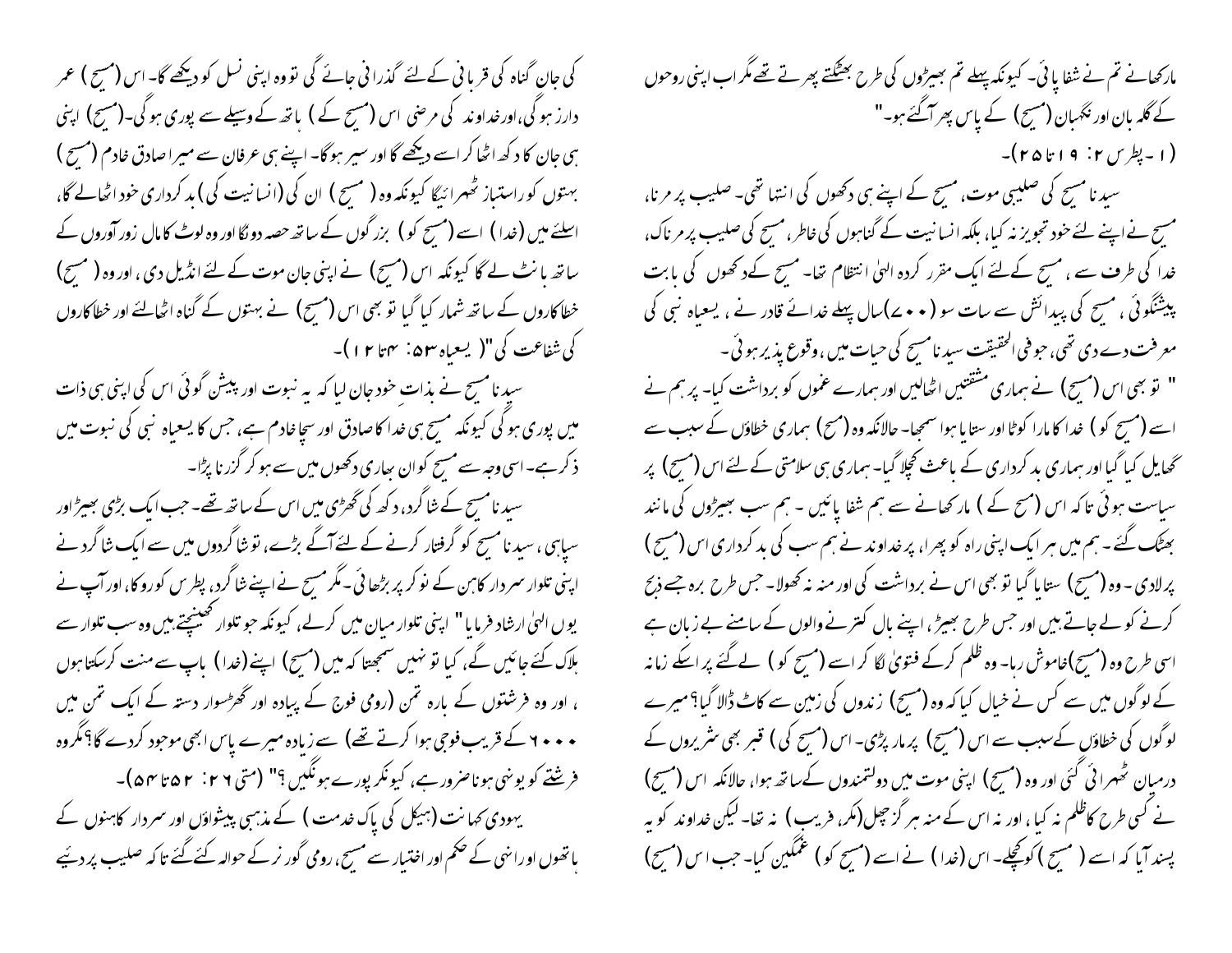مار کھانے تم نے شفا پائی۔ کیونکہ پہلے تم بھیڑوں کی طرح بھٹکتے پھرتے تھے مگر اب اپنی روحوں کے گلہ بان اور نگہبان (مسیح) کے پاس پھر آگئے ہو۔"

(۱۔پطرس ۲: ۱۹ تا ۲۵)۔

سیدنا مسیح کی صلیبی موت، مسیح کے اپنے ہی دکھوں کی انتہا تھی۔ صلیب پر مرنا، مسیح نے اپنے لئے خود تجویز نہ کیا، بلکہ انسانیت کے گناہوں کی خاطر، مسیح کی صلیب پر مرناک، خدا کی طرف سے ، مسیح کے لئے ایک مقرر کردہ الہیٰ انتظام تھا۔ مسیح کے دکھوں کی بابت پیشنگوئی ، مسیح کی پیدائش سے سات سو (۷۰۰)سال پہلے خدائے قادر نے ، یسعیاہ نبی کی معرفت دے دی تھی، جو فی الحقیقت سیدنا مسیح کی حیات میں ،وقوع پذیر ہوئی۔

" تو بھی اس (مسیح) نے ہماری مشقتیں اٹھالیں اور ہمارے غموں کو برداشت کیا۔ پر ہم نے اسے (مسیح کو) خدا کا مارا کوٹا اور ستایا ہوا سمجھا۔ حالانکہ وہ (مسیح) ہماری خطاؤں کے سبب سے گھایل کیا گیا اور ہماری بدکرداری کے باعث کچلا گیا۔ ہماری ہی سلامتی کے لئے اس (مسیح) پر سیاست ہوئی تاکہ اس (مسیح کے) مار کھانے سے ہم شفا پائیں ۔ ہم سب بھیڑوں کی مانند بھٹک گئے ۔ ہم میں ہر ایک اپنی راہ کو پھرا، پر خداوند نے ہم سب کی بدکرداری اس (مسیح) پر لادی ۔ وہ (مسیح) ستایا گیا تو بھی اس نے برداشت کی اور منہ نہ کھولا۔ جس طرح برہ جسے ذبح کرنے کو لے جاتے ہیں اور جس طرح بھیڑ، اپنے بال کترنے والوں کے سامنے بے زبان ہے اسی طرح وہ (مسیح)خاموش رہا۔ وہ ظلم کرکے فتویٰ لگا کر اسے (مسیح کو) لے گئے پر اسکے زمانہ کے لوگوں میں سے کس نے خیال کیا کہ وہ (مسیح) زندوں کی زمین سے کاٹ ڈالا گیا؟ میرے لوگوں کی خطاؤں کے سبب سے اس (مسیح) پر مار پڑی۔ اس (مسیح کی) قبر بھی شریروں کے درمیان ٹھہرائی گئی اور وہ (مسیح) اپنی موت میں دولتمندوں کے ساتھ ہوا، حالانکہ اس (مسیح) نے کسی طرح کا ظلم نہ کیا ، اور نہ اس کے منہ ہرگز چھل(مکر، فریب) نہ تھا۔ لیکن خداوند کو یہ پسند آیا کہ اسے ( مسیح ) کو کچلے۔ اس (خدا) نے اسے (مسیح کو) غمگین کیا۔ جب اس (مسیح) کی جان گناہ کی قربانی کے لئے گذرانی جائے گی تو وہ اپنی نسل کو دیکھے گا۔ اس (مسیح) عمر دارز ہوگی،اور خداوند کی مرضی اس (مسیح کے) ہاتھ کے وسیلے سے پوری ہوگی۔(مسیح) اپنی ہی جان کا دکھ اٹھا کر اسے دیکھے گا اور سیر ہوگا۔ اپنے ہی عرفان سے میرا صادق خادم (مسیح) بہتوں کو راستباز ٹھہرائیگا کیونکہ وہ (مسیح) ان کی (انسانیت کی) بدکرداری خود اٹھالے گا، اسلئے میں (خدا) اسے (مسیح کو) بزرگوں کے ساتھ حصہ دونگا اور وہ لوٹ کا مال زور آوروں کے ساتھ بانٹ لے گا کیونکہ اس (مسیح) نے اپنی جان موت کے لئے انڈیل دی ، اور وہ (مسیح) خطاکاروں کے ساتھ شمار کیا گیا تو بھی اس (مسیح) نے بہتوں کے گناہ اٹھالئے اور خطاکاروں کی شفاعت کی"( یسعیاہ ۵۳: ۴تا ۱۲)۔

سیدنا مسیح نے بذات خود جان لیا کہ یہ نبوت اور پیشن گوئی اس کی اپنی ہی ذات میں پوری ہوگی کیونکہ مسیح ہی خدا کا صادق اور سچا خادم ہے، جس کا یسعیاہ نبی کی نبوت میں ذکر ہے۔ اسی وجہ سے مسیح کو ان بھاری دکھوں میں سے ہوکر گزرنا پڑا۔

سیدنا مسیح کے شاگرد، دکھ کی گھڑی میں اس کے ساتھ تھے۔ جب ایک بڑی بھیڑ اور سپاہی ، سیدنا مسیح کو گرفتار کرنے کے لئے آگے بڑھے، تو شاگردوں میں سے ایک شاگرد نے اپنی تلوار سردار کاہن کے نوکر پر بڑھائی ۔مگر مسیح نے اپنے شاگرد، پطرس کو روکا، اور آپ نے یوں الہیٰ ارشاد فرمایا" اپنی تلوار میان میں کرلے، کیونکہ جو تلوار کھینچتے ہیں وہ سب تلوار سے ہلاک کئے جائیں گے، کیا تو نہیں سمجھتا کہ میں (مسیح) اپنے (خدا) باپ سے منت کرسکتا ہوں ، اور وہ فرشتوں کے بارہ تمن (رومی فوج کے پیادہ اور گھڑسوار دستہ کے ایک تمن میں ۶۰۰۰ کے قریب فوجی ہوا کرتے تھے) سے زیادہ میرے پاس ابھی موجود کردے گا؟مگر وہ فرشتے کو یونہی ہونا ضرور ہے، کیونکر پورے ہونگیں؟" (متی ۲۶: ۵۲تا ۵۴)۔

یہودی کہانت (ہیکل کی پاک خدمت ) کے مذہبی پیشواؤں اور سردار کاہنوں کے ہاتھوں اور انہی کے حکم اور اختیار سے مسیح، رومی گورنر کے حوالہ کئے گئے تاکہ صلیب پر دئیے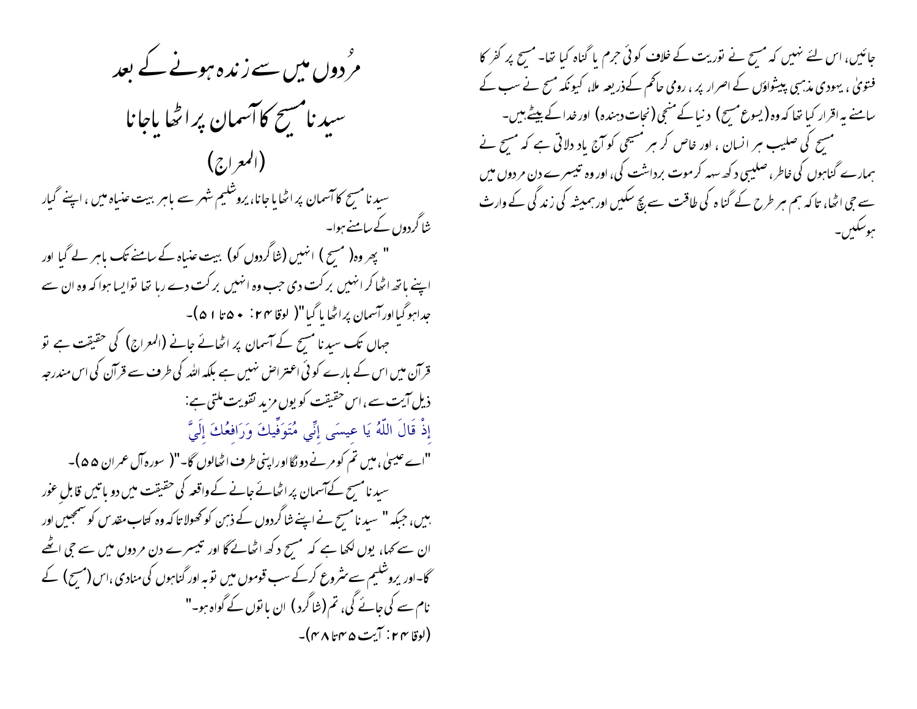جائیں، اس لئے نہیں کہ مسیح نے توریت کے خلاف کوئی جرم یا گناہ کیا تھا۔ مسیح پر کفر کا فتویٰ، یہودی مذہبی پیشواؤں کے اصرار پر، رومی حاکم کےذریعہ ملا، کیونکہ مسیح نے سب کے سامنے یہ اقرار کیا تھا کہ وہ (یسوع مسیح) دنیا کے منجی (نجات دہندہ) اور خدا کے بیٹے ہیں۔

مسیح کی صلیب ہر انسان، اور خاص کر ہر مسیحی کو آج یاد دلاتی ہے کہ مسیح نے ہمارے گناہوں کی خاطر، صلیبی دکھ سہہ کر موت برداشت کی، اور وہ تیسرے دن مردوں میں سے جی اٹھا، تاکہ ہم ہر طرح کے گناہ کی طاقت سے بچ سکیں اور ہمیشہ کی زندگی کے وارث ہوسکیں۔

# مُردوں میں سے زندہ ہونے کے بعد سیدنا مسیح کا آسمان پر اٹھایا جانا (المعراج)

سیدنا مسیح کا آسمان پر اٹھایا جانا، یروشلیم شہر سے باہر بیت عنیاہ میں، اپنے گیار شاگردوں کے سامنے ہوا۔

" پھر وہ( مسیح ) انہیں (شاگردوں کو) بیت عنیاہ کے سامنے تک باہر لے گیا اور اپنے ہاتھ اٹھا کر انہیں برکت دی جب وہ انہیں برکت دے رہا تھا تو ایسا ہوا کہ وہ ان سے جدا ہو گیا اور آسمان پر اٹھایا گیا"( لوقا ۲۴: ۵۰تا ۵۱)۔

جہاں تک سیدنا مسیح کے آسمان پر اٹھائے جانے (المعراج) کی حقیقت ہے تو قرآن میں اس کے بارے کوئی اعتراض نہیں ہے بلکہ اللہ کی طرف سے قرآن کی اس مندرجہ ذیل آیت سے، اس حقیقت کو یوں مزید تقویت ملتی ہے:

إِذْ قَالَ اللّهُ يَا عِيسَى إِنِّي مُتَوَفِّيكَ وَرَافِعُكَ إِلَيَّ

"اے عیسیٰ، میں تم کو مرنے دونگا اور اپنی طرف اٹھالوں گا۔"( سورہ آل عمران ۵۵)۔

سیدنا مسیح کےآسمان پر اٹھائے جانے کے واقعہ کی حقیقت میں دو باتیں قابل غور ہیں، جبکہ " سیدنا مسیح نے اپنے شاگردوں کے ذہن کو کھولا تاکہ وہ کتاب مقدس کو سمجھیں اور ان سے کہا، یوں لکھا ہے کہ مسیح دکھ اٹھائے گا اور تیسرے دن مردوں میں سے جی اٹھے گا۔اور یروشلیم سے شروع کرکے سب قوموں میں توبہ اور گناہوں کی منادی ،اس (مسیح) کے نام سے کی جائے گی، تم (شاگرد) ان باتوں کے گواہ ہو۔"

(لوقا ۲۴: آیت ۴۵ تا ۴۸)۔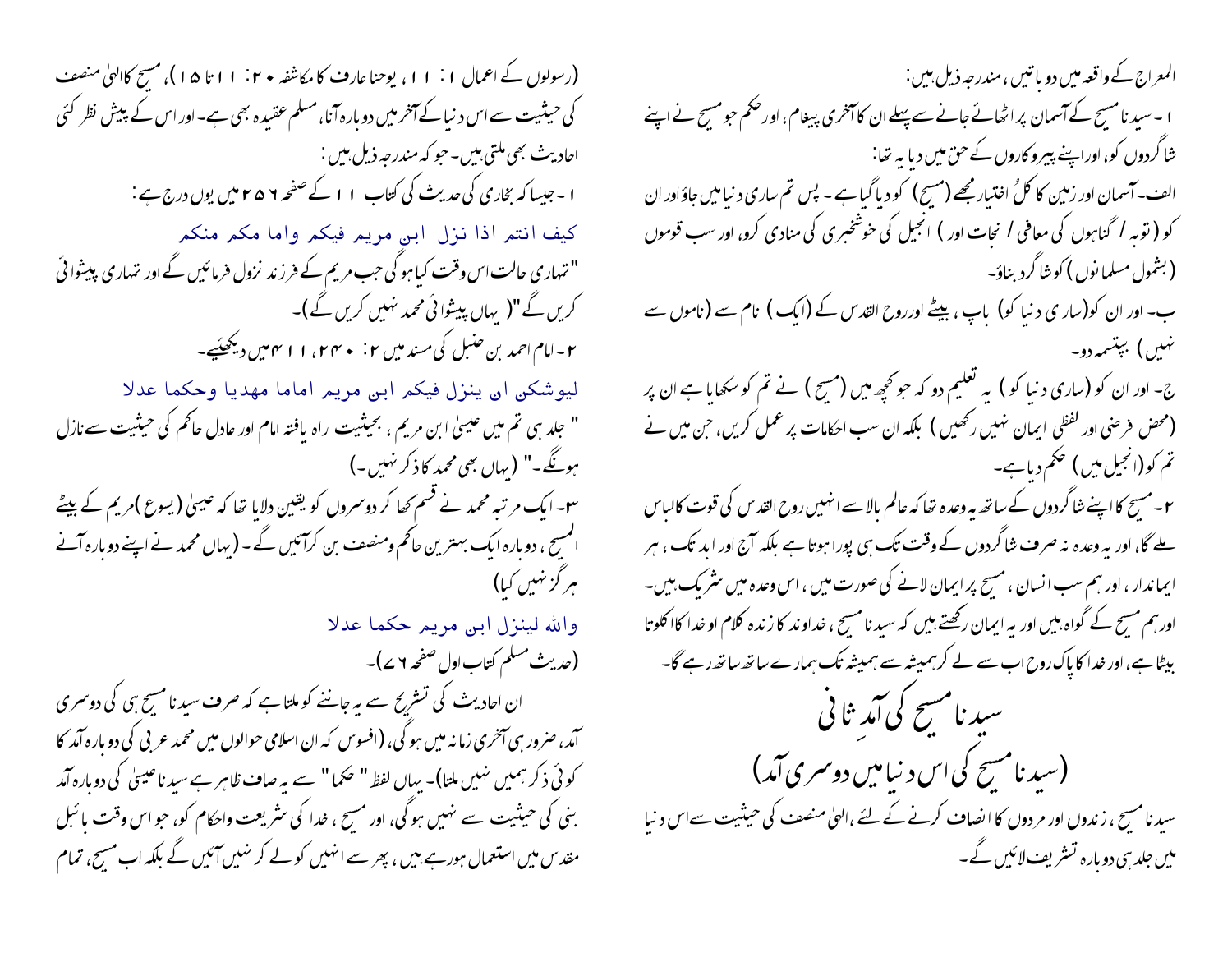المعراج کے واقعہ میں دو باتیں ، مندرجہ ذیل ہیں :

۱ - سیدنا مسیح کے آسمان پر اٹھائے جانے سے پہلے ان کا آخری پیغام ، اور حکم جو مسیح نے اپنے شاگردوں کو ، اور اپنے پیرو کاروں کے حق میں دیا یہ تھا :

الف- آسمان اور زمین کا کلُ اختیار مجھے (مسیح) کو دیا گیا ہے - پس تم ساری دنیا میں جاؤ اور ان کو ( توبہ / گناہوں کی معافی / نجات اور ) انجیل کی خوشخبری کی منادی کرو ، اور سب قوموں (بشمول مسلمانوں ) کو شاگرد بناؤ -

ب- اور ان کو (ساری دنیا کو) باپ ، بیٹے اور روح القدس کے (ایک) نام سے (ناموں سے نہیں ) بپتسمہ دو -

ج- اور ان کو (ساری دنیا کو) یہ تعلیم دو کہ جو کچھ میں (مسیح) نے تم کو سکھایا ہے ان پر (محض فرضی اور لفظی ایمان نہیں رکھیں ) بلکہ ان سب احکامات پر عمل کریں ، جن میں نے تم کو (انجیل میں ) حکم دیا ہے -

۲ - مسیح کا اپنے شاگردوں کے ساتھ یہ وعدہ تھا کہ عالم بالا سے انہیں روح القدس کی قوت کا لباس ملے گا ، اور یہ وعدہ نہ صرف شاگردوں کے وقت تک ہی پورا ہوتا ہے بلکہ آج اور ابد تک ، ہر ایماندار ، اور ہم سب انسان ، مسیح پر ایمان لانے کی صورت میں ، اس وعدہ میں شریک ہیں - اور ہم مسیح کے گواہ ہیں اور یہ ایمان رکھتے ہیں کہ سیدنا مسیح ، خداوند کا زندہ کلام او خدا کا اکلوتا بیٹا ہے ، اور خدا کا پاک روح اب سے لے کر ہمیشہ سے ہمیشہ تک ہمارے ساتھ ساتھ رہے گا -

## سیدنا مسیح کی آمدِ ثانی

## (سیدنا مسیح کی اس دنیا میں دوسری آمد)

سیدنا مسیح ، زندوں اور مردوں کا انصاف کرنے کے لئے ، الہیٰ منصف کی حیثیت سے اس دنیا میں جلد ہی دوبارہ تشریف لائیں گے -

(رسولوں کے اعمال ۱ : ۱۱ ، یوحنا عارف کا مکاشفہ ۲۰ : ۱۱ تا ۱۵ ) ، مسیح کا الہیٰ منصف کی حیثیت سے اس دنیا کے آخر میں دوبارہ آنا ، مسلم عقیدہ بھی ہے - اور اس کے پیش نظر کئی احادیث بھی ملتی ہیں - جو کہ مندرجہ ذیل ہیں :

۱ - جیسا کہ بخاری کی حدیث کی کتاب ۱۱ کے صفحہ ۲۵۶ میں یوں درج ہے :

كيف انتم اذا نزل ابن مريم فيكم واما مكم منكم

"تمہاری حالت اس وقت کیا ہو گی جب مریم کے فرزند نزول فرمائیں گے اور تمہاری پیشوائی کریں گے" ( یہاں پیشوائی محمد نہیں کریں گے ) -

۲ - امام احمد بن حنبل کی مسند میں ۲ : ۲۴۰ ، ۴۱۱ میں دیکھئیے -

ليوشكن ان ينزل فيكم ابن مريم اماما مهديا وحكما عدلا

" جلد ہی تم میں عیسیٰ ابن مریم ، بحیثیت راہ یافتہ امام اور عادل حاکم کی حیثیت سے نازل ہونگے - " ( یہاں بھی محمد کا ذکر نہیں - )

۳ - ایک مرتبہ محمد نے قسم کھا کر دوسروں کو یقین دلایا تھا کہ عیسیٰ (یسوع) مریم کے بیٹے المسیح ، دوبارہ ایک بہترین حاکم و منصف بن کر آئیں گے - ( یہاں محمد نے اپنے دوبارہ آنے ہر گز نہیں کیا)

والله لينزل ابن مريم حكما عدلا

(حدیث مسلم کتاب اول صفحہ ۶۷ ) -

ان احادیث کی تشریح سے یہ جاننے کو ملتا ہے کہ صرف سیدنا مسیح ہی کی دوسری آمد ، ضرور ہی آخری زمانہ میں ہو گی ، ( افسوس کہ ان اسلامی حوالوں میں محمد عربی کی دوبارہ آمد کا کوئی ذکر ہمیں نہیں ملتا ) - یہاں لفظ " حکما " سے یہ صاف ظاہر ہے سیدنا عیسیٰ کی دوبارہ آمد نبی کی حیثیت سے نہیں ہو گی ، اور مسیح ، خدا کی شریعت واحکام کو ، جو اس وقت بائبل مقدس میں استعمال ہو رہے ہیں ، پھر سے انہیں کو لے کر نہیں آئیں گے بلکہ اب مسیح ، تمام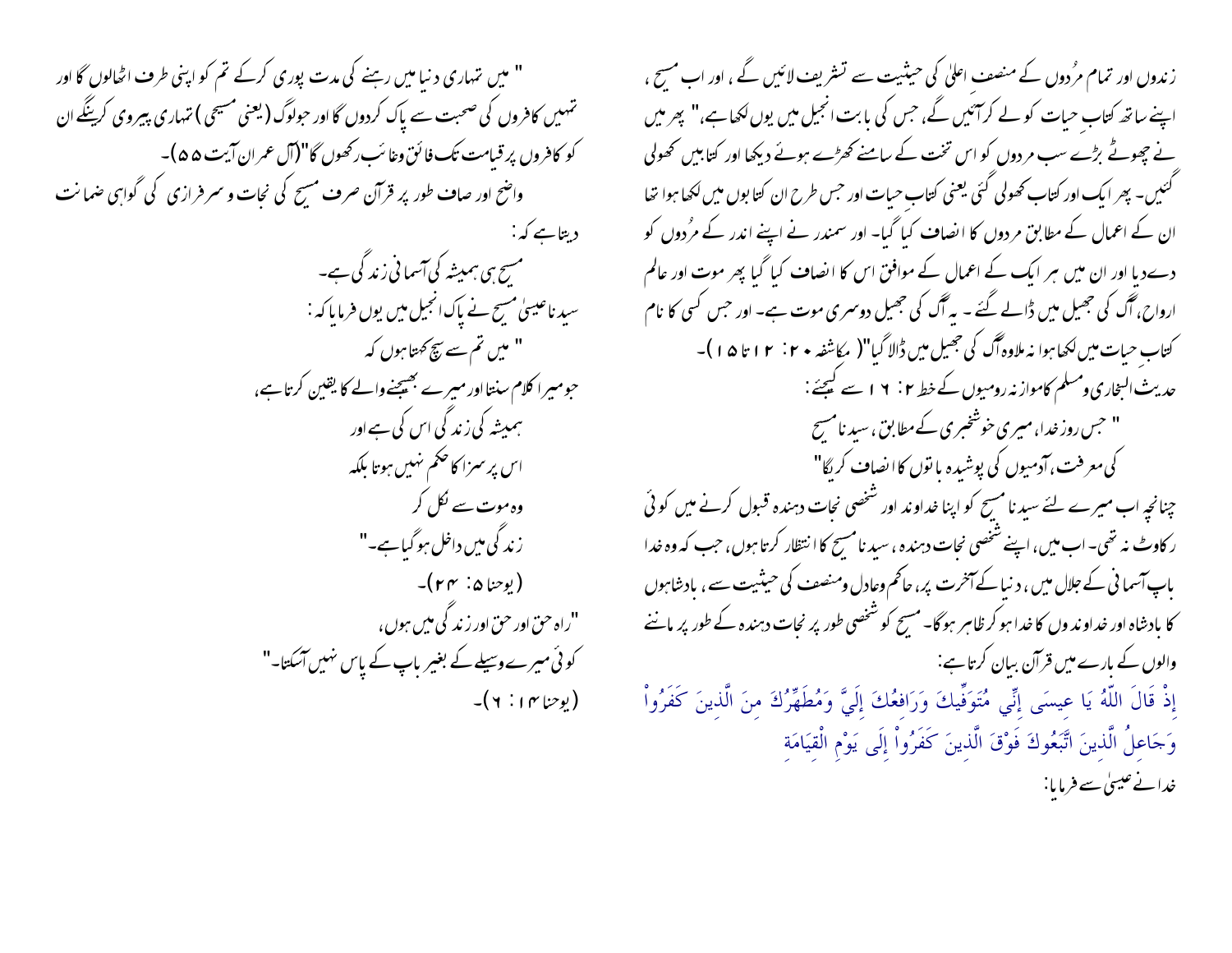زندوں اور تمام مُردوں کے منصفِ اعلیٰ کی حیثیت سے تشریف لائیں گے ، اور اب مسیح ، اپنے ساتھ کتابِ حیات کو لے کرآئیں گے، جس کی بابت انجیل میں یوں لکھاہے،" پھر میں نے چھوٹے بڑے سب مردوں کو اس تخت کے سامنے کھڑے ہوئے دیکھا اور کتابیں کھولی گئیں۔ پھر ایک اور کتاب کھولی گئی یعنی کتابِ حیات اور جس طرح ان کتابوں میں لکھا ہوا تھا ان کے اعمال کے مطابق مردوں کا انصاف کیا گیا۔ اور سمندر نے اپنے اندر کے مُردوں کو دے دیا اور ان میں ہر ایک کے اعمال کے موافق اس کا انصاف کیا گیا پھر موت اور عالمِ ارواح، آگ کی جھیل میں ڈالے گئے ۔ یہ آگ کی جھیل دوسری موت ہے۔ اور جس کسی کا نام کتابِ حیات میں لکھا ہوا نہ ملاوہ آگ کی جھیل میں ڈالا گیا"( مکاشفہ ۲۰: ۱۲ تا ۱۵ )۔

حدیث البخاری و مسلم کاموازنہ رومیوں کے خط ۲: ۱٦ سے کیجئے:

" جس روز خدا، میری خوشخبری کے مطابق، سیدنا مسیح
کی معرفت، آدمیوں کی پوشیدہ باتوں کا انصاف کریگا"

چنانچہ اب میرے لئے سیدنا مسیح کو اپنا خداوند اور شخصی نجات دہندہ قبول کرنے میں کوئی رکاوٹ نہ تھی۔ اب میں، اپنے شخصی نجات دہندہ ، سیدنا مسیح کا انتظار کرتا ہوں، جب کہ وہ خدا باپ آسمانی کے جلال میں ، دنیا کے آخرت پر، حاکم وعادل ومنصف کی حیثیت سے ، بادشاہوں کا بادشاہ اور خداوندوں کا خدا ہو کر ظاہر ہوگا۔ مسیح کو شخصی طور پر نجات دہندہ کے طور پر ماننے والوں کے بارے میں قرآن بیان کرتا ہے:

إِذْ قَالَ اللّهُ يَا عِيسَى إِنِّي مُتَوَفِّيكَ وَرَافِعُكَ إِلَيَّ وَمُطَهِّرُكَ مِنَ الَّذِينَ كَفَرُواْ وَجَاعِلُ الَّذِينَ اتَّبَعُوكَ فَوْقَ الَّذِينَ كَفَرُواْ إِلَى يَوْمِ الْقِيَامَةِ

خدانے عیسیٰ سے فرمایا:

" میں تمہاری دنیا میں رہنے کی مدت پوری کرکے تم کو اپنی طرف اٹھالوں گا اور تمہیں کافروں کی صحبت سے پاک کردوں گا اور جولوگ (یعنی مسیحی) تمہاری پیروی کرینگے ان کو کافروں پر قیامت تک فائق وغائب رکھوں گا"(آل عمران آیت ۵۵)۔

واضح اور صاف طور پر قرآن صرف مسیح کی نجات و سرفرازی کی گواہی کی ضمانت دیتا ہے کہ:

مسیح ہی ہمیشہ کی آسمانی زندگی ہے۔

سیدنا عیسیٰ مسیح نے پاک انجیل میں یوں فرمایا کہ:

" میں تم سے سچ کہتا ہوں کہ
جو میرا کلام سنتا اور میرے بھیجنے والے کا یقین کرتا ہے،
ہمیشہ کی زندگی اس کی ہے اور
اس پر سزا کا حکم نہیں ہوتا بلکہ
وہ موت سے نکل کر
زندگی میں داخل ہوگیا ہے۔"
(یوحنا ۵: ۲۴)۔

"راہ حق اور حق اور زندگی میں ہوں،
کوئی میرے وسیلے کے بغیر باپ کے پاس نہیں آسکتا۔"
(یوحنا ۱۴: ٦)۔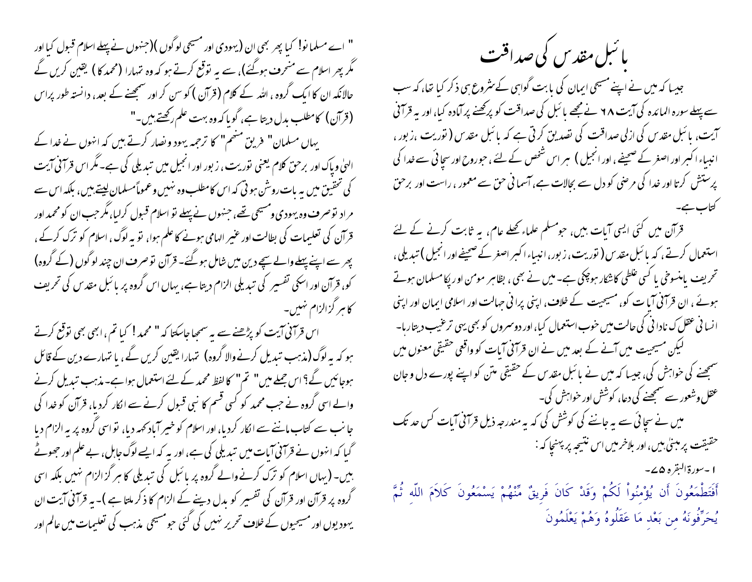# بائبل مقدس کی صداقت

جیسا کہ میں نے اپنے مسیحی ایمان کی بابت گواہی کے شروع ہی ذکر کیا تھا، کہ سب سے پہلے سورہ المائدہ کی آیت ٦٨ نے مجھے بائبل کی صداقت کو پرکھنے پر آمادہ کیا، اور یہ قرآنی آیت، بائبل مقدس کی ازلی صداقت کی تصدیق کرتی ہے کہ بائبل مقدس (توریت، زبور، انبیاء اکبر اور اصغر کے صحیفے، اور انجیل) ہر اس شخص کے لئے، جو روح اور سچائی سے خدا کی پرستش کرتا اور خدا کی مرضی کو دل سے بجالاتا ہے، آسمانی حق سے معمور، راست اور برحق کتاب ہے۔

قرآن میں کئی ایسی آیات ہیں، جو مسلم علماء کھلے عام، یہ ثابت کرنے کے لئے استعمال کرتے، کہ بائبل مقدس (توریت، زبور، انبیاء اکبر اصغر کے صحیفے اور انجیل) تبدیلی، تحریف یا منسوخی یا کسی غلطی کا شکار ہوچکی ہے۔ میں نے بھی، بظاہر مومن اور پکا مسلمان ہوتے ہوئے، ان قرآنی آیات کو، مسیحیت کے خلاف، اپنی پرانی جہالت اور اسلامی ایمان اور اپنی انسانی عقل کی نادانی کی حالت میں خوب استعمال کیا، اور دوسروں کو بھی یہی ترغیب دیتا رہا۔

لیکن مسیحیت میں آنے کے بعد میں نے ان قرآنی آیات کو واقعی حقیقی معنوں میں سمجھنے کی خواہش کی، جیسا کہ میں نے بائبل مقدس کے حقیقی متن کو اپنے پورے دل و جان عقل و شعور سے سمجھنے کی دعا، کوشش اور خواہش کی۔

میں نے سچائی سے یہ جاننے کی کوشش کی کہ یہ مندرجہ ذیل قرآنی آیات کس حد تک حقیقت پر مبنیٰ ہیں، اور بلاخر میں اس نتیجہ پر پہنچا کہ :

۱۔سورۃ البقرہ ۷۵۔

أَفَتَطْمَعُونَ أَن يُؤْمِنُواْ لَكُمْ وَقَدْ كَانَ فَرِيقٌ مِّنْهُمْ يَسْمَعُونَ كَلاَمَ اللّهِ ثُمَّ يُحَرِّفُونَهُ مِن بَعْدِ مَا عَقَلُوهُ وَهُمْ يَعْلَمُونَ

" اے مسلمانو! کیا پھر بھی ان (یہودی اور مسیحی لوگوں) (جنہوں نے پہلے اسلام قبول کیا اور مگر پھر اسلام سے منحرف ہوگئے)، سے یہ توقع کرتے ہو کہ وہ تمہارا (محمد کا) یقین کریں گے حالانکہ ان کا ایک گروہ، اللہ کے کلام (قرآن) کو سن کر اور سمجھنے کے بعد، دانستہ طور پر اس (قرآن) کا مطلب بدل دیتا ہے، گویا کہ وہ بہت علم رکھتے ہیں۔"

یہاں مسلمان " فریق منہم " کا ترجمہ یہود و نصار کرتے ہیں کہ انہوں نے خدا کے الہیٰ و پاک اور برحق کلام یعنی توریت، زبور اور انجیل میں تبدیلی کی ہے۔ مگر اس قرآنی آیت کی تحقیق میں یہ بات روشن ہوتی کہ اس کا مطلب وہ نہیں و عموماً مسلمان لیتے ہیں، بلکہ اس سے مراد تو صرف وہ یہودی و مسیحی تھے، جنہوں نے پہلے تو اسلام قبول کرلیا، مگر جب ان کو محمد اور قرآن کی تعلیمات کی بطالت اور غیر الہامی ہونے کا علم ہوا، تو یہ لوگ، اسلام کو ترک کرکے، پھر سے اپنے پہلے والے سچے دین میں شامل ہوگئے۔ قرآن تو صرف ان چند لوگوں (کے گروہ) کو، قرآن اور اسکی تفسیر کی تبدیلی الزام دیتا ہے، یہاں اس گروہ پر بائبل مقدس کی تحریف کا ہرگز الزام نہیں۔

اس قرآنی آیت کو پڑھنے سے یہ سمجھا جاسکتا کہ " محمد! کیا تم، ابھی بھی توقع کرتے ہو کہ یہ لوگ (مذہب تبدیل کرنے والا گروہ) تمہارا یقین کریں گے، یا تمہارے دین کے قائل ہوجائیں گے؟ اس جملے میں " تم " کا لفظ محمد کے لئے استعمال ہوا ہے۔ مذہب تبدیل کرنے والے اسی گروہ نے جب محمد کو کسی قسم کا نبی قبول کرنے سے انکار کردیا، قرآن کو خدا کی جانب سے کتاب ماننے سے انکار کردیا، اور اسلام کو خیر آباد کہہ دیا، تو اسی گروہ پر یہ الزام دیا گیا کہ انہوں نے قرآنی آیات میں تبدیلی کی ہے، اور یہ کہ ایسے لوگ جاہل، بے علم اور جھوٹے ہیں۔ (یہاں اسلام کو ترک کرنے والے گروہ پر بائبل کی تبدیلی کا ہرگز الزام نہیں بلکہ اسی گروہ پر قرآن اور قرآن کی تفسیر کو بدل دینے کے الزام کا ذکر ملتا ہے)۔ یہ قرآنی آیت ان یہودیوں اور مسیحیوں کے خلاف تحریر نہیں کی گئی جو مسیحی مذہب کی تعلیمات میں عالم اور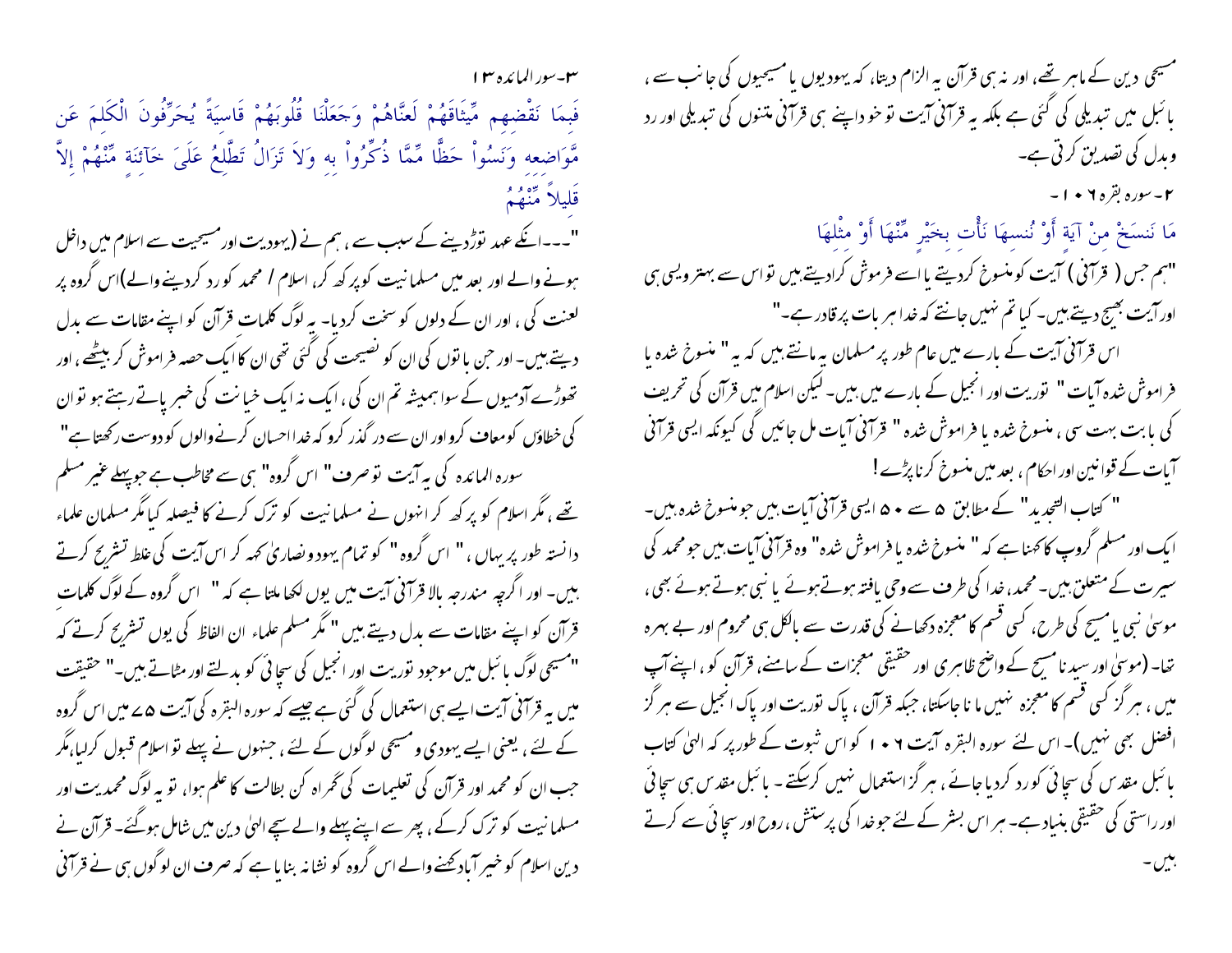مسیحی دین کے ماہر تھے، اور نہ ہی قرآن یہ الزام دیتا، کہ یہودیوں یا مسیحیوں کی جانب سے، بائبل میں تبدیلی کی گئی ہے بلکہ یہ قرآنی آیت تو خود اپنے ہی قرآنی متنوں کی تبدیلی اور رد وبدل کی تصدیق کرتی ہے۔

۲۔ سورہ بقرہ ۱۰۶ ۔

مَا نَنسَخْ مِنْ آيَةٍ أَوْ نُنسِهَا نَأْتِ بِخَيْرٍ مِّنْهَا أَوْ مِثْلِهَا

"ہم جس (قرآنی) آیت کو منسوخ کردیتے یا اسے فراموش کرادیتے ہیں تو اس سے بہتر ویسی ہی اور آیت بھیج دیتے ہیں۔ کیا تم نہیں جانتے کہ خدا ہر بات پر قادر ہے۔"

اس قرآنی آیت کے بارے میں عام طور پر مسلمان یہ مانتے ہیں کہ یہ " منسوخ شدہ یا فراموش شدہ آیات " توریت اور انجیل کے بارے میں ہیں۔ لیکن اسلام میں قرآن کی تحریف کی بابت بہت سی، منسوخ شدہ یا فراموش شدہ " قرآنی آیات مل جائیں گی کیونکہ ایسی قرآنی آیات کے قوانین اور احکام، بعد میں منسوخ کرنا پڑے!

" کتاب التجدید" کے مطابق ۵ سے ۵۰ ایسی قرآنی آیات ہیں جو منسوخ شدہ ہیں۔ ایک اور مسلم گروپ کا کہنا ہے کہ " منسوخ شدہ یا فراموش شدہ" وہ قرآنی آیات ہیں جو محمد کی سیرت کے متعلق ہیں۔ محمد، خدا کی طرف سے وحی یافتہ ہوتے ہوئے یا نبی ہوتے ہوئے بھی، موسیٰ نبی یا مسیح کی طرح، کسی قسم کا معجزہ دکھانے کی قدرت سے بالکل ہی محروم اور بے بہرہ تھا۔ (موسیٰ اور سیدنا مسیح کے واضح ظاہری اور حقیقی معجزات کے سامنے، قرآن کو، اپنے آپ میں، ہر گز کسی قسم کا معجزہ نہیں مانا جاسکتا، جبکہ قرآن، پاک توریت اور پاک انجیل سے ہر گز افضل بھی نہیں)۔ اس لئے سورہ البقرہ آیت ۱۰۶ کو اس ثبوت کے طور پر کہ الہیٰ کتاب بائبل مقدس کی سچائی کو رد کردیا جائے، ہر گز استعمال نہیں کرسکتے۔ بائبل مقدس ہی سچائی اور راستی کی حقیقی بنیاد ہے۔ ہر اس بشر کے لئے جو خدا کی پرستش، روح اور سچائی سے کرتے ہیں۔

۳۔ سورالمائدہ ۱۳

فَبِمَا نَقْضِهِم مِّيثَاقَهُمْ لَعنَّاهُمْ وَجَعَلْنَا قُلُوبَهُمْ قَاسِيَةً يُحَرِّفُونَ الْكَلِمَ عَن مَّوَاضِعِهِ وَنَسُواْ حَظًّا مِّمَّا ذُكِّرُواْ بِهِ وَلاَ تَزَالُ تَطَّلِعُ عَلَىَ خَآئِنَةٍ مِّنْهُمْ إِلاَّ قَلِيلاً مِّنْهُمُ

"۔۔۔انکے عہد توڑدینے کے سبب سے، ہم نے (یہودیت اور مسیحیت سے اسلام میں داخل ہونے والے اور بعد میں مسلمانیت کو پرکھ کر، اسلام/ محمد کو رد کردینے والے) اس گروہ پر لعنت کی، اور ان کے دلوں کو سخت کردیا۔ یہ لوگ کلمات قرآن کو اپنے مقامات سے بدل دیتے ہیں۔ اور جن باتوں کی ان کو نصیحت کی گئی تھی ان کا ایک حصہ فراموش کر بیٹھے، اور تھوڑے آدمیوں کے سوا ہمیشہ تم ان کی، ایک نہ ایک خیانت کی خبر پاتے رہتے ہو تو ان کی خطاؤں کو معاف کرو اور ان سے درگذر کرو کہ خدا احسان کرنےوالوں کو دوست رکھتا ہے"

سورہ المائدہ کی یہ آیت توصرف" اس گروہ" ہی سے مخاطب ہے جو پہلے غیر مسلم تھے، مگر اسلام کو پرکھ کر انہوں نے مسلمانیت کو ترک کرنے کا فیصلہ کیا مگر مسلمان علماء دانستہ طور پر یہاں، " اس گروہ" کو تمام یہود و نصاریٰ کہہ کر اس آیت کی غلط تشریح کرتے ہیں۔ اور اگرچہ مندرجہ بالا قرآنی آیت میں یوں لکھا ملتا ہے کہ " اس گروہ کے لوگ کلمات قرآن کو اپنے مقامات سے بدل دیتے ہیں " مگر مسلم علماء ان الفاظ کی یوں تشریح کرتے کہ "مسیحی لوگ بائبل میں موجود توریت اور انجیل کی سچائی کو بدلتے اور مٹاتے ہیں۔" حقیقت میں یہ قرآنی آیت ایسے ہی استعمال کی گئی ہے جیسے کہ سورہ البقرہ کی آیت ۷۵ میں اس گروہ کے لئے، یعنی ایسے یہودی و مسیحی لوگوں کے لئے، جنہوں نے پہلے تو اسلام قبول کرلیا، مگر جب ان کو محمد اور قرآن کی تعلیمات کی گمراہ کن بطالت کا علم ہوا، تو یہ لوگ محمدیت اور مسلمانیت کو ترک کرکے، پھر سے اپنے پہلے والے سچے الہیٰ دین میں شامل ہوگئے۔ قرآن نے دین اسلام کو خیر آباد کہنے والے اس گروہ کو نشانہ بنایا ہے کہ صرف ان لوگوں ہی نے قرآنی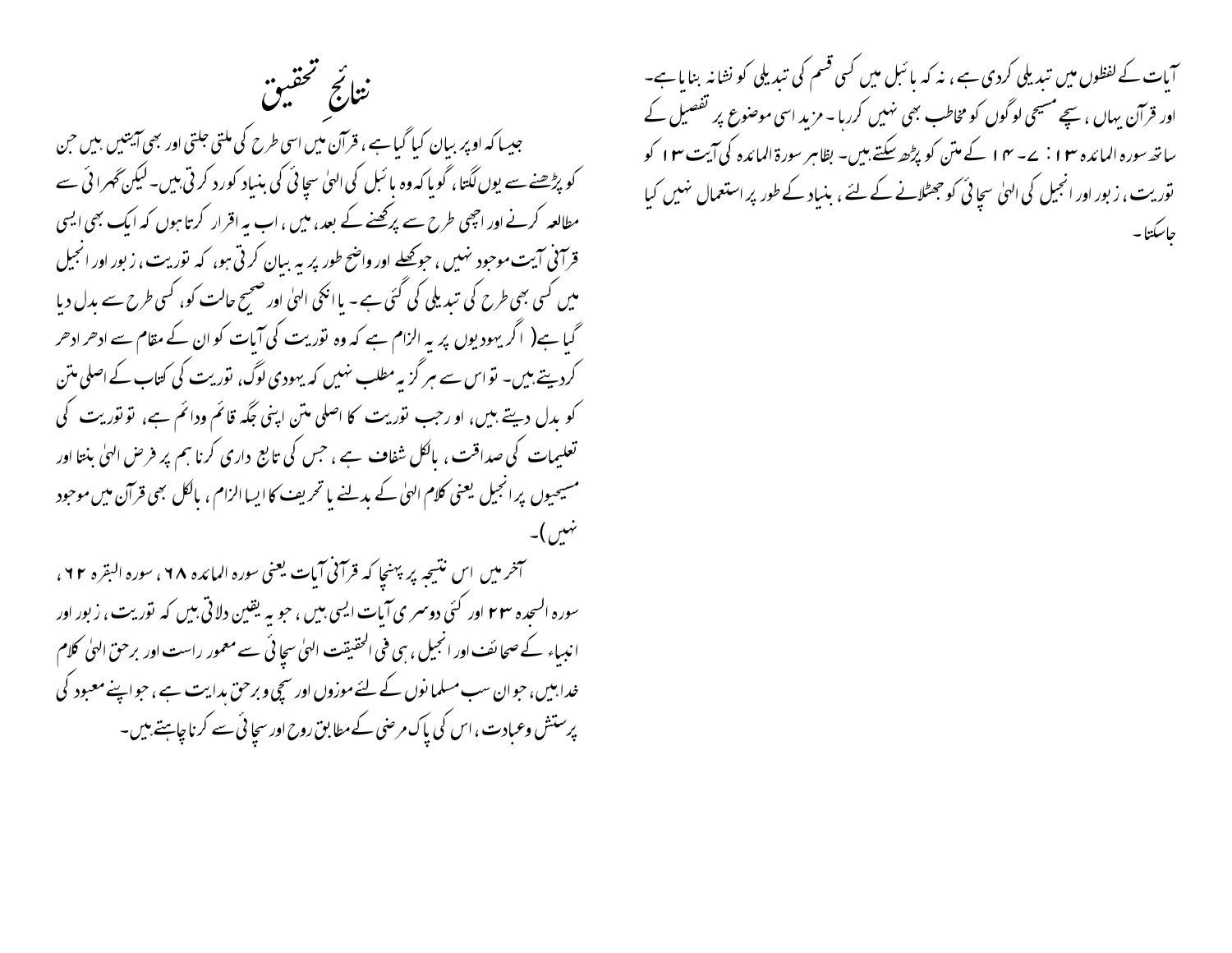## نتائجِ تحقیق

جیسا کہ اوپر بیان کیا گیا ہے، قرآن میں اسی طرح کی ملتی جلتی اور بھی آیتیں ہیں جن کو پڑھنے سے یوں لگتا، گویا کہ وہ بائبل کی الہیٰ سچائی کی بنیاد کورد کرتی ہیں۔ لیکن گہرائی سے مطالعہ کرنے اور اچھی طرح سے پرکھنے کے بعد، میں، اب یہ اقرار کرتا ہوں کہ ایک بھی ایسی قرآنی آیت موجود نہیں، جو کھلے اور واضح طور پر یہ بیان کرتی ہو، کہ توریت، زبور اور انجیل میں کسی بھی طرح کی تبدیلی کی گئی ہے۔ یا انکی الہیٰ اور صحیح حالت کو، کسی طرح سے بدل دیا گیا ہے( اگر یہودیوں پر یہ الزام ہے کہ وہ توریت کی آیات کو ان کے مقام سے ادھر ادھر کردیتے ہیں۔ تو اس سے ہرگز یہ مطلب نہیں کہ یہودی لوگ، توریت کی کتاب کے اصلی متن کو بدل دیتے ہیں، اور جب توریت کا اصلی متن اپنی جگہ قائم ودائم ہے، تو توریت کی تعلیمات کی صداقت، بالکل شفاف ہے، جس کی تابع داری کرنا ہم پر فرض الہیٰ بنتا اور مسیحیوں پر انجیل یعنی کلام الہیٰ کے بدلنے یا تحریف کا ایسا الزام، بالکل بھی قرآن میں موجود نہیں)۔

آخر میں اس نتیجہ پر پہنچا کہ قرآنی آیات یعنی سورہ المائدہ ٦٨، سورہ البقرہ ٦٢، سورہ السجدہ ٢٣ اور کئی دوسری آیات ایسی ہیں، جو یہ یقین دلاتی ہیں کہ توریت، زبور اور انبیاء کے صحائف اور انجیل، ہی فی الحقیقت الہیٰ سچائی سے معمور راست اور برحق الہیٰ کلام خدا ہیں، جو ان سب مسلمانوں کے لئے موزوں اور سچی و برحق ہدایت ہے، جو اپنے معبود کی پرستش وعبادت، اس کی پاک مرضی کے مطابق روح اور سچائی سے کرنا چاہتے ہیں۔

آیات کے لفظوں میں تبدیلی کردی ہے، نہ کہ بائبل میں کسی قسم کی تبدیلی کو نشانہ بنایا ہے۔ اور قرآن یہاں، سچے مسیحی لوگوں کو مخاطب بھی نہیں کررہا۔ مزید اسی موضوع پر تفصیل کے ساتھ سورہ المائدہ ١٣ : ٧-١٤ کے متن کو پڑھ سکتے ہیں۔ بظاہر سورۃ المائدہ کی آیت ١٣ کو توریت، زبور اور انجیل کی الہیٰ سچائی کو جھٹلانے کے لئے، بنیاد کے طور پر استعمال نہیں کیا جاسکتا۔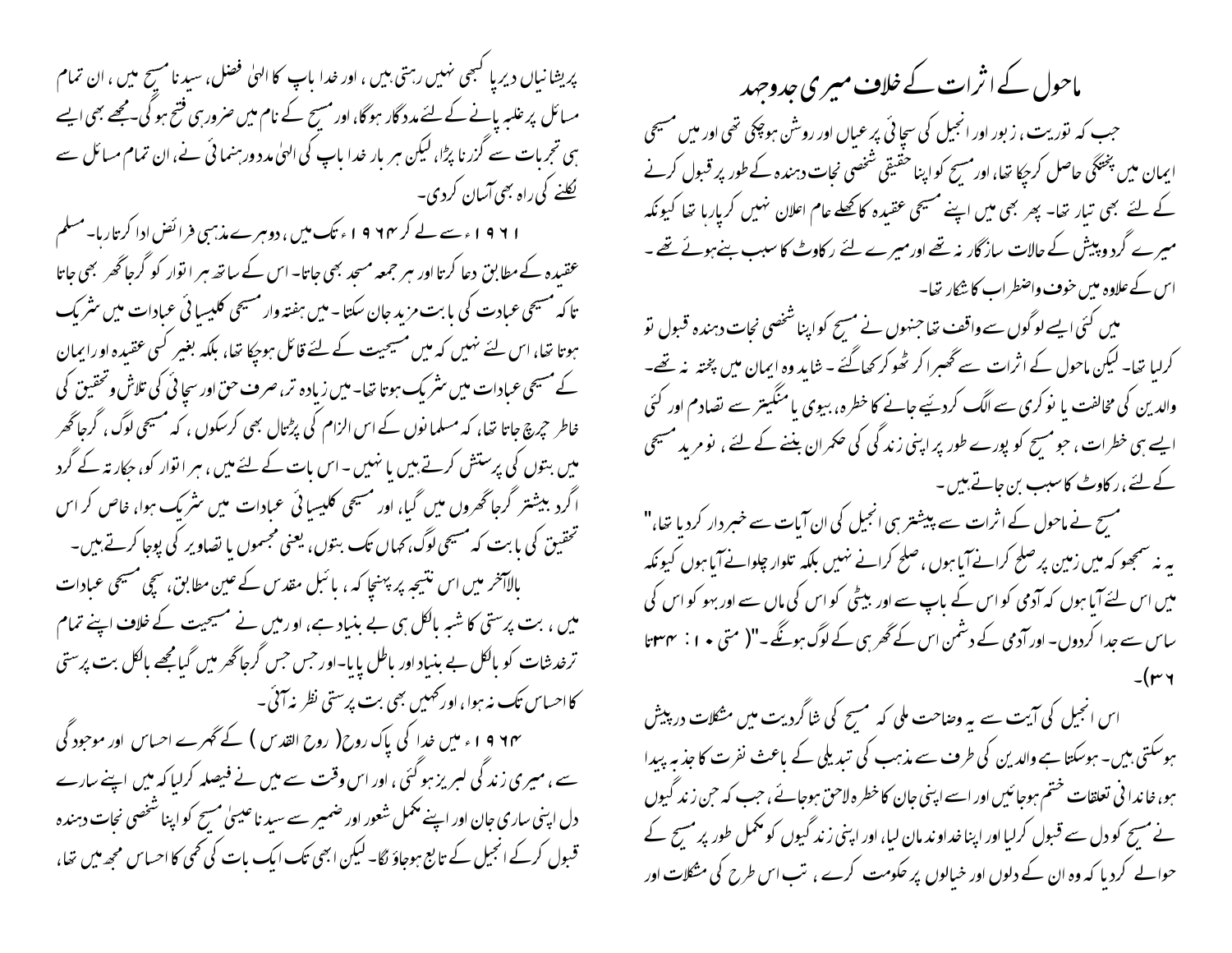# ماحول کے اثرات کے خلاف میری جدوجہد

جب کہ توریت، زبور اور انجیل کی سچائی پر عیاں اور روشن ہوچکی تھی اور میں مسیحی ایمان میں پختگی حاصل کرچکا تھا، اور مسیح کو اپنا حقیقی شخصی نجات دہندہ کے طور پر قبول کرنے کے لئے بھی تیار تھا۔ پھر بھی میں اپنے مسیحی عقیدہ کا کھلے عام اعلان نہیں کرپارہا تھا کیونکہ میرے گردوپیش کے حالات سازگار نہ تھے اور میرے لئے رکاوٹ کا سبب بنے ہوئے تھے۔ اس کے علاوہ میں خوف واضطراب کا شکار تھا۔

میں کئی ایسے لوگوں سے واقف تھا جنہوں نے مسیح کو اپنا شخصی نجات دہندہ قبول تو کرلیا تھا۔ لیکن ماحول کے اثرات سے گھبرا کر ٹھوکر کھاگئے۔ شاید وہ ایمان میں پختہ نہ تھے۔ والدین کی مخالفت یا نوکری سے الگ کردئیے جانے کا خطرہ، بیوی یا منگیتر سے تصادم اور کئی ایسے ہی خطرات، جو مسیح کو پورے طور پر اپنی زندگی کی حکمران بننے کے لئے، نومرید مسیحی کے لئے، رکاوٹ کا سبب بن جاتے ہیں۔

مسیح نے ماحول کے اثرات سے پیشتر ہی انجیل کی ان آیات سے خبردار کردیا تھا،" یہ نہ سمجھو کہ میں زمین پر صلح کرانے آیا ہوں، صلح کرانے نہیں بلکہ تلوار چلوانے آیا ہوں کیونکہ میں اس لئے آیا ہوں کہ آدمی کو اس کے باپ سے اور بیٹی کو اس کی ماں سے اور بہو کو اس کی ساس سے جدا کردوں۔ اور آدمی کے دشمن اس کے گھر ہی کے لوگ ہونگے۔"( متی ۱۰: ۳۴تا ۳۶)۔

اس انجیل کی آیت سے یہ وضاحت ملی کہ مسیح کی شاگردیت میں مشکلات درپیش ہوسکتی ہیں۔ ہوسکتا ہے والدین کی طرف سے مذہب کی تبدیلی کے باعث نفرت کا جذبہ پیدا ہو، خاندانی تعلقات ختم ہوجائیں اور اسے اپنی جان کا خطرہ لاحق ہوجائے، جب کہ جن زندگیوں نے مسیح کو دل سے قبول کرلیا اور اپنا خداوند مان لیا، اور اپنی زندگیوں کو مکمل طور پر مسیح کے حوالے کردیا کہ وہ ان کے دلوں اور خیالوں پر حکومت کرے، تب اس طرح کی مشکلات اور پریشانیاں دیرپا کبھی نہیں رہتی ہیں، اور خدا باپ کا الہیٰ فضل، سیدنا مسیح میں، ان تمام مسائل پر غلبہ پانے کے لئے مددگار ہوگا، اور مسیح کے نام میں ضرور ہی فتح ہوگی۔مجھے بھی ایسے ہی تجربات سے گزرنا پڑا، لیکن ہر بار خدا باپ کی الہیٰ مدد ورہنمائی نے، ان تمام مسائل سے نکلنے کی راہ بھی آسان کردی۔

۱۹۶۱ء سے لے کر ۱۹۶۴ء تک میں، دوہرے مذہبی فرائض ادا کرتا رہا۔ مسلم عقیدہ کے مطابق دعا کرتا اور ہر جمعہ مسجد بھی جاتا۔ اس کے ساتھ ہر اتوار کو گرجاگھر بھی جاتا تاکہ مسیحی عبادت کی بابت مزید جان سکتا۔ میں ہفتہ وار مسیحی کلیسیائی عبادات میں شریک ہوتا تھا، اس لئے نہیں کہ میں مسیحیت کے لئے قائل ہوچکا تھا، بلکہ بغیر کسی عقیدہ اور ایمان کے مسیحی عبادات میں شریک ہوتا تھا۔ میں زیادہ تر، صرف حق اور سچائی کی تلاش وتحقیق کی خاطر چرچ جاتا تھا، کہ مسلمانوں کے اس الزام کی پڑتال بھی کرسکوں، کہ مسیحی لوگ، گرجاگھر میں بتوں کی پرستش کرتے ہیں یا نہیں۔ اس بات کے لئے میں، ہر اتوار کو، جکارتہ کے گرد اگرد بیشتر گرجاگھروں میں گیا، اور مسیحی کلیسیائی عبادات میں شریک ہوا، خاص کر اس تحقیق کی بابت کہ مسیحی لوگ، کہاں تک بتوں، یعنی مجسموں یا تصاویر کی پوجا کرتے ہیں۔

بالآخر میں اس نتیجہ پر پہنچا کہ، بائبل مقدس کے عین مطابق، سچی مسیحی عبادات میں، بت پرستی کا شبہ بالکل ہی بے بنیاد ہے، اور میں نے مسیحیت کے خلاف اپنے تمام ترخدشات کو بالکل بے بنیاد اور باطل پایا۔اور جس جس گرجاگھر میں گیا مجھے بالکل بت پرستی کا احساس تک نہ ہوا، اور کہیں بھی بت پرستی نظر نہ آئی۔

۱۹۶۴ء میں خدا کی پاک روح( روح القدس ) کے گہرے احساس اور موجودگی سے، میری زندگی لبریز ہوگئی، اور اس وقت سے میں نے فیصلہ کرلیا کہ میں اپنے سارے دل اپنی ساری جان اور اپنے مکمل شعور اور ضمیر سے سیدنا عیسیٰ مسیح کو اپنا شخصی نجات دہندہ قبول کرکے انجیل کے تابع ہوجاؤں گا۔ لیکن ابھی تک ایک بات کی کمی کا احساس مجھ میں تھا،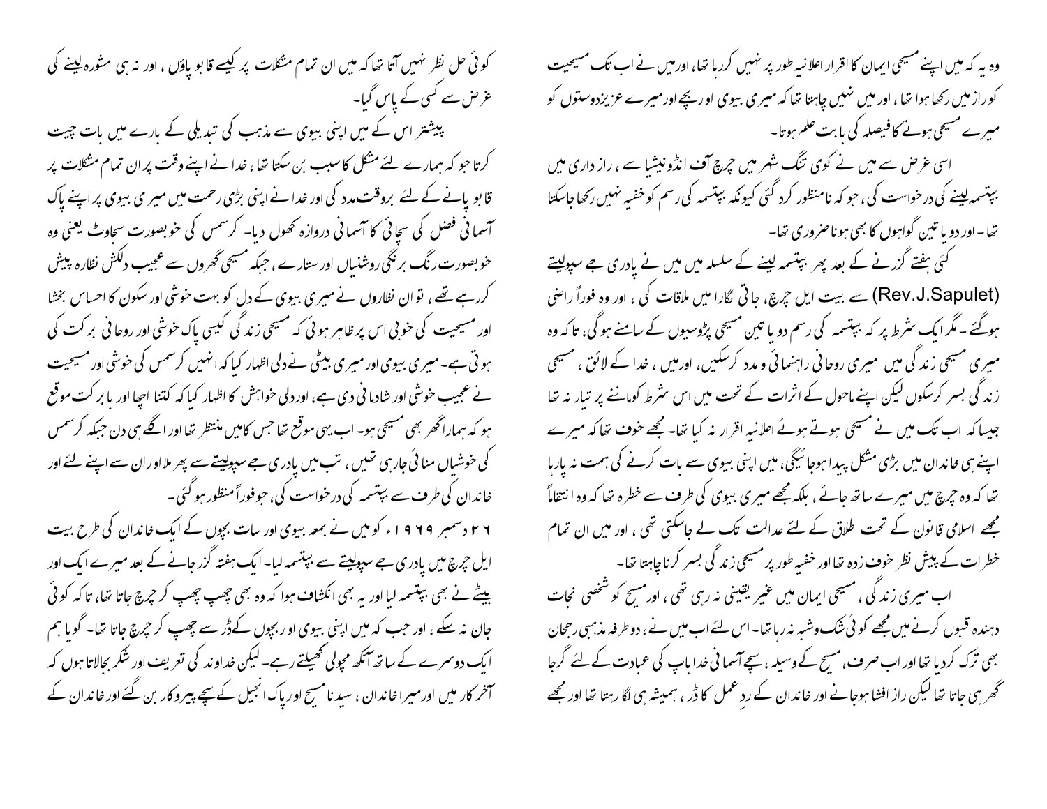وہ یہ کہ میں اپنے مسیحی ایمان کا اقرار اعلانیہ طور پر نہیں کررہا تھا، اورمیں نے اب تک مسیحیت کو راز میں رکھا ہوا تھا، اور میں نہیں چاہتا تھا کہ میری بیوی اور بچے اور میرے عزیزدوستوں کو میرے مسیحی ہونے کا فیصلہ کی بابت علم ہوتا۔

اسی غرض سے میں نے کوی تنگ شہر میں چرچ آف انڈونیشیا سے ، راز داری میں بپتسمہ لینے کی درخواست کی، جوکہ نامنظور کردگئی کیونکہ بپتسمہ کی رسم کو خفیہ نہیں رکھا جاسکتا تھا۔ اور دو یا تین گواہوں کا بھی ہونا ضروری تھا۔

کئی ہفتے گزرنے کے بعد پھر بپتسمہ لینے کے سلسلہ میں میں نے پادری جے سپولیتے (Rev.J.Sapulet) سے بیت ایل چرچ، جاتی نگارا میں ملاقات کی ، اور وہ فوراً راضی ہوگئے ۔ مگر ایک شرط پر کہ بپتسمہ کی رسم دو یا تین مسیحی پڑوسیوں کے سامنے ہوگی، تاکہ وہ میری مسیحی زندگی میں میری روحانی راہنمائی و مدد کرسکیں، اورمیں ، خدا کے لائق ، مسیحی زندگی بسر کرسکوں لیکن اپنے ماحول کے اثرات کے تحت میں اس شرط کوماننے پر تیار نہ تھا جیساکہ اب تک میں نے مسیحی ہوتے ہوئے اعلانیہ اقرار نہ کیا تھا۔ مجھے خوف تھا کہ میرے اپنے ہی خاندان میں بڑی مشکل پیدا ہوجائیگی، میں اپنی بیوی سے بات کرنے کی ہمت نہ پارہا تھا کہ وہ چرچ میں میرے ساتھ جائے ، بلکہ مجھے میری بیوی کی طرف سے خطرہ تھا کہ وہ انتقاماً مجھے اسلامی قانون کے تحت طلاق کے لئے عدالت تک لے جاسکتی تھی ، اور میں ان تمام خطرات کے پیش نظر خوف زدہ تھا اور خفیہ طور پر مسیحی زندگی بسر کرنا چاہتا تھا۔

اب میری زندگی ، مسیحی ایمان میں غیر یقینی نہ رہی تھی ، اور مسیح کو شخصی نجات دہندہ قبول کرنے میں مجھے کوئی شک وشبہ نہ رہا تھا۔ اس لئے اب میں نے ، دوطرفہ مذہبی رجحان بھی ترک کردیا تھا اور اب صرف، مسیح کے وسیلہ ، سچے آسمانی خدا باپ کی عبادت کے لئے گرجا گھر ہی جاتا تھا لیکن راز افشا ہوجانے اور خاندان کے ردِ عمل کا ڈر ، ہمیشہ ہی لگا رہتا تھا اور مجھے کوئی حل نظر نہیں آتا تھا کہ میں ان تمام مشکلات پر کیسے قابو پاؤں ، اور نہ ہی مشورہ لینے کی غرض سے کسی کے پاس گیا۔

پیشتر اس کے میں اپنی بیوی سے مذہب کی تبدیلی کے بارے میں بات چیت کرتا جو کہ ہمارے لئے مشکل کا سبب بن سکتا تھا، خدا نے اپنے وقت پر ان تمام مشکلات پر قابو پانے کے لئے بروقت مدد کی اور خدا نے اپنی بڑی رحمت میں میری بیوی پر اپنے پاک آسمانی فضل کی سچائی کا آسمانی دروازہ کھول دیا۔ کرسمس کی خوبصورت سجاوٹ یعنی وہ خوبصورت رنگ برنگی روشنیاں اور ستارے ، جبکہ مسیحی گھروں سے عجیب دلکش نظارہ پیش کررہے تھے ، تو ان نظاروں نے میری بیوی کے دل کو بہت خوشی اور سکون کا احساس بخشا اور مسیحیت کی خوبی اس پر ظاہر ہوئی کہ مسیحی زندگی کیسی پاک خوشی اور روحانی برکت کی ہوتی ہے۔ میری بیوی اور میری بیٹی نے دلی اظہار کیا کہ انہیں کرسمس کی خوشی اور مسیحیت نے عجیب خوشی اور شادمانی دی ہے ، اوردلی خواہش کا اظہار کیا کہ کتنا اچھا اور بابرکت موقع ہو کہ ہمارا گھر بھی مسیحی ہو۔ اب یہی موقع تھا جس کا میں منتظر تھا اور اگلے ہی دن جبکہ کرسمس کی خوشیاں منائی جارہی تھیں ، تب میں پادری جے سپولیتے سے پھر ملا اور ان سے اپنے لئے اور خاندان کی طرف سے بپتسمہ کی درخواست کی، جو فوراً منظور ہوگئی۔

۲۶ دسمبر ۱۹۶۹ء کو میں نے بمعہ بیوی اور سات بچوں کے ایک خاندان کی طرح بیت ایل چرچ میں پادری جے سپولیتے سے بپتسمہ لیا۔ ایک ہفتہ گزر جانے کے بعد میرے ایک اور بیٹے نے بھی بپتسمہ لیا اور یہ بھی انکشاف ہوا کہ وہ بھی چھپ چھپ کر چرچ جاتا تھا، تاکہ کوئی جان نہ سکے ، اور جب کہ میں اپنی بیوی اور بچوں کےڈر سے چھپ کر چرچ جاتا تھا۔ گویا ہم ایک دوسرے کے ساتھ آنکھ مچولی کھیلتے رہے۔ لیکن خداوند کی تعریف اور شکر بجالاتا ہوں کہ آخر کار میں اور میرا خاندان ، سیدنا مسیح اور پاک انجیل کے سچے پیروکار بن گئے اور خاندان کے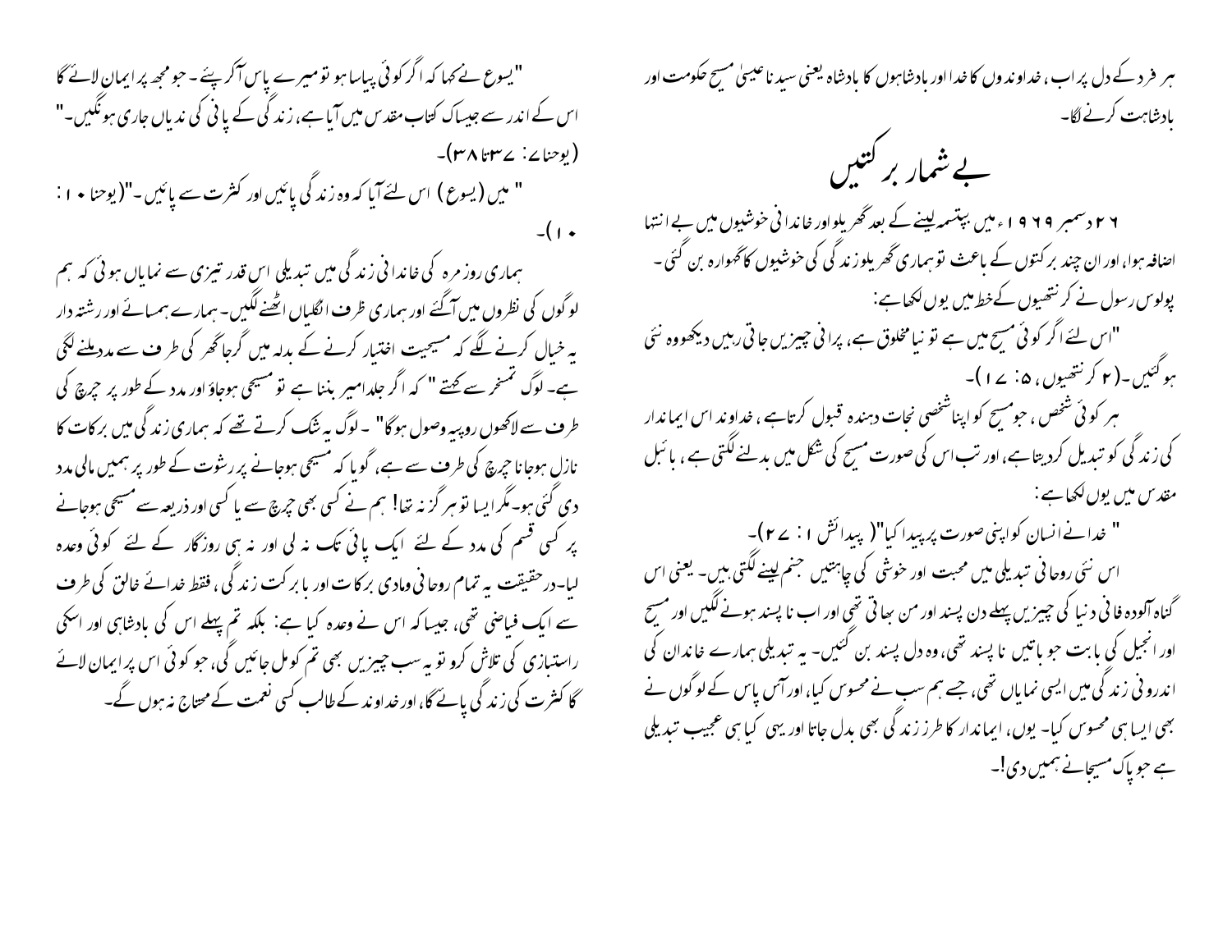ہر فرد کے دل پر اب، خداوندوں کا خدا اور بادشاہوں کا بادشاہ یعنی سید نا عیسیٰ مسیح حکومت اور بادشاہت کرنے لگا۔

## بے شمار برکتیں

۲۶ دسمبر ۱۹۶۹ ءمیں بپتسمہ لینے کے بعد گھریلو اور خاندانی خوشیوں میں بے انتہا اضافہ ہوا، اور ان چند برکتوں کے باعث تو ہماری گھریلو زندگی کی خوشیوں کا گہوارہ بن گئی۔ پولوس رسول نے کرنتھیوں کے خط میں یوں لکھا ہے:

"اس لئے اگر کوئی مسیح میں ہے تو نیا مخلوق ہے، پرانی چیزیں جاتی رہیں دیکھو وہ نئی ہوگئیں۔(۲ کرنتھیوں، ۵: ۱۷)۔

ہر کوئی شخص، جو مسیح کو اپنا شخصی نجات دہندہ قبول کرتا ہے، خداوند اس ایماندار کی زندگی کو تبدیل کردیتا ہے، اور تب اس کی صورت مسیح کی شکل میں بدلنے لگتی ہے، بائبل مقدس میں یوں لکھا ہے:

" خدا نے انسان کو اپنی صورت پر پیدا کیا"( پیدائش ۱: ۲۷)۔

اس نئی روحانی تبدیلی میں محبت اور خوشی کی چاہتیں جنم لینے لگتی ہیں۔ یعنی اس گناہ آلودہ فانی دنیا کی چیزیں پہلے دن پسند اور من بھاتی تھی اور اب ناپسند ہونے لگیں اور مسیح اور انجیل کی بابت جو باتیں ناپسند تھی، وہ دل پسند بن گئیں۔ یہ تبدیلی ہمارے خاندان کی اندرونی زندگی میں ایسی نمایاں تھی، جسے ہم سب نے محسوس کیا، اور آس پاس کے لوگوں نے بھی ایسا ہی محسوس کیا۔ یوں، ایماندار کا طرز زندگی بھی بدل جاتا اور یہی کیا ہی عجیب تبدیلی ہے جو پاک مسیحا نے ہمیں دی!۔

"یسوع نے کہا کہ اگر کوئی پیاسا ہو تو میرے پاس آکر پئے۔ جو مجھ پر ایمان لائے گا اس کے اندر سے جیساکہ کتاب مقدس میں آیا ہے، زندگی کے پانی کی ندیاں جاری ہونگیں۔" (یوحنا: ۷۔۳۷تا ۳۸)۔

" میں (یسوع) اس لئے آیا کہ وہ زندگی پائیں اور کثرت سے پائیں۔"(یوحنا ۱۰: ۱۰)۔

ہماری روزمرہ کی خاندانی زندگی میں تبدیلی اس قدر تیزی سے نمایاں ہوئی کہ ہم لوگوں کی نظروں میں آگئے اور ہماری طرف انگلیاں اٹھنے لگیں۔ ہمارے ہمسائے اور رشتہ دار یہ خیال کرنے لگے کہ مسیحیت اختیار کرنے کے بدلہ میں گرجاگھر کی طرف سے مدد ملنے لگی ہے۔ لوگ تمسخر سے کہتے " کہ اگر جلدامیر بننا ہے تو مسیحی ہوجاؤ اور مدد کے طور پر چرچ کی طرف سے لاکھوں روپیہ وصول ہوگا" ۔ لوگ یہ شک کرتے تھے کہ ہماری زندگی میں برکات کا نازل ہوجانا چرچ کی طرف سے ہے، گویا کہ مسیحی ہوجانے پر رشوت کے طور پر ہمیں مالی مدد دی گئی ہو۔ مگر ایسا تو ہرگز نہ تھا! ہم نے کسی بھی چرچ سے یا کسی اور ذریعہ سے مسیحی ہوجانے پر کسی قسم کی مدد کے لئے ایک پائی تک نہ لی اور نہ ہی روزگار کے لئے کوئی وعدہ لیا۔ درحقیقت یہ تمام روحانی ومادی برکات اور بابرکت زندگی، فقط خدائے خالق کی طرف سے ایک فیاضی تھی، جیساکہ اس نے وعدہ کیا ہے: بلکہ تم پہلے اس کی بادشاہی اور اسکی راستبازی کی تلاش کرو تو یہ سب چیزیں بھی تم کو مل جائیں گی، جو کوئی اس پر ایمان لائے گا کثرت کی زندگی پائے گا، اور خداوند کے طالب کسی نعمت کے محتاج نہ ہوں گے۔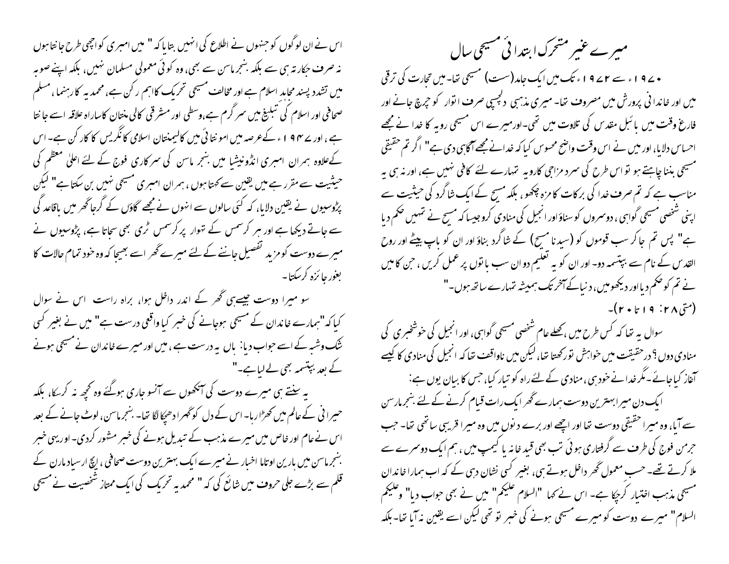# میرے غیر متحرک ابتدائی مسیحی سال

۱۹۷۰ء سے ۱۹۷۲ء تک میں ایک جامد (سست) مسیحی تھا۔ میں تجارت کی ترقی میں اور خاندانی پرورش میں مصروف تھا۔ میری مذہبی دلچسپی صرف اتوار کو چرچ جانے اور فارغ وقت میں بائبل مقدس کی تلاوت میں تھی۔ اور میرے اس مسیحی رویہ کا خدا نے مجھے احساس دلایا، اور میں نے اس وقت واضح محسوس کیا کہ خدا نے مجھے آگاہی دی ہے" اگر تم حقیقی مسیحی بننا چاہتے ہو تو اس طرح کی سرد مزاجی کا رویہ تمہارے لئے کافی نہیں ہے، اور نہ ہی یہ مناسب ہے کہ تم صرف خدا کی برکات کا مزہ چکھو، بلکہ مسیح کے ایک شاگرد کی حیثیت سے اپنی شخصی مسیحی گواہی، دوسروں کو سناؤ اور انجیل کی منادی کرو جیسا کہ مسیح نے تمہیں حکم دیا ہے" پس تم جا کر سب قوموں کو (سیدنا مسیح) کے شاگرد بناؤ اور ان کو باپ بیٹے اور روح القدس کے نام سے بپتسمہ دو۔ اور ان کو یہ تعلیم دو ان سب باتوں پر عمل کریں، جن کا میں نے تم کو حکم دیا اور دیکھو میں، دنیا کے آخر تک ہمیشہ تمہارے ساتھ ہوں۔"

(متی ۲۸: ۱۹ تا ۲۰)۔

سوال یہ تھا کہ کس طرح میں، کھلے عام شخصی مسیحی گواہی، اور انجیل کی خوشخبری کی منادی دوں؟ درحقیقت میں خواہش تو رکھتا تھا، لیکن میں ناواقف تھا کہ انجیل کی منادی کا کیسے آغاز کیا جائے۔ مگر خدا نے خود ہی، منادی کے لئے راہ کو تیار کیا، جس کا بیان یوں ہے:

ایک دن میرا بہترین دوست ہمارے گھر ایک رات قیام کرنے کے لئے بنجرمارسن سے آیا، وہ میرا حقیقی دوست تھا اور اچھے اور برے دنوں میں وہ میرا قریبی ساتھی تھا۔ جب جرمن فوج کی طرف سے گرفتاری ہوئی تب بھی قید خانہ یا کیمپ میں، ہم ایک دوسرے سے ملا کرتے تھے۔ حسب معمول گھر داخل ہوتے ہی، بغیر کسی نشان دہی کے کہ اب ہمارا خاندان مسیحی مذہب اختیار کر چکا ہے۔ اس نے کہا "السلام علیکم" میں نے بھی جواب دیا" وعلیکم السلام" میرے دوست کو میرے مسیحی ہونے کی خبر تو تھی لیکن اسے یقین نہ آیا تھا۔ بلکہ اس نے ان لوگوں کو جنہوں نے اطلاع کی انہیں بتایا کہ " میں امیری کو اچھی طرح جانتا ہوں نہ صرف جکارتہ ہی سے بلکہ بنجرماسن سے بھی، وہ کوئی معمولی مسلمان نہیں، بلکہ اپنے صوبہ میں تشدد پسند مجاہد اسلام ہے اور مخالف مسیحی تحریک کا اہم رکن ہے، محمدیہ کا رہنما، مسلم صحافی اور اسلام کی تبلیغ میں سرگرم ہے، وسطی اور مشرقی کالی منتان کا سارا علاقہ اسے جانتا ہے، اور ۱۹۴۷ء کے عرصہ میں امونتائی میں کالیمنتان اسلامی کانگریس کا کارکن ہے۔ اس کے علاوہ ہمران امیری انڈونیشیا میں بنجرماسن کی سرکاری فوج کے لئے اعلیٰ معظم کی حیثیت سے مقرر ہے میں یقین سے کہتا ہوں، ہمران امیری مسیحی نہیں بن سکتا ہے" لیکن پڑوسیوں نے یقین دلایا، کہ کئی سالوں سے انہوں نے مجھے گاؤں کے گرجا گھر میں باقاعدگی سے جاتے دیکھا ہے اور ہر کرسمس کے تہوار پر کرسمس ٹری بھی سجاتا ہے، پڑوسیوں نے میرے دوست کو مزید تفصیل جاننے کے لئے میرے گھر اسے بھیجا کہ وہ خود تمام حالات کا بغور جائزہ کر سکتا۔

سو میرا دوست جیسے ہی گھر کے اندر داخل ہوا، براہ راست اس نے سوال کیا کہ "ہمارے خاندان کے مسیحی ہوجانے کی خبر کیا واقعی درست ہے" میں نے بغیر کسی شک وشبہ کے اسے جواب دیا: ہاں یہ درست ہے، میں اور میرے خاندان نے مسیحی ہونے کے بعد بپتسمہ بھی لے لیا ہے۔"

یہ سنتے ہی میرے دوست کی آنکھوں سے آنسو جاری ہوگئے وہ کچھ نہ کرسکا، بلکہ حیرانی کے عالم میں کھڑا رہا۔ اس کے دل کو گہرا دھچکا لگا تھا۔ بنجرماسن، لوٹ جانے کے بعد اس نے عام اور خاص میں میرے مذہب کے تبدیل ہونے کی خبر مشہور کردی۔ اور یہی خبر بنجرماسن میں بارین اوتاما اخبار نے میرے ایک بہترین دوست صحافی، ایچ ارسیاد مارن کے قلم سے بڑے جلی حروف میں شائع کی کہ " محمدیہ تحریک کی ایک ممتاز شخصیت نے مسیحی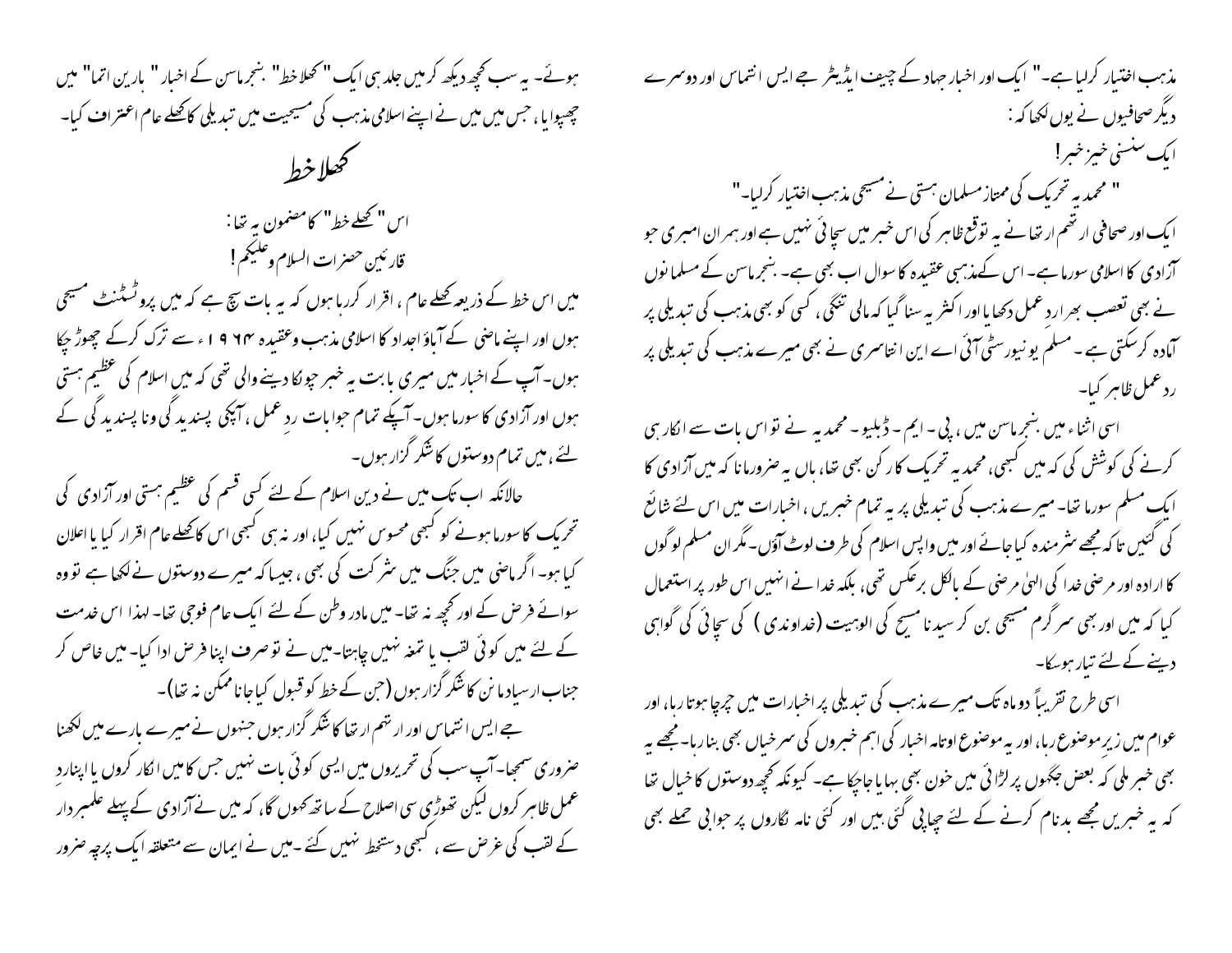مذہب اختیار کرلیا ہے۔" ایک اور اخبار جہاد کے چیف ایڈیٹر جے ایس انتماس اور دوسرے دیگر صحافیوں نے یوں لکھا کہ :

ایک سنسنی خیز خبر!

" محمدیہ تحریک کی ممتاز مسلمان ہستی نے مسیحی مذہب اختیار کرلیا۔"

ایک اور صحافی ار تھم ار تھانے یہ توقع ظاہر کی اس خبر میں سچائی نہیں ہے اور ہمراں امیری جو آزادی کا اسلامی سورما ہے۔ اس کے مذہبی عقیدہ کا سوال اب بھی ہے۔ بنجر ماسن کے مسلمانوں نے بھی تعصب بھرا رد عمل دکھایا اور اکثر یہ سنا گیا کہ مالی تنگی، کسی کو بھی مذہب کی تبدیلی پر آمادہ کرسکتی ہے۔ مسلم یونیورسٹی آئی اے این انتاسری نے بھی میرے مذہب کی تبدیلی پر رد عمل ظاہر کیا۔

اسی اثناء میں بنجر ماسن میں، پی۔ ایم۔ ڈبلیو۔ محمدیہ نے تو اس بات سے انکار ہی کرنے کی کوشش کی کہ میں کبھی، محمدیہ تحریک کا رکن بھی تھا، ہاں یہ ضرور مانا کہ میں آزادی کا ایک مسلم سورما تھا۔ میرے مذہب کی تبدیلی پر یہ تمام خبریں، اخبارات میں اس لئے شائع کی گئیں تا کہ مجھے شرمندہ کیا جائے اور میں واپس اسلام کی طرف لوٹ آؤں۔ مگر ان مسلم لوگوں کا ارادہ اور مرضی خدا کی الہیٰ مرضی کے بالکل برعکس تھی، بلکہ خدا نے انہیں اس طور پر استعمال کیا کہ میں اور بھی سرگرم مسیحی بن کر سیدنا مسیح کی الوہیت (خداوندی) کی سچائی کی گواہی دینے کے لئے تیار ہوسکا۔

اسی طرح تقریباً دو ماہ تک میرے مذہب کی تبدیلی پر اخبارات میں چرچا ہوتا رہا، اور عوام میں زیر موضوع رہا، اور یہ موضوع اوتاہ اخبار کی اہم خبروں کی سرخیاں بھی بنارہا۔ مجھے یہ بھی خبر ملی کہ بعض جگہوں پر لڑائی میں خون بھی بہایا جاچکا ہے۔ کیونکہ کچھ دوستوں کا خیال تھا کہ یہ خبریں مجھے بدنام کرنے کے لئے چھاپی گئی ہیں اور کئی نامہ نگاروں پر جوابی حملے بھی ہوئے۔ یہ سب کچھ دیکھ کر میں جلد ہی ایک "کھلا خط" بنجر ماسن کے اخبار " بارین اتما" میں چھپوایا، جس میں میں نے اپنے اسلامی مذہب کی مسیحیت میں تبدیلی کا کھلے عام اعتراف کیا۔

## کھلا خط

اس "کھلے خط" کا مضمون یہ تھا :

قارئین حضرات السلام وعلیکم!

میں اس خط کے ذریعہ کھلے عام، اقرار کررہا ہوں کہ یہ بات سچ ہے کہ میں پروٹسٹنٹ مسیحی ہوں اور اپنے ماضی کے آباؤ اجداد کا اسلامی مذہب وعقیدہ ۱۹۶۴ء سے ترک کرکے چھوڑ چکا ہوں۔ آپ کے اخبار میں میری بابت یہ خبر چونکا دینے والی تھی کہ میں اسلام کی عظیم ہستی ہوں اور آزادی کا سورما ہوں۔ آپکے تمام جوابات ردِ عمل، آپکی پسندیدگی وناپسندیدگی کے لئے، میں تمام دوستوں کا شکر گزار ہوں۔

حالانکہ اب تک میں نے دین اسلام کے لئے کسی قسم کی عظیم ہستی اور آزادی کی تحریک کا سورما ہونے کو کبھی محسوس نہیں کیا، اور نہ ہی کبھی اس کا کھلے عام اقرار کیا یا اعلان کیا ہو۔ اگر ماضی میں جنگ میں شرکت کی بھی، جیسا کہ میرے دوستوں نے لکھا ہے تو وہ سوائے فرض کے اور کچھ نہ تھا۔ میں مادرِ وطن کے لئے ایک عام فوجی تھا۔ لہذا اس خدمت کے لئے میں کوئی لقب یا تمغہ نہیں چاہتا۔ میں نے تو صرف اپنا فرض ادا کیا۔ میں خاص کر جناب ارسیادمانن کا شکر گزار ہوں (جن کے خط کو قبول کیا جانا ممکن نہ تھا)۔

جے ایس انتماس اور ارتھم ارتھا کا شکر گزار ہوں جنہوں نے میرے بارے میں لکھنا ضروری سمجھا۔ آپ سب کی تحریروں میں ایسی کوئی بات نہیں جس کا میں انکار کروں یا اپنا ردِ عمل ظاہر کروں لیکن تھوڑی سی اصلاح کے ساتھ کہوں گا، کہ میں نے آزادی کے پہلے علمبردار کے لقب کی غرض سے، کبھی دستخط نہیں کئے۔ میں نے ایمان سے متعلقہ ایک پرچہ ضرور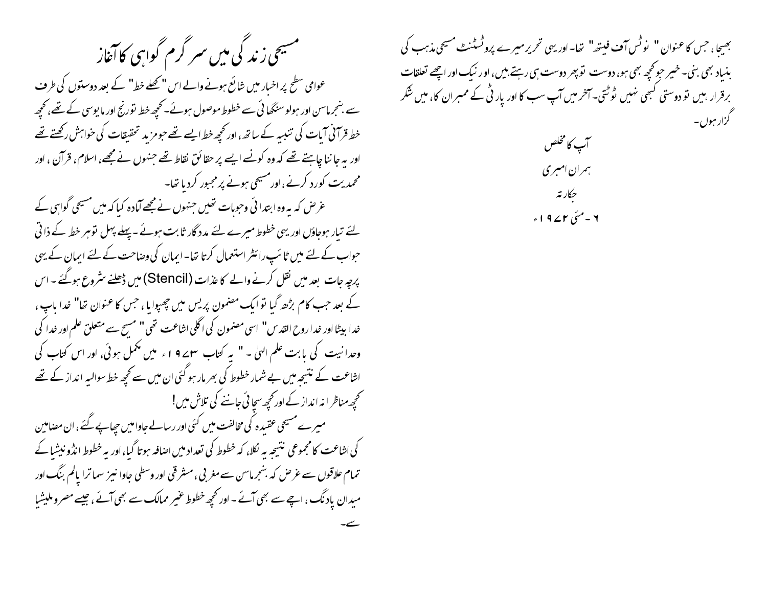بھیجا، جس کا عنوان " نوٹس آف فیتھ" تھا۔ اور یہی تحریر میرے پروٹسٹنٹ مسیحی مذہب کی بنیاد بھی بنی۔ خیر جو کچھ بھی ہو، دوست تو پھر دوست ہی رہتے ہیں، اور نیک اور اچھے تعلقات برقرار ہیں تو دوستی کبھی نہیں ٹوٹتی۔ آخر میں آپ سب کا اور پارٹی کے ممبران کا، میں شکر گزار ہوں۔

آپ کا مخلص

ہمران امبری

جکارتہ

۶ ۔ مئی ۱۹۷۲ء

## مسیحی زندگی میں سرگرم گواہی کا آغاز

عوامی سطح پر اخبار میں شائع ہونے والے اس " کھلے خط" کے بعد دوستوں کی طرف سے ،بنجرماسن اور ہولو سنگھائی سے خطوط موصول ہوئے۔ کچھ خط تورنج اور مایوسی کے تھے، کچھ خط قرآنی آیات کی تنبیہ کے ساتھ، اور کچھ خط ایسے تھے جو مزید تحقیقات کی خواہش رکھتے تھے اور یہ جاننا چاہتے تھے کہ وہ کونسے ایسے پر حقائق نقاط تھے جنہوں نے مجھے، اسلام، قرآن ، اور محمدیت کو رد کرنے ، اور مسیحی ہونے پر مجبور کردیا تھا۔

غرض کہ یہ وہ ابتدائی وجوہات تھیں جنہوں نے مجھے آمادہ کیا کہ میں مسیحی گواہی کے لئے تیار ہوجاؤں اور یہی خطوط میرے لئے مددگار ثابت ہوئے ۔ پہلے پہل توہر خط کے ذاتی جواب کے لئے میں ٹائپ رائٹر استعمال کرتا تھا۔ ایمان کی وضاحت کے لئے ایمان کے یہی پرچہ جات بعد میں نقل کرنے والے کاغذات (Stencil) میں ڈھلنے شروع ہوگئے ۔ اس کے بعد جب کام بڑھ گیا تو ایک مضمون پریس میں چھپوایا، جس کا عنوان تھا" خدا باپ ، خدا بیٹا اور خدا روح القدس" اسی مضمون کی اگلی اشاعت تھی" مسیح سے متعلق علم اور خدا کی وحدانیت کی بابت علم الہیٰ ۔" یہ کتاب ۱۹۷۳ء میں مکمل ہوئی، اور اس کتاب کی اشاعت کے نتیجہ میں بے شمار خطوط کی بھر مار ہوگئی ان میں سے کچھ خط سوالیہ انداز کے تھے کچھ مناظرانہ انداز کے اور کچھ سچائی جاننے کی تلاش میں!

میرے مسیحی عقیدہ کی مخالفت میں کئی اور رسالے جاوا میں چھاپے گئے، ان مضامین کی اشاعت کا مجموعی نتیجہ یہ نکلا، کہ خطوط کی تعداد میں اضافہ ہوتا گیا، اور یہ خطوط انڈونیشیا کے تمام علاقوں سے غرض کہ بنجرماسن سے مغربی، مشرقی اور وسطی جاوا نیز سماترا پالم بنگ اور میدان پادنگ، اچے سے بھی آئے ۔ اور کچھ خطوط غیر ممالک سے بھی آئے، جیسے مصر وملیشیا سے۔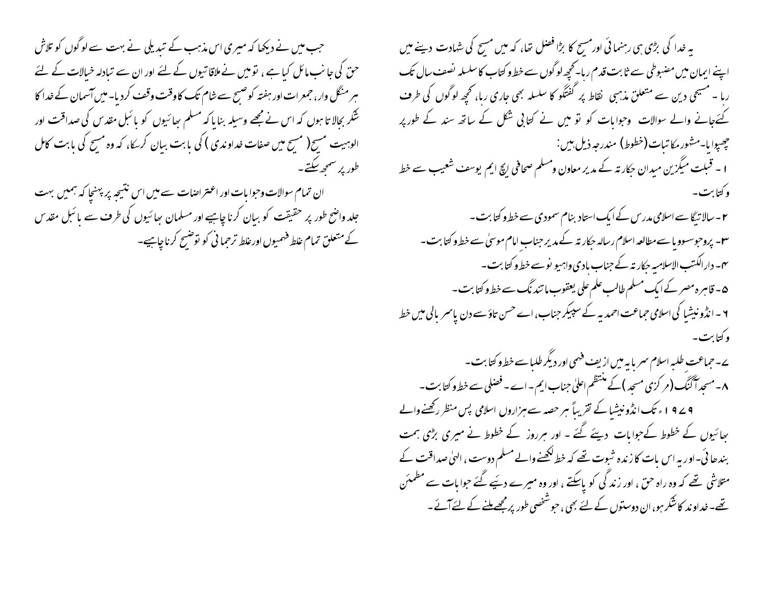یہ خدا کی بڑی ہی رہنمائی اور مسیح کا بڑا فضل تھا، کہ میں مسیح کی شہادت دینے میں اپنے ایمان میں مضبوطی سے ثابت قدم رہا۔ کچھ لوگوں سے خط وکتاب کا سلسلہ نصف سال تک رہا ۔ مسیحی دین سے متعلق مذہبی نقاط پر گفتگو کا سلسلہ بھی جاری رہا، کچھ لوگوں کی طرف کئےجانے والے سوالات وجوابات کو تو میں نے کتابی شکل کے ساتھ سند کے طورپر چھپوایا۔مشہور مکاتبات (خطوط) مندرجہ ذیل ہیں:

۱ ۔ قبلت میگزین میدان جکارتہ کے مدیر معاون ومسلم صحافی ایچ ایم یوسف شعیب سے خط وکتابت۔

۲۔ سالاتیگا سے اسلامی مدرس کے ایک استاد بنام سمودی سے خط وکتابت۔

۳۔ پروجوسسوویا سے مطالعہ اسلام رسالہ جکارتہ کے مدیر جناب امام موسیٰ سے خط وکتابت۔

۴۔ دارالکتب الاسلامیہ جکارتہ کے جناب بادی واہیو نو سے خط وکتابت۔

۵۔ قاہرہ مصر کے ایک مسلم طالب علم علی یعقوب ماتندنگ سے خط وکتابت۔

۶ ۔ انڈونیشیا کی اسلامی جماعت احمدیہ کے سپیکر جناب، اے حسن تاؤسے دن پاسر بالی میں خط وکتابت۔

۷۔ جماعت طلبہ اسلام سرابایہ میں ازیف فہمی اور دیگر طلبا سے خط وکتابت۔

۸۔ مسجد آگنگ (مرکزی مسجد) کے منتظم اعلیٰ جناب ایم ۔ اے ۔ فضلی سے خط وکتابت۔

۱۹۷۹ ء تک انڈونیشیا کے تقریباً ہر حصہ سے ہزاروں اسلامی پس منظر رکھنے والے بھائیوں کے خطوط کےجوابات دیئے گئے ۔ اور ہرروز کے خطوط نے میری بڑی ہمت بندھائی۔اور یہ اس بات کا زندہ ثبوت تھے کہ خط لکھنے والے مسلم دوست ، الہیٰ صداقت کے متلاشی تھے کہ وہ راہ حق ، اور زندگی کو پاسکتے ، اور وہ میرے دئیے گئے جوابات سے مطمئن تھے۔ خداوند کا شکر ہو، ان دوستوں کے لئے بھی، جو شخصی طور پر مجھے ملنے کے لئے آئے۔

جب میں نے دیکھا کہ میری اس مذہب کے تبدیلی نے بہت سے لوگوں کو تلاش حق کی جانب مائل کیا ہے ، تو میں نے ملاقاتیوں کے لئے اور ان سے تبادلہ خیالات کے لئے ہر منگل وار، جمعرات اور ہفتہ کو صبح سے شام تک کا وقت وقف کردیا۔ میں آسمان کے خدا کا شکر بجالاتا ہوں کہ اس نے مجھے وسیلہ بنایا کہ مسلم بھائیوں کو بائبل مقدس کی صداقت اور الوہیت مسیح( مسیح میں صفات خداوندی ) کی بابت بیان کرسکا، کہ وہ مسیح کی بابت کامل طورپر سمجھ سکتے۔

ان تمام سوالات وجوابات اور اعتراضات سے میں اس نتیجہ پر پہنچا کہ ہمیں بہت جلد واضح طورپر حقیقت کو بیان کرنا چاہیے اور مسلمان بھائیوں کی طرف سے بائبل مقدس کے متعلق تمام غلط فہمیوں اور غلط ترجمانی کو توضیح کرنا چاہیے۔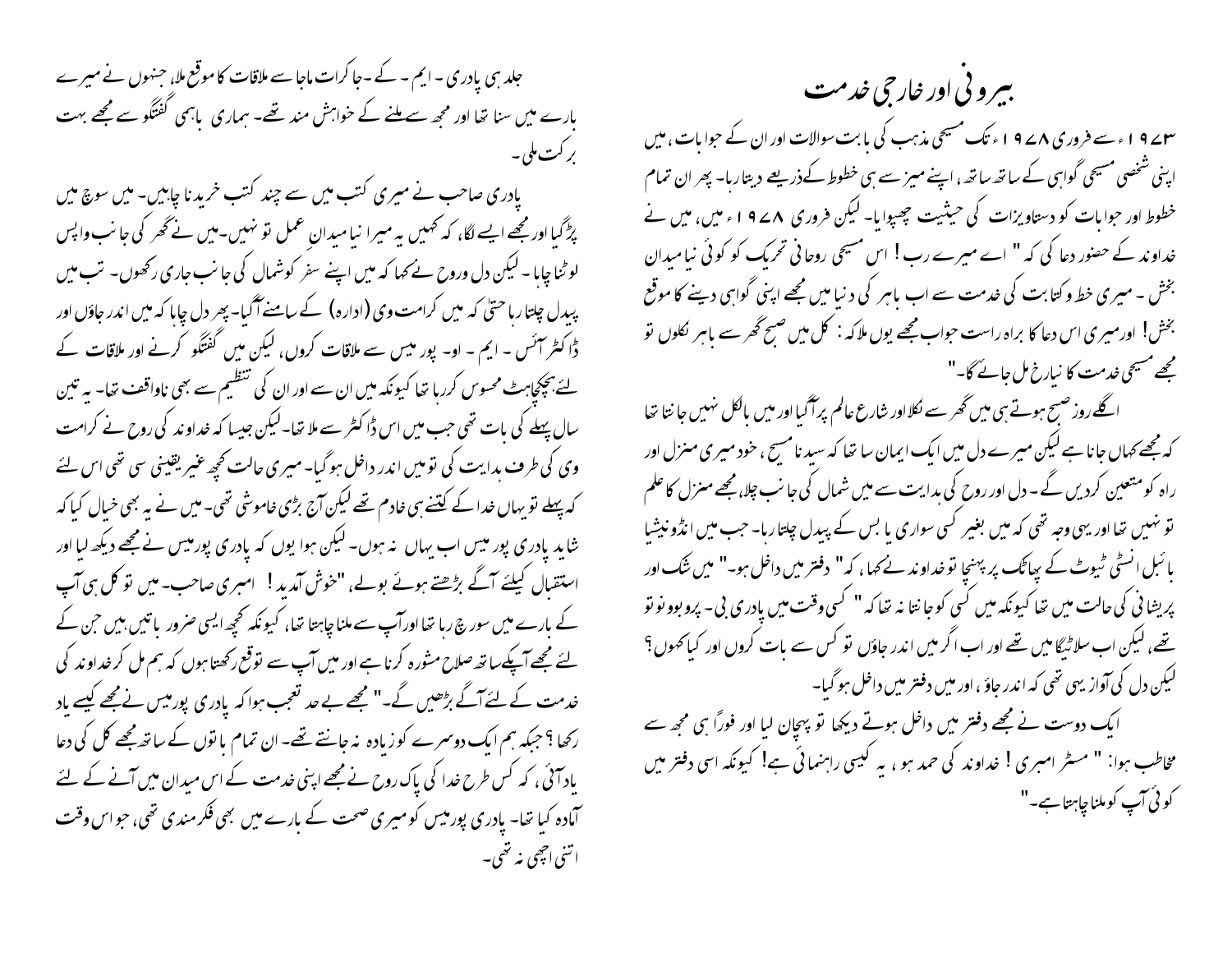# بیرونی اور خارجی خدمت

۱۹۷۳ء سے فروری ۱۹۷۸ء تک مسیحی مذہب کی بابت سوالات اور ان کے جوابات، میں اپنی شخصی مسیحی گواہی کے ساتھ ساتھ، اپنے میز سے ہی خطوط کے ذریعے دیتا رہا۔ پھر ان تمام خطوط اور جوابات کو دستاویزات کی حیثیت چھپوایا۔ لیکن فروری ۱۹۷۸ء میں، میں نے خداوند کے حضور دعا کی کہ " اے میرے رب! اس مسیحی روحانی تحریک کو کوئی نیا میدان بخش۔ میری خط وکتابت کی خدمت سے اب باہر کی دنیا میں مجھے اپنی گواہی دینے کا موقع بخش! اور میری اس دعا کا براہ راست جواب مجھے یوں ملا کہ : کل میں صبح گھر سے باہر نکلوں تو مجھے مسیحی خدمت کا نیا رخ مل جائے گا۔"

اگلے روز صبح ہوتے ہی میں گھر سے نکلا اور شارع عالم پر آگیا اور میں بالکل نہیں جانتا تھا کہ مجھے کہاں جانا ہے لیکن میرے دل میں ایک ایمان سا تھا کہ سید نا مسیح، خود میری منزل اور راہ کو متعین کردیں گے۔ دل اور روح کی ہدایت سے میں شمال کی جانب چلا، مجھے منزل کا علم تو نہیں تھا اور یہی وجہ تھی کہ میں بغیر کسی سواری یا بس کے پیدل چلتا رہا۔ جب میں انڈونیشیا بائبل انسٹی ٹیوٹ کے پھاٹک پر پہنچا تو خداوند نے کہا، کہ" دفتر میں داخل ہو۔" میں شک اور پریشانی کی حالت میں تھا کیونکہ میں کسی کو جانتا نہ تھا کہ " کسی وقت میں پادری بی۔ پروبونو تو تھے، لیکن اب سلاٹیگا میں تھے اور اب اگر میں اندر جاؤں تو کس سے بات کروں اور کیا کہوں؟ لیکن دل کی آواز یہی تھی کہ اندر جاؤ، اور میں دفتر میں داخل ہو گیا۔

ایک دوست نے مجھے دفتر میں داخل ہوتے دیکھا تو پہچان لیا اور فوراً ہی مجھ سے مخاطب ہوا: " مسٹر امبری! خداوند کی حمد ہو، یہ کیسی راہنمائی ہے! کیونکہ اسی دفتر میں کوئی آپ کو ملنا چاہتا ہے۔"

جلد ہی پادری۔ ایم۔ کے۔ جا کرات ماجا سے ملاقات کا موقع ملا، جنہوں نے میرے بارے میں سنا تھا اور مجھ سے ملنے کے خواہش مند تھے۔ ہماری باہمی گفتگو سے مجھے بہت برکت ملی۔

پادری صاحب نے میری کتب میں سے چند کتب خریدنا چاہیں۔ میں سوچ میں پڑ گیا اور مجھے ایسے لگا، کہ کہیں یہ میرا نیا میدان عمل تو نہیں۔ میں نے گھر کی جانب واپس لوٹنا چاہا۔ لیکن دل وروح نے کہا کہ میں اپنے سفر کو شمال کی جانب جاری رکھوں۔ تب میں پیدل چلتا رہا حتیٰ کہ میں کرامت وی (ادارہ) کے سامنے آگیا۔ پھر دل چاہا کہ میں اندر جاؤں اور ڈاکٹر آئس۔ ایم۔ او۔ پورمیس سے ملاقات کروں، لیکن میں گفتگو کرنے اور ملاقات کے لئے ہچکچاہٹ محسوس کررہا تھا کیونکہ میں ان سے اور ان کی تنظیم سے بھی ناواقف تھا۔ یہ تین سال پہلے کی بات تھی جب میں اس ڈاکٹر سے ملا تھا۔ لیکن جیسا کہ خداوند کی روح نے کرامت وی کی طرف ہدایت کی تو میں اندر داخل ہو گیا۔ میری حالت کچھ غیر یقینی سی تھی اس لئے کہ پہلے تو یہاں خدا کے کتنے ہی خادم تھے لیکن آج بڑی خاموشی تھی۔ میں نے یہ بھی خیال کیا کہ شاید پادری پور میس اب یہاں نہ ہوں۔ لیکن ہوا یوں کہ پادری پورمیس نے مجھے دیکھ لیا اور استقبال کیلئے آگے بڑھتے ہوئے بولے، "خوش آمدید! امبری صاحب۔ میں تو کل ہی آپ کے بارے میں سوچ رہا تھا اور آپ سے ملنا چاہتا تھا، کیونکہ کچھ ایسی ضرور باتیں ہیں جن کے لئے مجھے آپکے ساتھ صلاح مشورہ کرنا ہے اور میں آپ سے توقع رکھتا ہوں کہ ہم مل کر خداوند کی خدمت کے لئے آگے بڑھیں گے۔" مجھے بے حد تعجب ہوا کہ پادری پورمیس نے مجھے کیسے یاد رکھا؟ جبکہ ہم ایک دوسرے کو زیادہ نہ جانتے تھے۔ ان تمام باتوں کے ساتھ مجھے کل کی دعا یاد آئی، کہ کس طرح خدا کی پاک روح نے مجھے اپنی خدمت کے اس میدان میں آنے کے لئے آمادہ کیا تھا۔ پادری پورمیس کو میری صحت کے بارے میں بھی فکرمندی تھی، جو اس وقت اتنی اچھی نہ تھی۔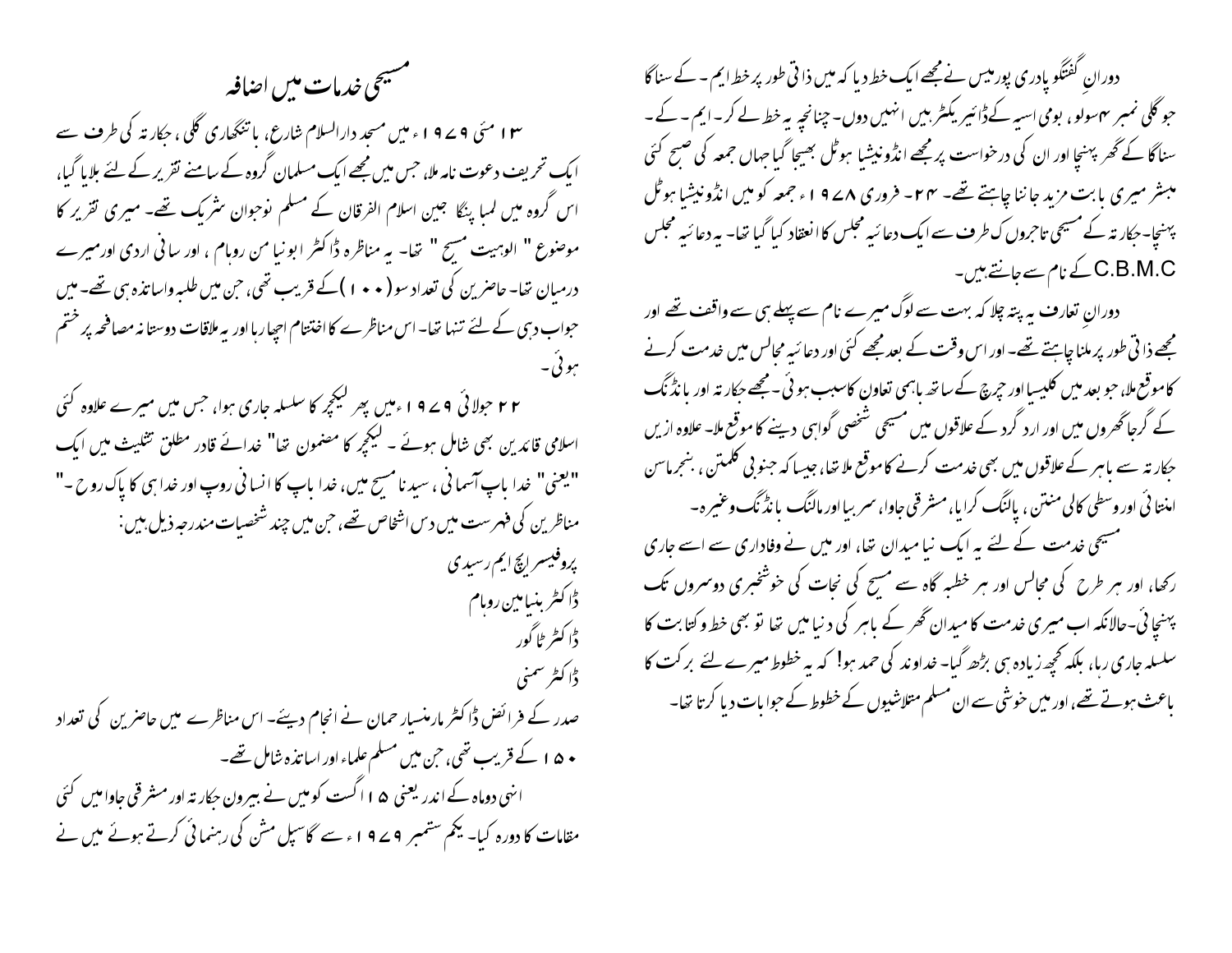دورانِ گفتگو پادری پوریس نے مجھے ایک خط دیا کہ میں ذاتی طور پر خط ایم ۔ کے سناگا جو گلی نمبر ۴۳سولو، بومی اسیہ کے ڈائیریکٹر ہیں انہیں دوں۔ چنانچہ یہ خط لے کر ۔ ایم ۔ کے ۔ سناگا کے گھر پہنچا اور ان کی درخواست پر مجھے انڈونیشیا ہوٹل بھیجا گیا جہاں جمعہ کی صبح کئی مبشر میری بابت مزید جاننا چاہتے تھے۔ ۲۴- فروری ۱۹۷۸ء جمعہ کو میں انڈونیشیا ہوٹل پہنچا۔ جکارتہ کے مسیحی تاجروں ک طرف سے ایک دعائیہ مجلس کا انعقاد کیا گیا تھا۔ یہ دعائیہ مجلس C.B.M.C کے نام سے جانتے ہیں۔

دورانِ تعارف یہ پتہ چلا کہ بہت سے لوگ میرے نام سے پہلے ہی سے واقف تھے اور مجھے ذاتی طور پر ملنا چاہتے تھے۔ اور اس وقت کے بعد مجھے کئی اور دعائیہ مجالس میں خدمت کرنے کا موقع ملا، جو بعد میں کلیسیا اور چرچ کے ساتھ باہمی تعاون کا سبب ہوئی ۔ مجھے جکارتہ اور بانڈنگ کے گرجا گھروں میں اور ارد گرد کے علاقوں میں مسیحی شخصی گواہی دینے کا موقع ملا۔ علاوہ ازیں جکارتہ سے باہر کے علاقوں میں بھی خدمت کرنے کا موقع ملا تھا، جیسا کہ جنوبی کلمنتن ، بنجرماسن امنتائی اور وسطی کالی منتن ، پالنگ کرایا، مشرقی جاوا، سربیا اور مالنگ بانڈنگ وغیرہ۔

مسیحی خدمت کے لئے یہ ایک نیا میدان تھا، اور میں نے وفاداری سے اسے جاری رکھا، اور ہر طرح کی مجالس اور ہر خطبہ گاہ سے مسیح کی نجات کی خوشخبری دوسروں تک پہنچائی۔حالانکہ اب میری خدمت کا میدان گھر کے باہر کی دنیا میں تھا تو بھی خط و کتابت کا سلسلہ جاری رہا، بلکہ کچھ زیادہ ہی بڑھ گیا۔ خداوند کی حمد ہو! کہ یہ خطوط میرے لئے برکت کا باعث ہوتے تھے، اور میں خوشی سے ان مسلم متلاشیوں کے خطوط کے جوابات دیا کرتا تھا۔

## مسیحی خدمات میں اضافہ

۱۳ مئی ۱۹۷۹ء میں مسجد دارالسلام شارع، باتنگھاری گلی، جکارتہ کی طرف سے ایک تحریف دعوت نامہ ملا، جس میں مجھے ایک مسلمان گروہ کے سامنے تقریر کے لئے بلایا گیا، اس گروہ میں لمبا پنگا جبین اسلام الفرقان کے مسلم نوجوان شریک تھے۔ میری تقریر کا موضوع " الوہیت مسیح " تھا۔ یہ مناظرہ ڈاکٹر ابونیا من روبام ، اور سانی اردی اور میرے درمیان تھا۔ حاضرین کی تعداد سو(۱۰۰)کے قریب تھی، جن میں طلبہ واساتذہ ہی تھے۔ میں جواب دہی کے لئے تنہا تھا۔ اس مناظرے کا اختتام اچھا رہا اور یہ ملاقات دوستانہ مصافحہ پر ختم ہوئی۔

۲۲ جولائی ۱۹۷۹ءمیں پھر لیکچر کا سلسلہ جاری ہوا، جس میں میرے علاوہ کئی اسلامی قائدین بھی شامل ہوئے ۔ لیکچر کا مضمون تھا" خدائے قادر مطلق تثلیث میں ایک "یعنی" خدا باپ آسمانی ، سیدنا مسیح میں، خدا باپ کا انسانی روپ اور خدا ہی کا پاک روح ۔" مناظرین کی فہرست میں دس اشخاص تھے، جن میں چند شخصیات مندرجہ ذیل ہیں:

پروفیسر ایچ ایم رسیدی

ڈاکٹر بنیامین روہام

ڈاکٹر ٹاگور

ڈاکٹر سمنی

صدر کے فرائض ڈاکٹر مارمنسیار حمان نے انجام دیئے۔ اس مناظرے میں حاضرین کی تعداد ۱۵۰ کے قریب تھی، جن میں مسلم علماء اور اساتذہ شامل تھے۔

انہی دوماہ کے اندر یعنی ۱۵ اگست کو میں نے بیرون جکارتہ اور مشرقی جاوا میں کئی مقامات کا دورہ کیا۔ یکم ستمبر ۱۹۷۹ء سے گاسپل مشن کی رہنمائی کرتے ہوئے میں نے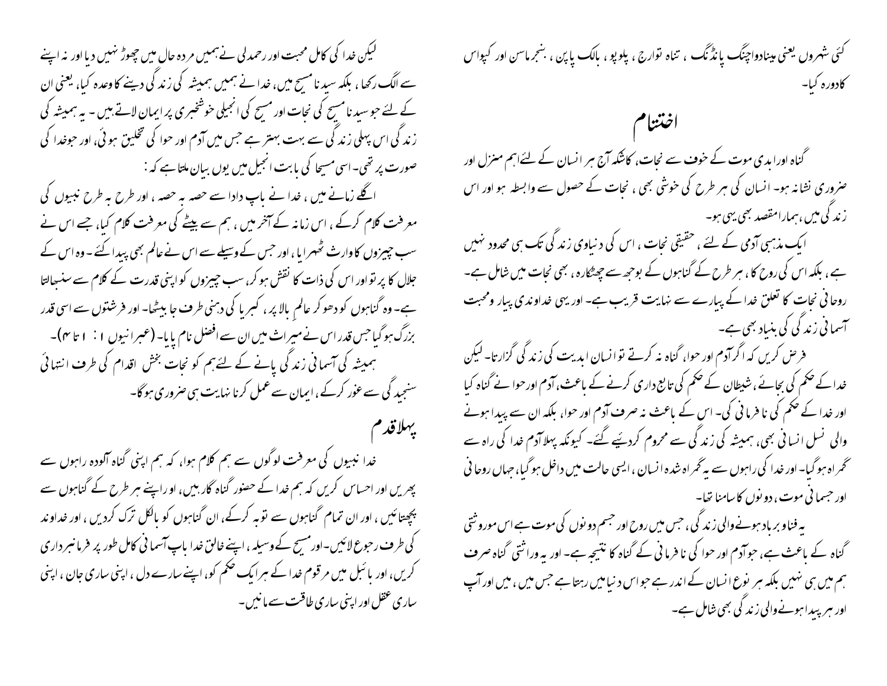کئی شہروں یعنی بیناندواچینگ پانڈنگ ، تناہ توارج ، پلوپو ، بالک پاپن ، بنجر ماسن اور کیپواس کادورہ کیا۔

## اختتام

گناہ اور ابدی موت کے خوف سے نجات، کاشکہ آج ہر انسان کے لئے اہم منزل اور ضروری نشانہ ہو۔ انسان کی ہر طرح کی خوشی بھی ، نجات کے حصول سے وابستہ ہو اور اس زندگی میں ، ہمارا مقصد بھی یہی ہو۔

ایک مذہبی آدمی کے لئے ، حقیقی نجات ، اس کی دنیاوی زندگی تک ہی محدود نہیں ہے ، بلکہ اس کی روح کا ، ہر طرح کے گناہوں کے بوجھ سے چھٹکارہ ، بھی نجات میں شامل ہے۔ روحانی نجات کا تعلق خدا کے پیارے سے نہایت قریب ہے۔ اور یہی خداوندی پیار ومحبت آسمانی زندگی کی بنیاد بھی ہے۔

فرض کریں کہ اگر آدم اور حوا، گناہ نہ کرتے تو انسان ابدیت کی زندگی گزارتا۔ لیکن خدا کے حکم کی بجائے ، شیطان کے حکم کی تابع داری کرنے کے باعث، آدم اور حوا نے گناہ کیا اور خدا کے حکم کی نا فرمانی کی۔ اس کے باعث نہ صرف آدم اور حوا، بلکہ ان سے پیدا ہونے والی نسل انسانی بھی، ہمیشہ کی زندگی سے محروم کردیئے گئے۔ کیونکہ پہلا آدم خدا کی راہ سے گمراہ ہوگیا۔ اور خدا کی راہوں سے یہ گمراہ شدہ انسان ، ایسی حالت میں داخل ہوگیا، جہاں روحانی اور جسمانی موت ، دونوں کا سامنا تھا۔

یہ فناو برباد ہونے والی زندگی، جس میں روح اور جسم دونوں کی موت ہے اس موروثتی گناہ کے باعث ہے، جو آدم اور حوا کی نا فرمانی کے گناہ کا نتیجہ ہے۔ اور یہ وراثتی گناہ صرف ہم میں ہی نہیں بلکہ ہر نوع انسان کے اندر ہے جو اس دنیا میں رہتا ہے جس میں ، میں اور آپ اور ہر پیدا ہونے والی زندگی بھی شامل ہے۔

لیکن خدا کی کامل محبت اور رحمدلی نے ہمیں مردہ حال میں چھوڑ نہیں دیا اور نہ اپنے سے الگ رکھا ، بلکہ سیدنا مسیح میں، خدا نے ہمیں ہمیشہ کی زندگی دینے کا وعدہ کیا، یعنی ان کے لئے جو سیدنا مسیح کی نجات اور مسیح کی انجیلی خوشخبری پر ایمان لاتے ہیں ۔ یہ ہمیشہ کی زندگی اس پہلی زندگی سے بہت بہتر ہے جس میں آدم اور حوا کی تخلیق ہوئی، اور جو خدا کی صورت پر تھی۔ اسی مسیحا کی بابت انجیل میں یوں بیان ملتا ہے کہ :

اگلے زمانے میں ، خدا نے باپ دادا سے حصہ بہ حصہ ، اور طرح بہ طرح نبیوں کی معرفت کلام کرکے ، اس زمانہ کے آخر میں ، ہم سے بیٹے کی معرفت کلام کیا، جسے اس نے سب چیزوں کا وارث ٹھہرایا ، اور جس کے وسیلے سے اس نے عالم بھی پیدا کئے ۔ وہ اس کے جلال کا پر تو اور اس کی ذات کا نقش ہو کر، سب چیزوں کو اپنی قدرت کے کلام سے سنبھالتا ہے۔ وہ گناہوں کو دھو کر عالم بالا پر ، کبریا کی دہنی طرف جا بیٹھا۔ اور فرشتوں سے اسی قدر بزرگ ہوگیا جس قدر اس نے میراث میں ان سے افضل نام پایا۔ (عبرانیوں ۱ : ۱ تا ۴)۔

ہمیشہ کی آسمانی زندگی پانے کے لئے ہم کو نجات بخش اقدام کی طرف انتہائی سنجیدگی سے غور کرکے ، ایمان سے عمل کرنا نہایت ہی ضروری ہوگا۔

### پہلا قدم

خدا نبیوں کی معرفت لوگوں سے ہم کلام ہوا، کہ ہم اپنی گناہ آلودہ راہوں سے پھریں اور احساس کریں کہ ہم خدا کے حضور گناہ گار ہیں، اور اپنے ہر طرح کے گناہوں سے پچھتائیں ، اور ان تمام گناہوں سے توبہ کرکے، ان گناہوں کو بالکل ترک کردیں ، اور خداوند کی طرف رجوع لائیں۔ اور مسیح کے وسیلہ ، اپنے خالق خدا باپ آسمانی کامل طور پر فرمانبرداری کریں، اور بائبل میں مرقوم خدا کے ہر ایک حکم کو، اپنے سارے دل ، اپنی ساری جان ، اپنی ساری عقل اور اپنی ساری طاقت سے مانیں۔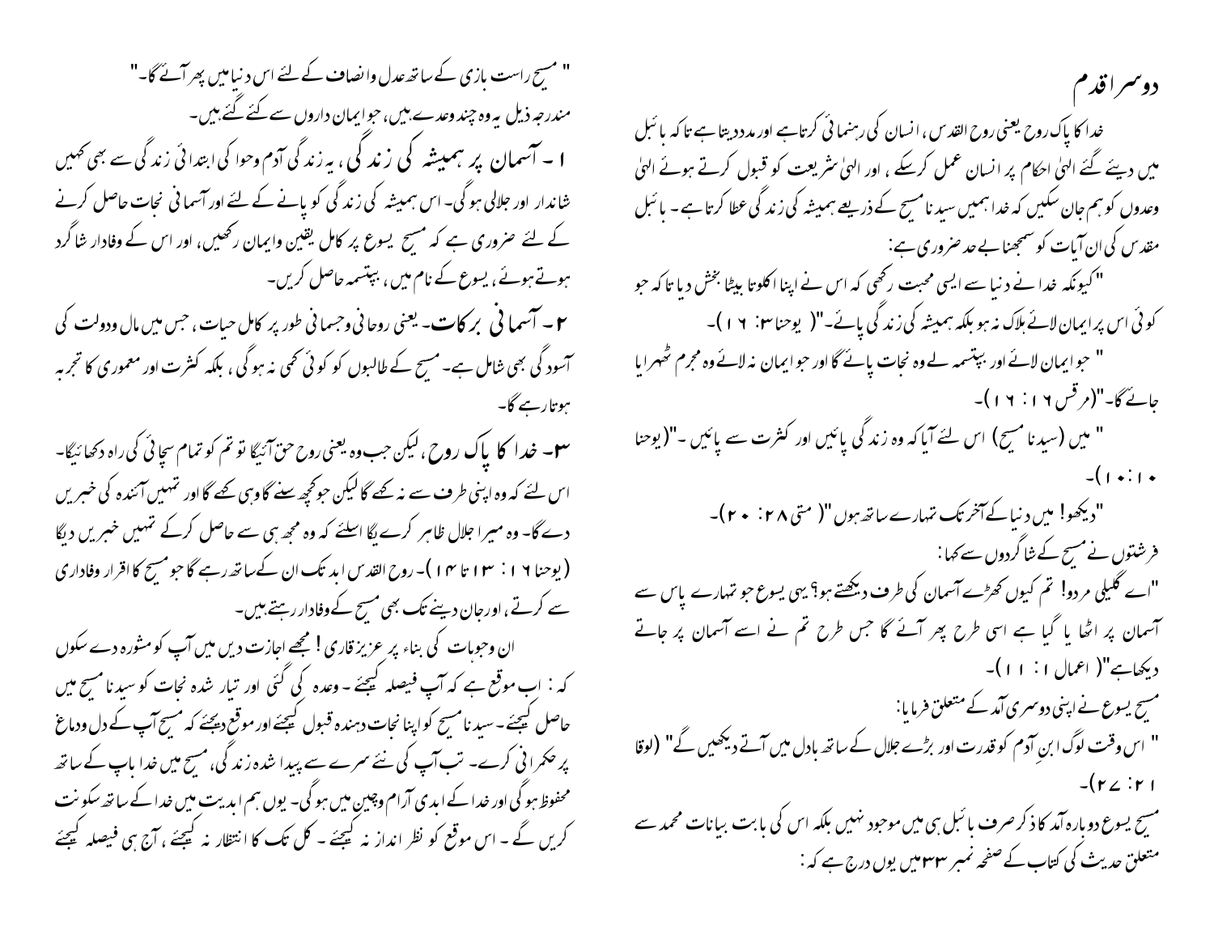## دوسرا قدم

خدا کا پاک روح یعنی روح القدس، انسان کی رہنمائی کرتا ہے اور مدد دیتا ہے تاکہ بائبل میں دیئے گئے الہیٰ احکام پر انسان عمل کر سکے، اور الہیٰ شریعت کو قبول کرتے ہوئے الہیٰ وعدوں کو ہم جان سکیں کہ خدا ہمیں سیدنا مسیح کے ذریعے ہمیشہ کی زندگی عطا کرتا ہے۔ بائبل مقدس کی ان آیات کو سمجھنا بے حد ضروری ہے:

"کیونکہ خدا نے دنیا سے ایسی محبت رکھی کہ اس نے اپنا اکلوتا بیٹا بخش دیا تاکہ جو کوئی اس پر ایمان لائے ہلاک نہ ہو بلکہ ہمیشہ کی زندگی پائے۔" (یوحنا ۳: ۱۶)۔

"جو ایمان لائے اور بپتسمہ لے وہ نجات پائے گا اور جو ایمان نہ لائے وہ مجرم ٹھہرایا جائے گا۔" (مرقس ۱۶: ۱۶)۔

"میں (سیدنا مسیح) اس لئے آیا کہ وہ زندگی پائیں اور کثرت سے پائیں۔" (یوحنا ۱۰: ۱۰)۔

"دیکھو! میں دنیا کے آخر تک تمہارے ساتھ ہوں" (متی ۲۸: ۲۰)۔

فرشتوں نے مسیح کے شاگردوں سے کہا:

"اے گلیلی مردو! تم کیوں کھڑے آسمان کی طرف دیکھتے ہو؟ یہی یسوع جو تمہارے پاس سے آسمان پر اٹھا یا گیا ہے اسی طرح پھر آئے گا جس طرح تم نے اسے آسمان پر جاتے دیکھا ہے" (اعمال ۱: ۱۱)۔

مسیح یسوع نے اپنی دوسری آمد کے متعلق فرمایا:

"اس وقت لوگ ابنِ آدم کو قدرت اور بڑے جلال کے ساتھ بادل میں آتے دیکھیں گے" (لوقا ۲۱: ۲۷)۔

مسیح یسوع دوبارہ آمد کا ذکر صرف بائبل ہی میں موجود نہیں بلکہ اس کی بابت بیانات محمد سے متعلق حدیث کی کتاب کے صفحہ نمبر ۳۳ میں یوں درج ہے کہ:

"مسیح راست بازی کے ساتھ عدل وانصاف کے لئے اس دنیا میں پھر آئے گا۔"

مندرجہ ذیل یہ وہ چند وعدے ہیں، جو ایمان داروں سے کئے گئے ہیں۔

**۱۔ آسمان پر ہمیشہ کی زندگی**، یہ زندگی آدم وحوا کی ابتدائی زندگی سے بھی کہیں شاندار اور جلالی ہو گی۔ اس ہمیشہ کی زندگی کو پانے کے لئے اور آسمانی نجات حاصل کرنے کے لئے ضروری ہے کہ مسیح یسوع پر کامل یقین وایمان رکھیں، اور اس کے وفادار شاگرد ہوتے ہوئے، یسوع کے نام میں، بپتسمہ حاصل کریں۔

**۲۔ آسمانی برکات**۔ یعنی روحانی وجسمانی طور پر کامل حیات، جس میں مال ودولت کی آسودگی بھی شامل ہے۔ مسیح کے طالبوں کو کوئی کمی نہ ہو گی، بلکہ کثرت اور معموری کا تجربہ ہوتا رہے گا۔

**۳۔ خدا کا پاک روح**، لیکن جب وہ یعنی روحِ حق آئیگا تو تم کو تمام سچائی کی راہ دکھائیگا۔ اس لئے کہ وہ اپنی طرف سے نہ کہے گا لیکن جو کچھ سنے گا وہی کہے گا اور تمہیں آئندہ کی خبریں دے گا۔ وہ میرا جلال ظاہر کریگا اسلئے کہ وہ مجھ ہی سے حاصل کرکے تمہیں خبریں دیگا (یوحنا ۱۶: ۱۳ تا ۱۴)۔ روح القدس ابد تک ان کے ساتھ رہے گا جو مسیح کا اقرار وفاداری سے کرتے، اور جان دینے تک بھی مسیح کے وفادار رہتے ہیں۔

ان وجوہات کی بناء پر عزیز قاری! مجھے اجازت دیں میں آپ کو مشورہ دے سکوں کہ: اب موقع ہے کہ آپ فیصلہ کیجئے۔ وعدہ کی گئی اور تیار شدہ نجات کو سیدنا مسیح میں حاصل کیجئے۔ سیدنا مسیح کو اپنا نجات دہندہ قبول کیجئے اور موقع دیجئے کہ مسیح آپ کے دل ودماغ پر حکمرانی کرے۔ تب آپ کی نئے سرے سے پیدا شدہ زندگی، مسیح میں خدا باپ کے ساتھ محفوظ ہو گی اور خدا کے ابدی آرام وچین میں ہو گی۔ یوں ہم ابدیت میں خدا کے ساتھ سکونت کریں گے۔ اس موقع کو نظر انداز نہ کیجئے۔ کل تک کا انتظار نہ کیجئے، آج ہی فیصلہ کیجئے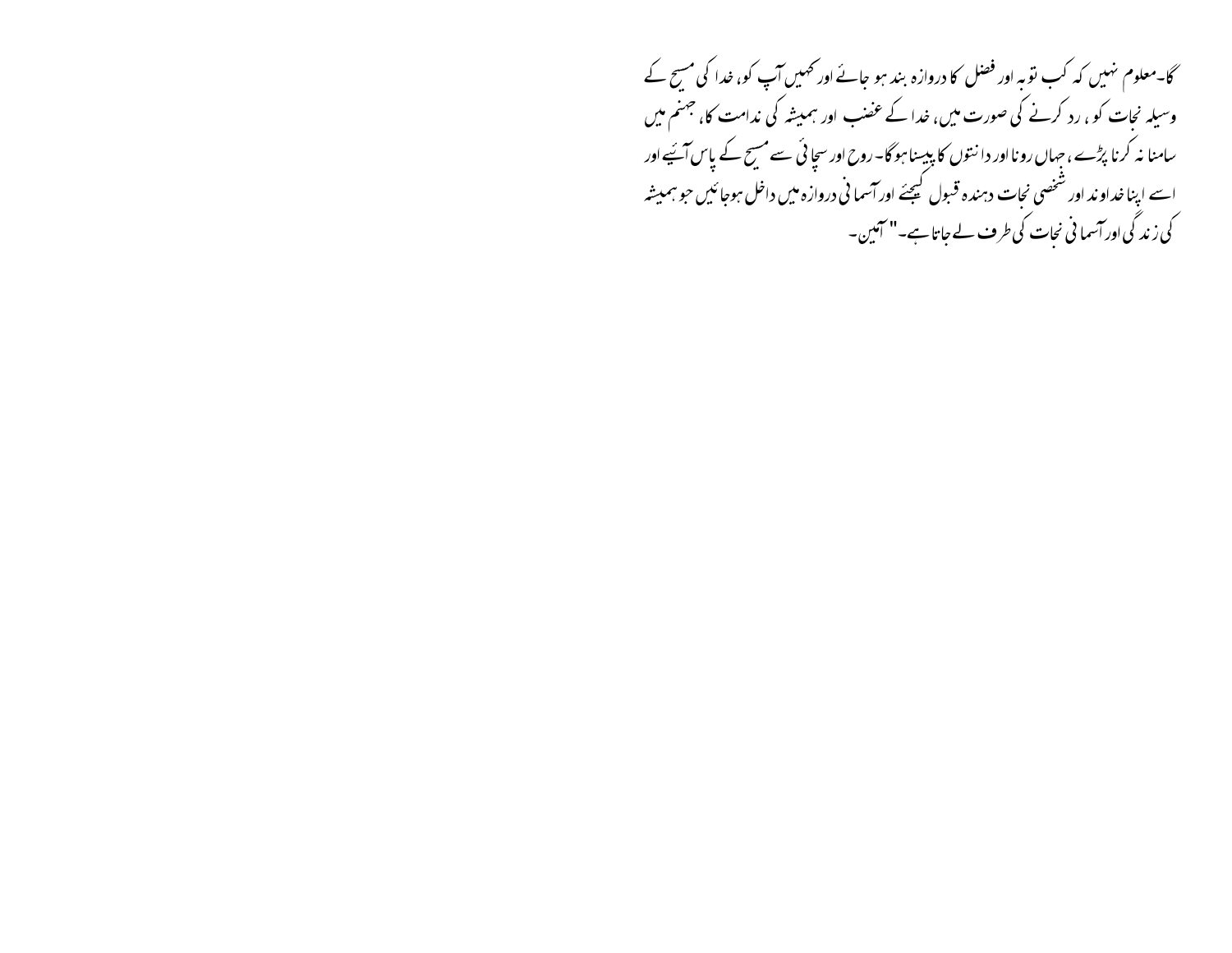گا۔معلوم نہیں کہ کب توبہ اور فضل کا دروازہ بند ہو جائے اور کہیں آپ کو، خدا کی مسیح کے وسیلہ نجات کو ، رد کرنے کی صورت میں، خدا کے غضب اور ہمیشہ کی ندامت کا، جہنم میں سامنا نہ کرنا پڑے ، جہاں رونا اور دانتوں کا پیسنا ہوگا۔ روح اور سچائی سے مسیح کے پاس آئیے اور اسے اپنا خداوند اور شخصی نجات دہندہ قبول کیجئے اور آسمانی دروازہ میں داخل ہوجائیں جو ہمیشہ کی زندگی اور آسمانی نجات کی طرف لے جاتا ہے۔" آمین۔